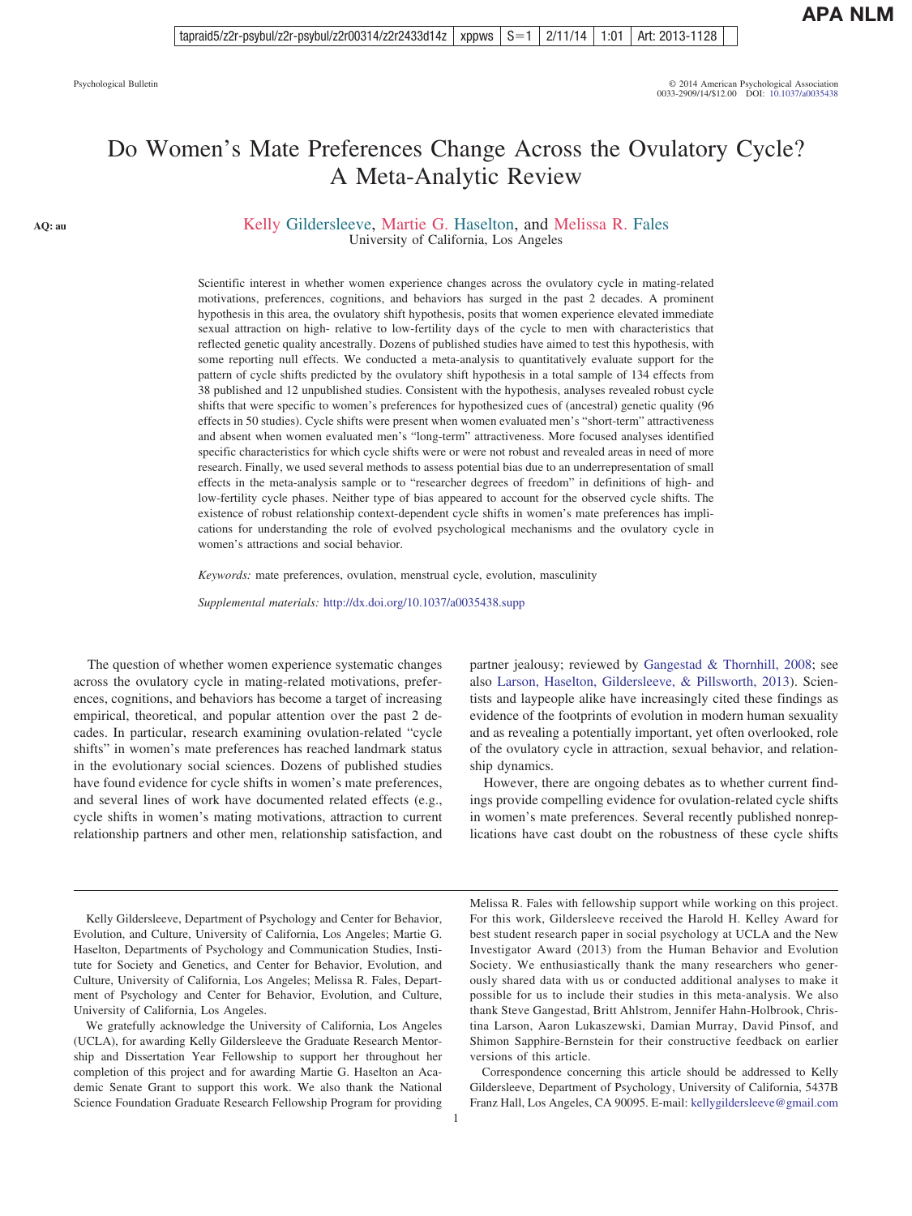# Do Women's Mate Preferences Change Across the Ovulatory Cycle? A Meta-Analytic Review

Kelly Gildersleeve, Martie G. Haselton, and Melissa R. Fales
University of California, Los Angeles

Scientific interest in whether women experience changes across the ovulatory cycle in mating-related motivations, preferences, cognitions, and behaviors has surged in the past 2 decades. A prominent hypothesis in this area, the ovulatory shift hypothesis, posits that women experience elevated immediate sexual attraction on high- relative to low-fertility days of the cycle to men with characteristics that reflected genetic quality ancestrally. Dozens of published studies have aimed to test this hypothesis, with some reporting null effects. We conducted a meta-analysis to quantitatively evaluate support for the pattern of cycle shifts predicted by the ovulatory shift hypothesis in a total sample of 134 effects from 38 published and 12 unpublished studies. Consistent with the hypothesis, analyses revealed robust cycle shifts that were specific to women's preferences for hypothesized cues of (ancestral) genetic quality (96 effects in 50 studies). Cycle shifts were present when women evaluated men's "short-term" attractiveness and absent when women evaluated men's "long-term" attractiveness. More focused analyses identified specific characteristics for which cycle shifts were or were not robust and revealed areas in need of more research. Finally, we used several methods to assess potential bias due to an underrepresentation of small effects in the meta-analysis sample or to "researcher degrees of freedom" in definitions of high- and low-fertility cycle phases. Neither type of bias appeared to account for the observed cycle shifts. The existence of robust relationship context-dependent cycle shifts in women's mate preferences has implications for understanding the role of evolved psychological mechanisms and the ovulatory cycle in women's attractions and social behavior.

*Keywords:* mate preferences, ovulation, menstrual cycle, evolution, masculinity

*Supplemental materials:* http://dx.doi.org/10.1037/a0035438.supp

The question of whether women experience systematic changes across the ovulatory cycle in mating-related motivations, preferences, cognitions, and behaviors has become a target of increasing empirical, theoretical, and popular attention over the past 2 decades. In particular, research examining ovulation-related "cycle shifts" in women's mate preferences has reached landmark status in the evolutionary social sciences. Dozens of published studies have found evidence for cycle shifts in women's mate preferences, and several lines of work have documented related effects (e.g., cycle shifts in women's mating motivations, attraction to current relationship partners and other men, relationship satisfaction, and partner jealousy; reviewed by Gangestad & Thornhill, 2008; see also Larson, Haselton, Gildersleeve, & Pillsworth, 2013). Scientists and laypeople alike have increasingly cited these findings as evidence of the footprints of evolution in modern human sexuality and as revealing a potentially important, yet often overlooked, role of the ovulatory cycle in attraction, sexual behavior, and relationship dynamics.

However, there are ongoing debates as to whether current findings provide compelling evidence for ovulation-related cycle shifts in women's mate preferences. Several recently published nonreplications have cast doubt on the robustness of these cycle shifts

---

Kelly Gildersleeve, Department of Psychology and Center for Behavior, Evolution, and Culture, University of California, Los Angeles; Martie G. Haselton, Departments of Psychology and Communication Studies, Institute for Society and Genetics, and Center for Behavior, Evolution, and Culture, University of California, Los Angeles; Melissa R. Fales, Department of Psychology and Center for Behavior, Evolution, and Culture, University of California, Los Angeles.

We gratefully acknowledge the University of California, Los Angeles (UCLA), for awarding Kelly Gildersleeve the Graduate Research Mentorship and Dissertation Year Fellowship to support her throughout her completion of this project and for awarding Martie G. Haselton an Academic Senate Grant to support this work. We also thank the National Science Foundation Graduate Research Fellowship Program for providing Melissa R. Fales with fellowship support while working on this project. For this work, Gildersleeve received the Harold H. Kelley Award for best student research paper in social psychology at UCLA and the New Investigator Award (2013) from the Human Behavior and Evolution Society. We enthusiastically thank the many researchers who generously shared data with us or conducted additional analyses to make it possible for us to include their studies in this meta-analysis. We also thank Steve Gangestad, Britt Ahlstrom, Jennifer Hahn-Holbrook, Christina Larson, Aaron Lukaszewski, Damian Murray, David Pinsof, and Shimon Sapphire-Bernstein for their constructive feedback on earlier versions of this article.

Correspondence concerning this article should be addressed to Kelly Gildersleeve, Department of Psychology, University of California, 5437B Franz Hall, Los Angeles, CA 90095. E-mail: kellygildersleeve@gmail.com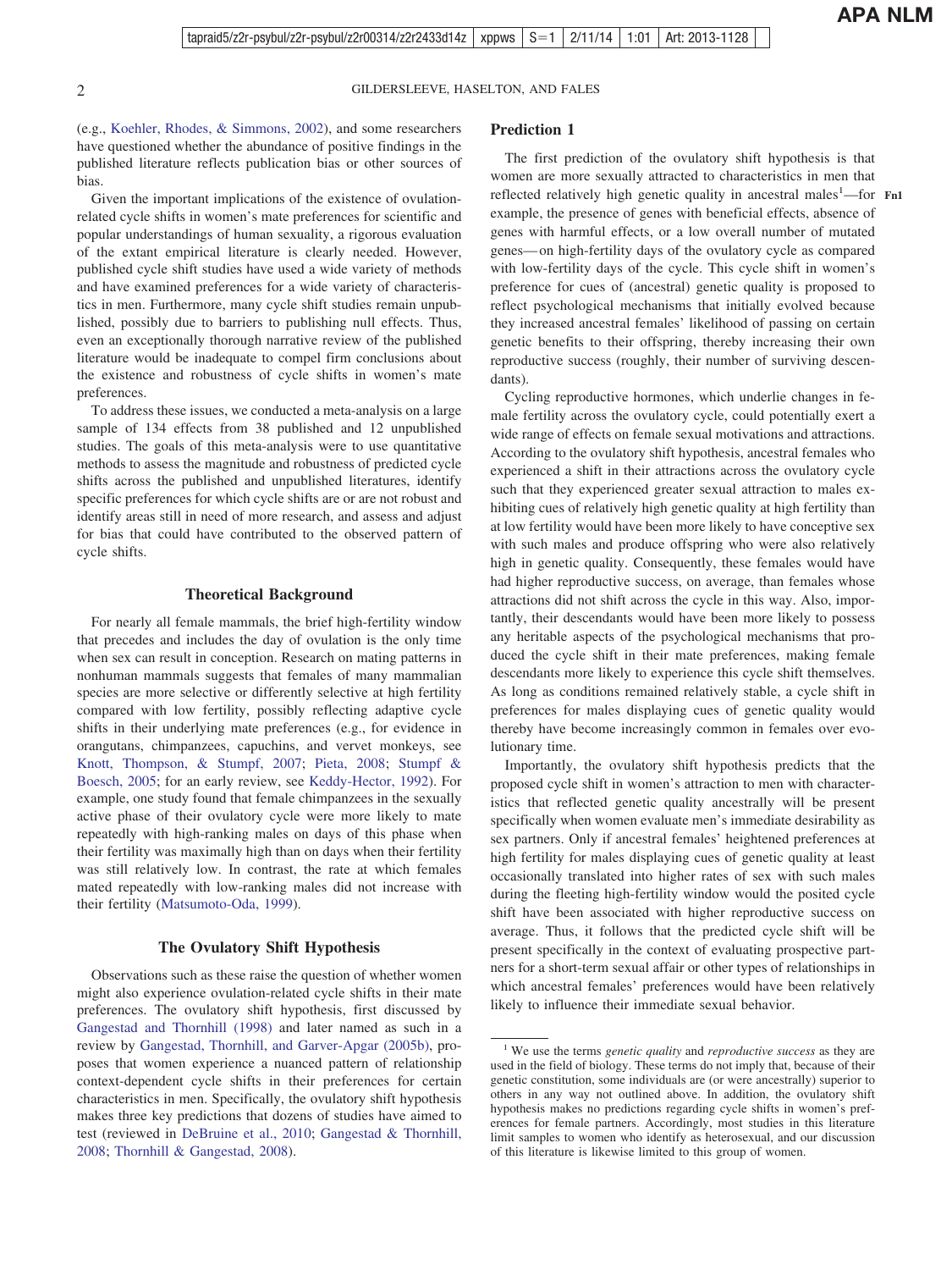(e.g., Koehler, Rhodes, & Simmons, 2002), and some researchers have questioned whether the abundance of positive findings in the published literature reflects publication bias or other sources of bias.

Given the important implications of the existence of ovulation-related cycle shifts in women's mate preferences for scientific and popular understandings of human sexuality, a rigorous evaluation of the extant empirical literature is clearly needed. However, published cycle shift studies have used a wide variety of methods and have examined preferences for a wide variety of characteristics in men. Furthermore, many cycle shift studies remain unpublished, possibly due to barriers to publishing null effects. Thus, even an exceptionally thorough narrative review of the published literature would be inadequate to compel firm conclusions about the existence and robustness of cycle shifts in women's mate preferences.

To address these issues, we conducted a meta-analysis on a large sample of 134 effects from 38 published and 12 unpublished studies. The goals of this meta-analysis were to use quantitative methods to assess the magnitude and robustness of predicted cycle shifts across the published and unpublished literatures, identify specific preferences for which cycle shifts are or are not robust and identify areas still in need of more research, and assess and adjust for bias that could have contributed to the observed pattern of cycle shifts.

## Theoretical Background

For nearly all female mammals, the brief high-fertility window that precedes and includes the day of ovulation is the only time when sex can result in conception. Research on mating patterns in nonhuman mammals suggests that females of many mammalian species are more selective or differently selective at high fertility compared with low fertility, possibly reflecting adaptive cycle shifts in their underlying mate preferences (e.g., for evidence in orangutans, chimpanzees, capuchins, and vervet monkeys, see Knott, Thompson, & Stumpf, 2007; Pieta, 2008; Stumpf & Boesch, 2005; for an early review, see Keddy-Hector, 1992). For example, one study found that female chimpanzees in the sexually active phase of their ovulatory cycle were more likely to mate repeatedly with high-ranking males on days of this phase when their fertility was maximally high than on days when their fertility was still relatively low. In contrast, the rate at which females mated repeatedly with low-ranking males did not increase with their fertility (Matsumoto-Oda, 1999).

## The Ovulatory Shift Hypothesis

Observations such as these raise the question of whether women might also experience ovulation-related cycle shifts in their mate preferences. The ovulatory shift hypothesis, first discussed by Gangestad and Thornhill (1998) and later named as such in a review by Gangestad, Thornhill, and Garver-Apgar (2005b), proposes that women experience a nuanced pattern of relationship context-dependent cycle shifts in their preferences for certain characteristics in men. Specifically, the ovulatory shift hypothesis makes three key predictions that dozens of studies have aimed to test (reviewed in DeBruine et al., 2010; Gangestad & Thornhill, 2008; Thornhill & Gangestad, 2008).

### Prediction 1

The first prediction of the ovulatory shift hypothesis is that women are more sexually attracted to characteristics in men that reflected relatively high genetic quality in ancestral males[1]—for example, the presence of genes with beneficial effects, absence of genes with harmful effects, or a low overall number of mutated genes—on high-fertility days of the ovulatory cycle as compared with low-fertility days of the cycle. This cycle shift in women's preference for cues of (ancestral) genetic quality is proposed to reflect psychological mechanisms that initially evolved because they increased ancestral females' likelihood of passing on certain genetic benefits to their offspring, thereby increasing their own reproductive success (roughly, their number of surviving descendants).

Cycling reproductive hormones, which underlie changes in female fertility across the ovulatory cycle, could potentially exert a wide range of effects on female sexual motivations and attractions. According to the ovulatory shift hypothesis, ancestral females who experienced a shift in their attractions across the ovulatory cycle such that they experienced greater sexual attraction to males exhibiting cues of relatively high genetic quality at high fertility than at low fertility would have been more likely to have conceptive sex with such males and produce offspring who were also relatively high in genetic quality. Consequently, these females would have had higher reproductive success, on average, than females whose attractions did not shift across the cycle in this way. Also, importantly, their descendants would have been more likely to possess any heritable aspects of the psychological mechanisms that produced the cycle shift in their mate preferences, making female descendants more likely to experience this cycle shift themselves. As long as conditions remained relatively stable, a cycle shift in preferences for males displaying cues of genetic quality would thereby have become increasingly common in females over evolutionary time.

Importantly, the ovulatory shift hypothesis predicts that the proposed cycle shift in women's attraction to men with characteristics that reflected genetic quality ancestrally will be present specifically when women evaluate men's immediate desirability as sex partners. Only if ancestral females' heightened preferences at high fertility for males displaying cues of genetic quality at least occasionally translated into higher rates of sex with such males during the fleeting high-fertility window would the posited cycle shift have been associated with higher reproductive success on average. Thus, it follows that the predicted cycle shift will be present specifically in the context of evaluating prospective partners for a short-term sexual affair or other types of relationships in which ancestral females' preferences would have been relatively likely to influence their immediate sexual behavior.

[1] We use the terms *genetic quality* and *reproductive success* as they are used in the field of biology. These terms do not imply that, because of their genetic constitution, some individuals are (or were ancestrally) superior to others in any way not outlined above. In addition, the ovulatory shift hypothesis makes no predictions regarding cycle shifts in women's preferences for female partners. Accordingly, most studies in this literature limit samples to women who identify as heterosexual, and our discussion of this literature is likewise limited to this group of women.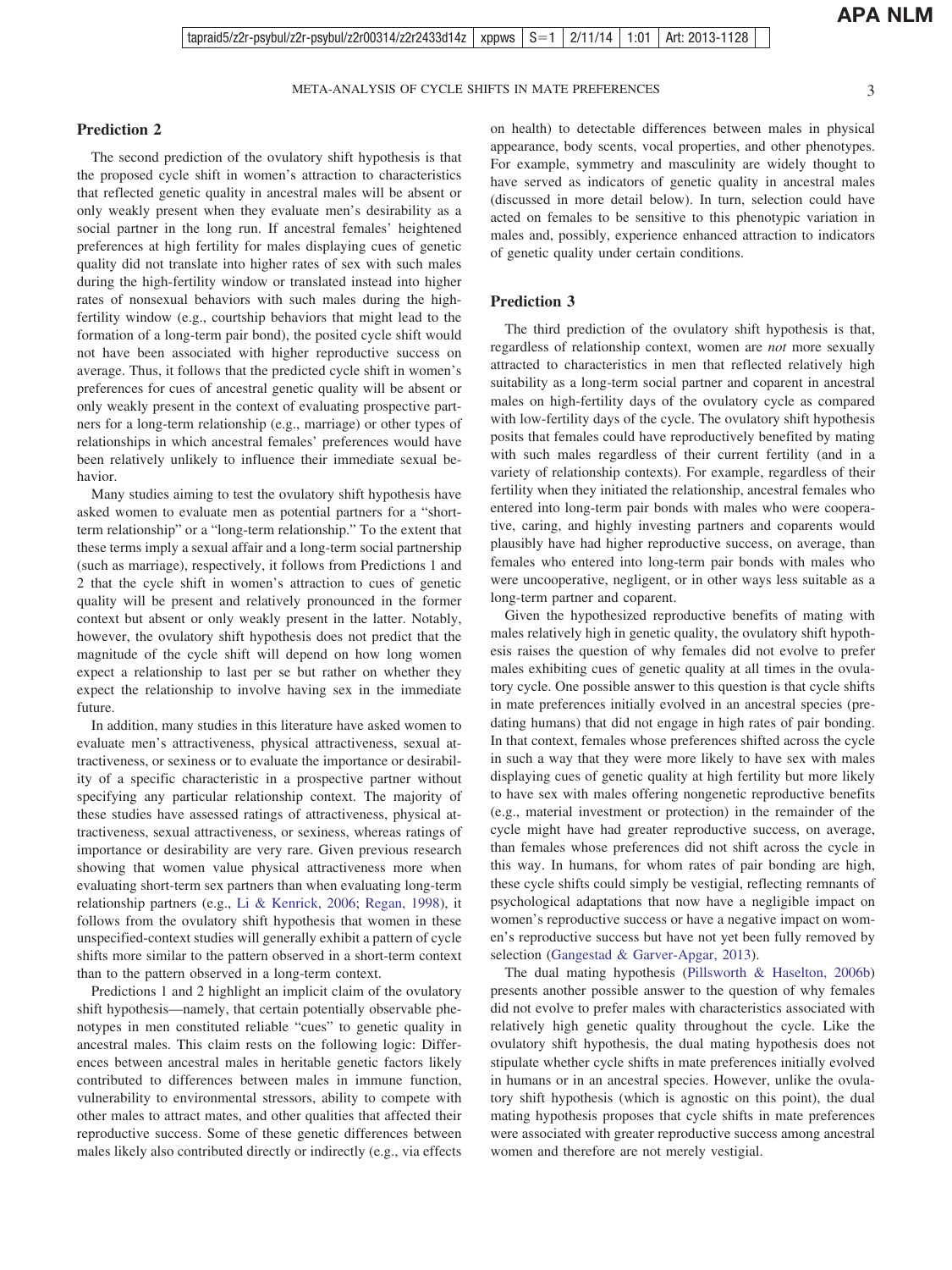## Prediction 2

The second prediction of the ovulatory shift hypothesis is that the proposed cycle shift in women's attraction to characteristics that reflected genetic quality in ancestral males will be absent or only weakly present when they evaluate men's desirability as a social partner in the long run. If ancestral females' heightened preferences at high fertility for males displaying cues of genetic quality did not translate into higher rates of sex with such males during the high-fertility window or translated instead into higher rates of nonsexual behaviors with such males during the high-fertility window (e.g., courtship behaviors that might lead to the formation of a long-term pair bond), the posited cycle shift would not have been associated with higher reproductive success on average. Thus, it follows that the predicted cycle shift in women's preferences for cues of ancestral genetic quality will be absent or only weakly present in the context of evaluating prospective partners for a long-term relationship (e.g., marriage) or other types of relationships in which ancestral females' preferences would have been relatively unlikely to influence their immediate sexual behavior.

Many studies aiming to test the ovulatory shift hypothesis have asked women to evaluate men as potential partners for a "short-term relationship" or a "long-term relationship." To the extent that these terms imply a sexual affair and a long-term social partnership (such as marriage), respectively, it follows from Predictions 1 and 2 that the cycle shift in women's attraction to cues of genetic quality will be present and relatively pronounced in the former context but absent or only weakly present in the latter. Notably, however, the ovulatory shift hypothesis does not predict that the magnitude of the cycle shift will depend on how long women expect a relationship to last per se but rather on whether they expect the relationship to involve having sex in the immediate future.

In addition, many studies in this literature have asked women to evaluate men's attractiveness, physical attractiveness, sexual attractiveness, or sexiness or to evaluate the importance or desirability of a specific characteristic in a prospective partner without specifying any particular relationship context. The majority of these studies have assessed ratings of attractiveness, physical attractiveness, sexual attractiveness, or sexiness, whereas ratings of importance or desirability are very rare. Given previous research showing that women value physical attractiveness more when evaluating short-term sex partners than when evaluating long-term relationship partners (e.g., Li & Kenrick, 2006; Regan, 1998), it follows from the ovulatory shift hypothesis that women in these unspecified-context studies will generally exhibit a pattern of cycle shifts more similar to the pattern observed in a short-term context than to the pattern observed in a long-term context.

Predictions 1 and 2 highlight an implicit claim of the ovulatory shift hypothesis—namely, that certain potentially observable phenotypes in men constituted reliable "cues" to genetic quality in ancestral males. This claim rests on the following logic: Differences between ancestral males in heritable genetic factors likely contributed to differences between males in immune function, vulnerability to environmental stressors, ability to compete with other males to attract mates, and other qualities that affected their reproductive success. Some of these genetic differences between males likely also contributed directly or indirectly (e.g., via effects on health) to detectable differences between males in physical appearance, body scents, vocal properties, and other phenotypes. For example, symmetry and masculinity are widely thought to have served as indicators of genetic quality in ancestral males (discussed in more detail below). In turn, selection could have acted on females to be sensitive to this phenotypic variation in males and, possibly, experience enhanced attraction to indicators of genetic quality under certain conditions.

## Prediction 3

The third prediction of the ovulatory shift hypothesis is that, regardless of relationship context, women are *not* more sexually attracted to characteristics in men that reflected relatively high suitability as a long-term social partner and coparent in ancestral males on high-fertility days of the ovulatory cycle as compared with low-fertility days of the cycle. The ovulatory shift hypothesis posits that females could have reproductively benefited by mating with such males regardless of their current fertility (and in a variety of relationship contexts). For example, regardless of their fertility when they initiated the relationship, ancestral females who entered into long-term pair bonds with males who were cooperative, caring, and highly investing partners and coparents would plausibly have had higher reproductive success, on average, than females who entered into long-term pair bonds with males who were uncooperative, negligent, or in other ways less suitable as a long-term partner and coparent.

Given the hypothesized reproductive benefits of mating with males relatively high in genetic quality, the ovulatory shift hypothesis raises the question of why females did not evolve to prefer males exhibiting cues of genetic quality at all times in the ovulatory cycle. One possible answer to this question is that cycle shifts in mate preferences initially evolved in an ancestral species (predating humans) that did not engage in high rates of pair bonding. In that context, females whose preferences shifted across the cycle in such a way that they were more likely to have sex with males displaying cues of genetic quality at high fertility but more likely to have sex with males offering nongenetic reproductive benefits (e.g., material investment or protection) in the remainder of the cycle might have had greater reproductive success, on average, than females whose preferences did not shift across the cycle in this way. In humans, for whom rates of pair bonding are high, these cycle shifts could simply be vestigial, reflecting remnants of psychological adaptations that now have a negligible impact on women's reproductive success or have a negative impact on women's reproductive success but have not yet been fully removed by selection (Gangestad & Garver-Apgar, 2013).

The dual mating hypothesis (Pillsworth & Haselton, 2006b) presents another possible answer to the question of why females did not evolve to prefer males with characteristics associated with relatively high genetic quality throughout the cycle. Like the ovulatory shift hypothesis, the dual mating hypothesis does not stipulate whether cycle shifts in mate preferences initially evolved in humans or in an ancestral species. However, unlike the ovulatory shift hypothesis (which is agnostic on this point), the dual mating hypothesis proposes that cycle shifts in mate preferences were associated with greater reproductive success among ancestral women and therefore are not merely vestigial.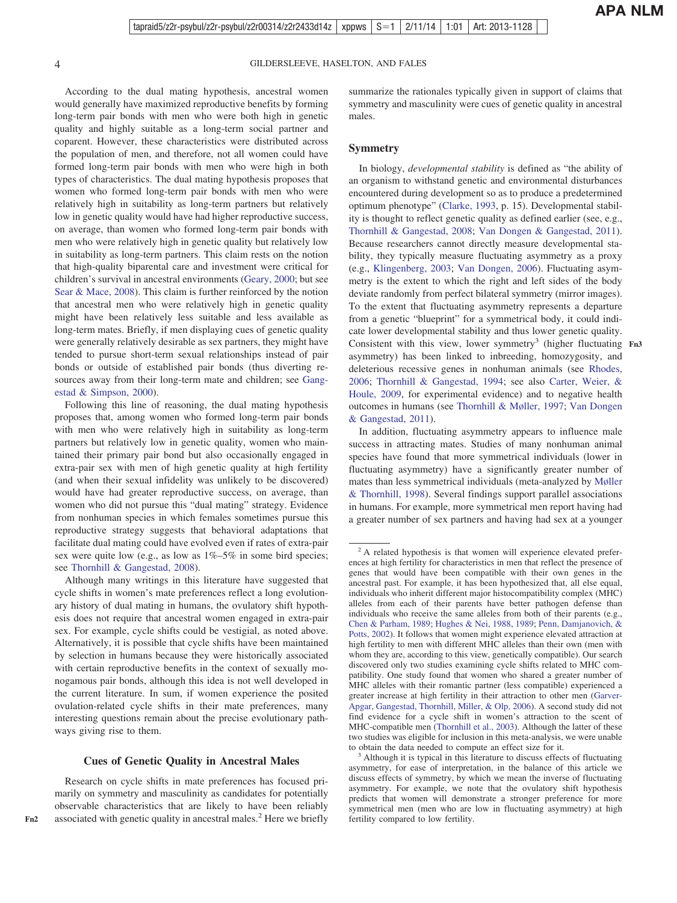According to the dual mating hypothesis, ancestral women would generally have maximized reproductive benefits by forming long-term pair bonds with men who were both high in genetic quality and highly suitable as a long-term social partner and coparent. However, these characteristics were distributed across the population of men, and therefore, not all women could have formed long-term pair bonds with men who were high in both types of characteristics. The dual mating hypothesis proposes that women who formed long-term pair bonds with men who were relatively high in suitability as long-term partners but relatively low in genetic quality would have had higher reproductive success, on average, than women who formed long-term pair bonds with men who were relatively high in genetic quality but relatively low in suitability as long-term partners. This claim rests on the notion that high-quality biparental care and investment were critical for children's survival in ancestral environments (Geary, 2000; but see Sear & Mace, 2008). This claim is further reinforced by the notion that ancestral men who were relatively high in genetic quality might have been relatively less suitable and less available as long-term mates. Briefly, if men displaying cues of genetic quality were generally relatively desirable as sex partners, they might have tended to pursue short-term sexual relationships instead of pair bonds or outside of established pair bonds (thus diverting resources away from their long-term mate and children; see Gangestad & Simpson, 2000).

Following this line of reasoning, the dual mating hypothesis proposes that, among women who formed long-term pair bonds with men who were relatively high in suitability as long-term partners but relatively low in genetic quality, women who maintained their primary pair bond but also occasionally engaged in extra-pair sex with men of high genetic quality at high fertility (and when their sexual infidelity was unlikely to be discovered) would have had greater reproductive success, on average, than women who did not pursue this "dual mating" strategy. Evidence from nonhuman species in which females sometimes pursue this reproductive strategy suggests that behavioral adaptations that facilitate dual mating could have evolved even if rates of extra-pair sex were quite low (e.g., as low as 1%–5% in some bird species; see Thornhill & Gangestad, 2008).

Although many writings in this literature have suggested that cycle shifts in women's mate preferences reflect a long evolutionary history of dual mating in humans, the ovulatory shift hypothesis does not require that ancestral women engaged in extra-pair sex. For example, cycle shifts could be vestigial, as noted above. Alternatively, it is possible that cycle shifts have been maintained by selection in humans because they were historically associated with certain reproductive benefits in the context of sexually monogamous pair bonds, although this idea is not well developed in the current literature. In sum, if women experience the posited ovulation-related cycle shifts in their mate preferences, many interesting questions remain about the precise evolutionary pathways giving rise to them.

## Cues of Genetic Quality in Ancestral Males

Research on cycle shifts in mate preferences has focused primarily on symmetry and masculinity as candidates for potentially observable characteristics that are likely to have been reliably associated with genetic quality in ancestral males.[2] Here we briefly summarize the rationales typically given in support of claims that symmetry and masculinity were cues of genetic quality in ancestral males.

### Symmetry

In biology, *developmental stability* is defined as "the ability of an organism to withstand genetic and environmental disturbances encountered during development so as to produce a predetermined optimum phenotype" (Clarke, 1993, p. 15). Developmental stability is thought to reflect genetic quality as defined earlier (see, e.g., Thornhill & Gangestad, 2008; Van Dongen & Gangestad, 2011). Because researchers cannot directly measure developmental stability, they typically measure fluctuating asymmetry as a proxy (e.g., Klingenberg, 2003; Van Dongen, 2006). Fluctuating asymmetry is the extent to which the right and left sides of the body deviate randomly from perfect bilateral symmetry (mirror images). To the extent that fluctuating asymmetry represents a departure from a genetic "blueprint" for a symmetrical body, it could indicate lower developmental stability and thus lower genetic quality. Consistent with this view, lower symmetry[3] (higher fluctuating asymmetry) has been linked to inbreeding, homozygosity, and deleterious recessive genes in nonhuman animals (see Rhodes, 2006; Thornhill & Gangestad, 1994; see also Carter, Weier, & Houle, 2009, for experimental evidence) and to negative health outcomes in humans (see Thornhill & Møller, 1997; Van Dongen & Gangestad, 2011).

In addition, fluctuating asymmetry appears to influence male success in attracting mates. Studies of many nonhuman animal species have found that more symmetrical individuals (lower in fluctuating asymmetry) have a significantly greater number of mates than less symmetrical individuals (meta-analyzed by Møller & Thornhill, 1998). Several findings support parallel associations in humans. For example, more symmetrical men report having had a greater number of sex partners and having had sex at a younger

[2] A related hypothesis is that women will experience elevated preferences at high fertility for characteristics in men that reflect the presence of genes that would have been compatible with their own genes in the ancestral past. For example, it has been hypothesized that, all else equal, individuals who inherit different major histocompatibility complex (MHC) alleles from each of their parents have better pathogen defense than individuals who receive the same alleles from both of their parents (e.g., Chen & Parham, 1989; Hughes & Nei, 1988, 1989; Penn, Damjanovich, & Potts, 2002). It follows that women might experience elevated attraction at high fertility to men with different MHC alleles than their own (men with whom they are, according to this view, genetically compatible). Our search discovered only two studies examining cycle shifts related to MHC compatibility. One study found that women who shared a greater number of MHC alleles with their romantic partner (less compatible) experienced a greater increase at high fertility in their attraction to other men (Garver-Apgar, Gangestad, Thornhill, Miller, & Olp, 2006). A second study did not find evidence for a cycle shift in women's attraction to the scent of MHC-compatible men (Thornhill et al., 2003). Although the latter of these two studies was eligible for inclusion in this meta-analysis, we were unable to obtain the data needed to compute an effect size for it.

[3] Although it is typical in this literature to discuss effects of fluctuating asymmetry, for ease of interpretation, in the balance of this article we discuss effects of symmetry, by which we mean the inverse of fluctuating asymmetry. For example, we note that the ovulatory shift hypothesis predicts that women will demonstrate a stronger preference for more symmetrical men (men who are low in fluctuating asymmetry) at high fertility compared to low fertility.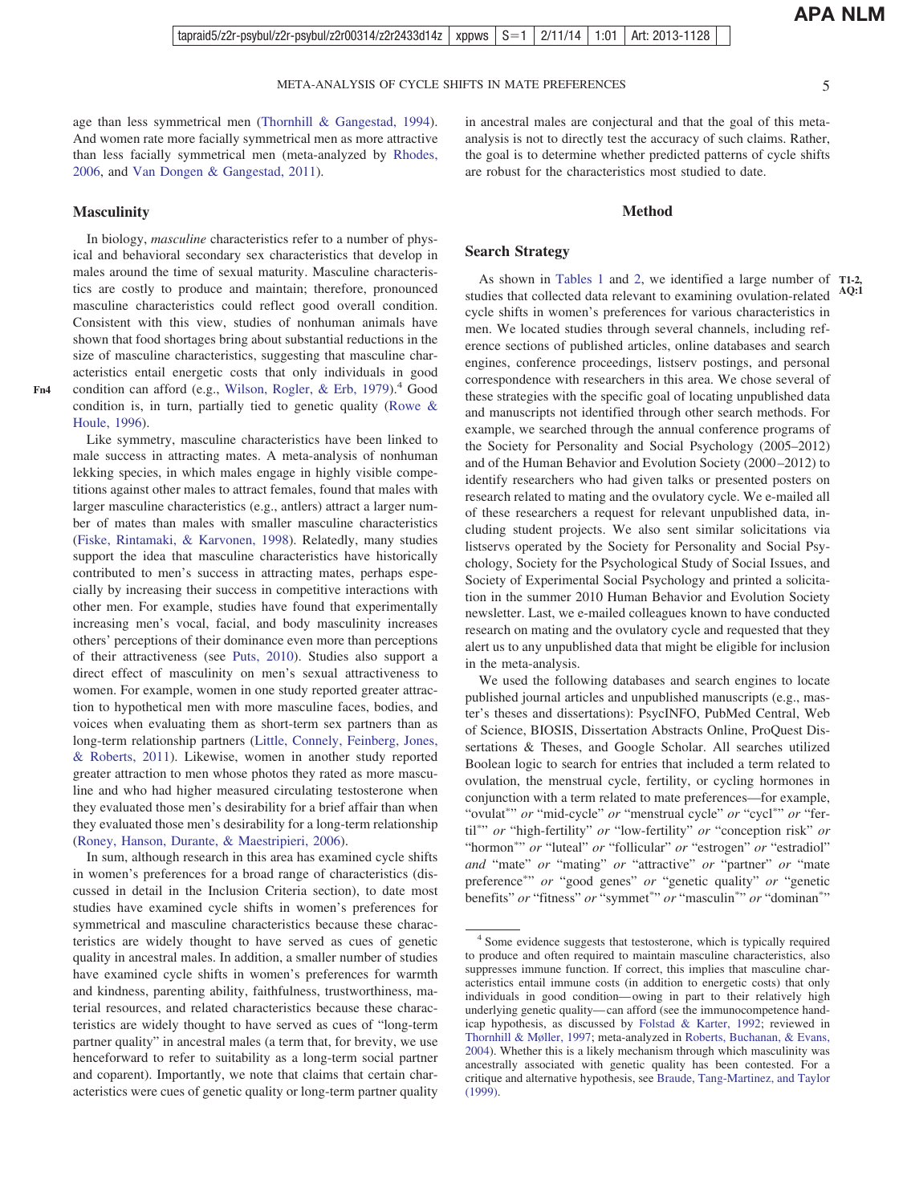age than less symmetrical men (Thornhill & Gangestad, 1994). And women rate more facially symmetrical men as more attractive than less facially symmetrical men (meta-analyzed by Rhodes, 2006, and Van Dongen & Gangestad, 2011).

## Masculinity

In biology, *masculine* characteristics refer to a number of physical and behavioral secondary sex characteristics that develop in males around the time of sexual maturity. Masculine characteristics are costly to produce and maintain; therefore, pronounced masculine characteristics could reflect good overall condition. Consistent with this view, studies of nonhuman animals have shown that food shortages bring about substantial reductions in the size of masculine characteristics, suggesting that masculine characteristics entail energetic costs that only individuals in good condition can afford (e.g., Wilson, Rogler, & Erb, 1979).[4] Good condition is, in turn, partially tied to genetic quality (Rowe & Houle, 1996).

Like symmetry, masculine characteristics have been linked to male success in attracting mates. A meta-analysis of nonhuman lekking species, in which males engage in highly visible competitions against other males to attract females, found that males with larger masculine characteristics (e.g., antlers) attract a larger number of mates than males with smaller masculine characteristics (Fiske, Rintamaki, & Karvonen, 1998). Relatedly, many studies support the idea that masculine characteristics have historically contributed to men's success in attracting mates, perhaps especially by increasing their success in competitive interactions with other men. For example, studies have found that experimentally increasing men's vocal, facial, and body masculinity increases others' perceptions of their dominance even more than perceptions of their attractiveness (see Puts, 2010). Studies also support a direct effect of masculinity on men's sexual attractiveness to women. For example, women in one study reported greater attraction to hypothetical men with more masculine faces, bodies, and voices when evaluating them as short-term sex partners than as long-term relationship partners (Little, Connely, Feinberg, Jones, & Roberts, 2011). Likewise, women in another study reported greater attraction to men whose photos they rated as more masculine and who had higher measured circulating testosterone when they evaluated those men's desirability for a brief affair than when they evaluated those men's desirability for a long-term relationship (Roney, Hanson, Durante, & Maestripieri, 2006).

In sum, although research in this area has examined cycle shifts in women's preferences for a broad range of characteristics (discussed in detail in the Inclusion Criteria section), to date most studies have examined cycle shifts in women's preferences for symmetrical and masculine characteristics because these characteristics are widely thought to have served as cues of genetic quality in ancestral males. In addition, a smaller number of studies have examined cycle shifts in women's preferences for warmth and kindness, parenting ability, faithfulness, trustworthiness, material resources, and related characteristics because these characteristics are widely thought to have served as cues of "long-term partner quality" in ancestral males (a term that, for brevity, we use henceforward to refer to suitability as a long-term social partner and coparent). Importantly, we note that claims that certain characteristics were cues of genetic quality or long-term partner quality in ancestral males are conjectural and that the goal of this meta-analysis is not to directly test the accuracy of such claims. Rather, the goal is to determine whether predicted patterns of cycle shifts are robust for the characteristics most studied to date.

# Method

## Search Strategy

As shown in Tables 1 and 2, we identified a large number of studies that collected data relevant to examining ovulation-related cycle shifts in women's preferences for various characteristics in men. We located studies through several channels, including reference sections of published articles, online databases and search engines, conference proceedings, listserv postings, and personal correspondence with researchers in this area. We chose several of these strategies with the specific goal of locating unpublished data and manuscripts not identified through other search methods. For example, we searched through the annual conference programs of the Society for Personality and Social Psychology (2005–2012) and of the Human Behavior and Evolution Society (2000–2012) to identify researchers who had given talks or presented posters on research related to mating and the ovulatory cycle. We e-mailed all of these researchers a request for relevant unpublished data, including student projects. We also sent similar solicitations via listservs operated by the Society for Personality and Social Psychology, Society for the Psychological Study of Social Issues, and Society of Experimental Social Psychology and printed a solicitation in the summer 2010 Human Behavior and Evolution Society newsletter. Last, we e-mailed colleagues known to have conducted research on mating and the ovulatory cycle and requested that they alert us to any unpublished data that might be eligible for inclusion in the meta-analysis.

We used the following databases and search engines to locate published journal articles and unpublished manuscripts (e.g., master's theses and dissertations): PsycINFO, PubMed Central, Web of Science, BIOSIS, Dissertation Abstracts Online, ProQuest Dissertations & Theses, and Google Scholar. All searches utilized Boolean logic to search for entries that included a term related to ovulation, the menstrual cycle, fertility, or cycling hormones in conjunction with a term related to mate preferences—for example, "ovulat*" *or* "mid-cycle" *or* "menstrual cycle" *or* "cycl*" *or* "fertil*" *or* "high-fertility" *or* "low-fertility" *or* "conception risk" *or* "hormon*" *or* "luteal" *or* "follicular" *or* "estrogen" *or* "estradiol" *and* "mate" *or* "mating" *or* "attractive" *or* "partner" *or* "mate preference*" *or* "good genes" *or* "genetic quality" *or* "genetic benefits" *or* "fitness" *or* "symmet*" *or* "masculin*" *or* "dominan*"

[4] Some evidence suggests that testosterone, which is typically required to produce and often required to maintain masculine characteristics, also suppresses immune function. If correct, this implies that masculine characteristics entail immune costs (in addition to energetic costs) that only individuals in good condition—owing in part to their relatively high underlying genetic quality—can afford (see the immunocompetence handicap hypothesis, as discussed by Folstad & Karter, 1992; reviewed in Thornhill & Møller, 1997; meta-analyzed in Roberts, Buchanan, & Evans, 2004). Whether this is a likely mechanism through which masculinity was ancestrally associated with genetic quality has been contested. For a critique and alternative hypothesis, see Braude, Tang-Martinez, and Taylor (1999).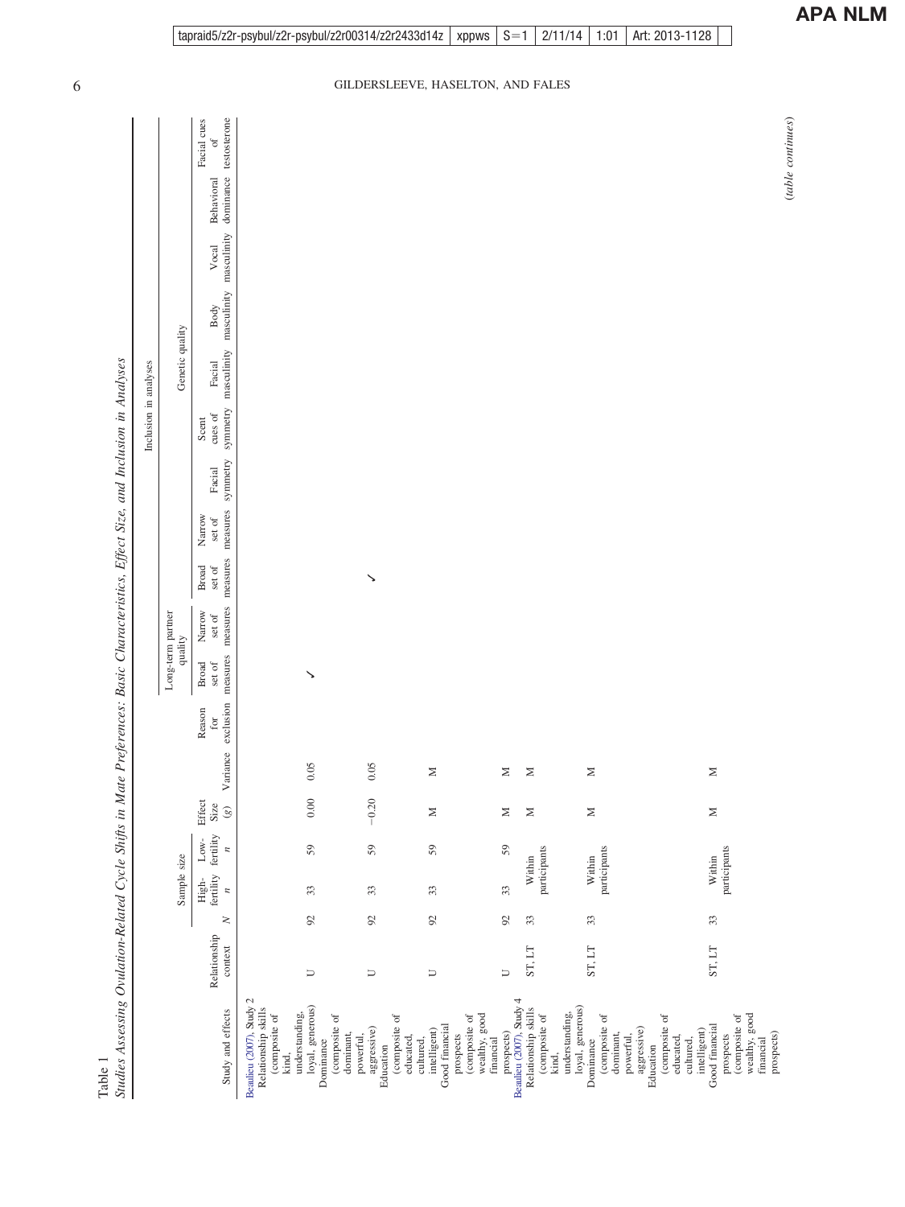Table 1

*Studies Assessing Ovulation-Related Cycle Shifts in Mate Preferences: Basic Characteristics, Effect Size, and Inclusion in Analyses*

| | | | Sample size | | | | | Inclusion in analyses | | | | | | | | | | | |
|---|---|---|---|---|---|---|---|---|---|---|---|---|---|---|---|---|---|---|---|
| | | | | | | | | Long-term partner quality | | Genetic quality | | | | | | | | | |
| Study and effects | Relationship context | *N* | High-fertility *n* | Low-fertility *n* | Effect Size (*g*) | Variance | Reason for exclusion | Broad set of measures | Narrow set of measures | Broad set of measures | Narrow set of measures | Facial symmetry | Scent cues of symmetry | Facial masculinity | Body masculinity | Vocal masculinity | Behavioral dominance | Facial cues of testosterone |
| Beaulieu (2007), Study 2 | | | | | | | | | | | | | | | | | | | |
| Relationship skills (composite of kind, understanding, loyal, generous) | U | 92 | 33 | 59 | 0.00 | 0.05 | | ✓ | | | | | | | | | | |
| Dominance (composite of dominant, powerful, aggressive) | U | 92 | 33 | 59 | −0.20 | 0.05 | | | | ✓ | | | | | | | | |
| Education (composite of educated, cultured, intelligent) | U | 92 | 33 | 59 | M | M | | | | | | | | | | | | |
| Good financial prospects (composite of wealthy, good financial prospects) | U | 92 | 33 | 59 | M | M | | | | | | | | | | | | |
| Beaulieu (2007), Study 4 | | | | | | | | | | | | | | | | | | |
| Relationship skills (composite of kind, understanding, loyal, generous) | ST, LT | 33 | Within participants | | M | M | | | | | | | | | | | | |
| Dominance (composite of dominant, powerful, aggressive) | ST, LT | 33 | Within participants | | M | M | | | | | | | | | | | | |
| Education (composite of educated, cultured, intelligent) | | | | | | | | | | | | | | | | | | |
| Good financial prospects (composite of wealthy, good financial prospects) | ST, LT | 33 | Within participants | | M | M | | | | | | | | | | | | |

(*table continues*)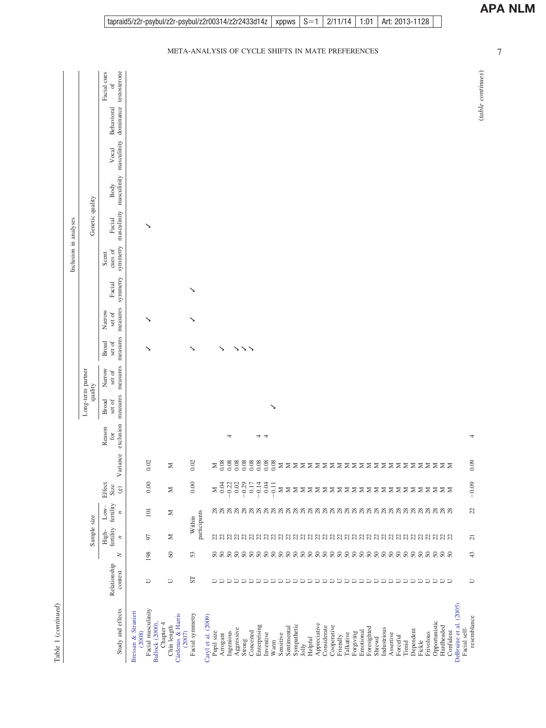Table 1 (*continued*)

| Study and effects | Relationship context | $N$ | Sample size: High-fertility $n$ | Sample size: Low-fertility $n$ | Effect Size ($g$) | Variance | Reason for exclusion | Inclusion in analyses: Long-term partner quality: Broad set of measures | Long-term partner quality: Narrow set of measures | Genetic quality: Broad set of measures | Genetic quality: Narrow set of measures | Genetic quality: Facial symmetry | Genetic quality: Scent cues of symmetry | Genetic quality: Facial masculinity | Genetic quality: Body masculinity | Genetic quality: Vocal masculinity | Genetic quality: Behavioral dominance | Genetic quality: Facial cues of testosterone |
|---|---|---|---|---|---|---|---|---|---|---|---|---|---|---|---|---|---|---|
| Bressan & Stranieri (2008) | | | | | | | | | | | | | | | | | | |
| Facial masculinity | U | 198 | 97 | 101 | 0.00 | 0.02 | | | | ✓ | ✓ | | | ✓ | | | | |
| Bulloch (2000), Chapter 4 | | | | | | | | | | | | | | | | | | |
| Chin length | U | 60 | M | M | M | M | | | | | | | | | | | | |
| Cárdenas & Harris (2007) | | | | | | | | | | | | | | | | | | |
| Facial symmetry | ST | 53 | Within participants | | 0.00 | 0.02 | | | | ✓ | ✓ | ✓ | | | | | | |
| Caryl et al. (2009) | | | | | | | | | | | | | | | | | | |
| Pupil size | U | 50 | 22 | 28 | M | M | | | | ✓ | | | | | | | | |
| Arrogant | U | 50 | 22 | 28 | 0.04 | 0.08 | | | | | | | | | | | | |
| Ingenious | U | 50 | 22 | 28 | −0.22 | 0.08 | 4 | | | | | | | | | | | |
| Aggressive | U | 50 | 22 | 28 | 0.02 | 0.08 | | | | ✓ | | | | | | | | |
| Strong | U | 50 | 22 | 28 | −0.29 | 0.08 | | | | ✓ | | | | | | | | |
| Conceited | U | 50 | 22 | 28 | 0.17 | 0.08 | | | | ✓ | | | | | | | | |
| Enterprising | U | 50 | 22 | 28 | −0.14 | 0.08 | 4 | | | | | | | | | | | |
| Inventive | U | 50 | 22 | 28 | 0.04 | 0.08 | 4 | | | | | | | | | | | |
| Warm | U | 50 | 22 | 28 | −0.11 | 0.08 | | ✓ | | | | | | | | | | |
| Sensitive | U | 50 | 22 | 28 | M | M | | | | | | | | | | | | |
| Sentimental | U | 50 | 22 | 28 | M | M | | | | | | | | | | | | |
| Sympathetic | U | 50 | 22 | 28 | M | M | | | | | | | | | | | | |
| Jolly | U | 50 | 22 | 28 | M | M | | | | | | | | | | | | |
| Helpful | U | 50 | 22 | 28 | M | M | | | | | | | | | | | | |
| Appreciative | U | 50 | 22 | 28 | M | M | | | | | | | | | | | | |
| Considerate | U | 50 | 22 | 28 | M | M | | | | | | | | | | | | |
| Cooperative | U | 50 | 22 | 28 | M | M | | | | | | | | | | | | |
| Friendly | U | 50 | 22 | 28 | M | M | | | | | | | | | | | | |
| Talkative | U | 50 | 22 | 28 | M | M | | | | | | | | | | | | |
| Forgiving | U | 50 | 22 | 28 | M | M | | | | | | | | | | | | |
| Emotional | U | 50 | 22 | 28 | M | M | | | | | | | | | | | | |
| Foresighted | U | 50 | 22 | 28 | M | M | | | | | | | | | | | | |
| Shrewd | U | 50 | 22 | 28 | M | M | | | | | | | | | | | | |
| Industrious | U | 50 | 22 | 28 | M | M | | | | | | | | | | | | |
| Assertive | U | 50 | 22 | 28 | M | M | | | | | | | | | | | | |
| Forceful | U | 50 | 22 | 28 | M | M | | | | | | | | | | | | |
| Timid | U | 50 | 22 | 28 | M | M | | | | | | | | | | | | |
| Dependent | U | 50 | 22 | 28 | M | M | | | | | | | | | | | | |
| Fickle | U | 50 | 22 | 28 | M | M | | | | | | | | | | | | |
| Frivolous | U | 50 | 22 | 28 | M | M | | | | | | | | | | | | |
| Opportunistic | U | 50 | 22 | 28 | M | M | | | | | | | | | | | | |
| Hardheaded | U | 50 | 22 | 28 | M | M | | | | | | | | | | | | |
| Confident | U | 50 | 22 | 28 | M | M | | | | | | | | | | | | |
| DeBruine et al. (2005) | | | | | | | | | | | | | | | | | | |
| Facial self-resemblance | U | 43 | 21 | 22 | −0.09 | 0.09 | 4 | | | | | | | | | | | |

(*table continues*)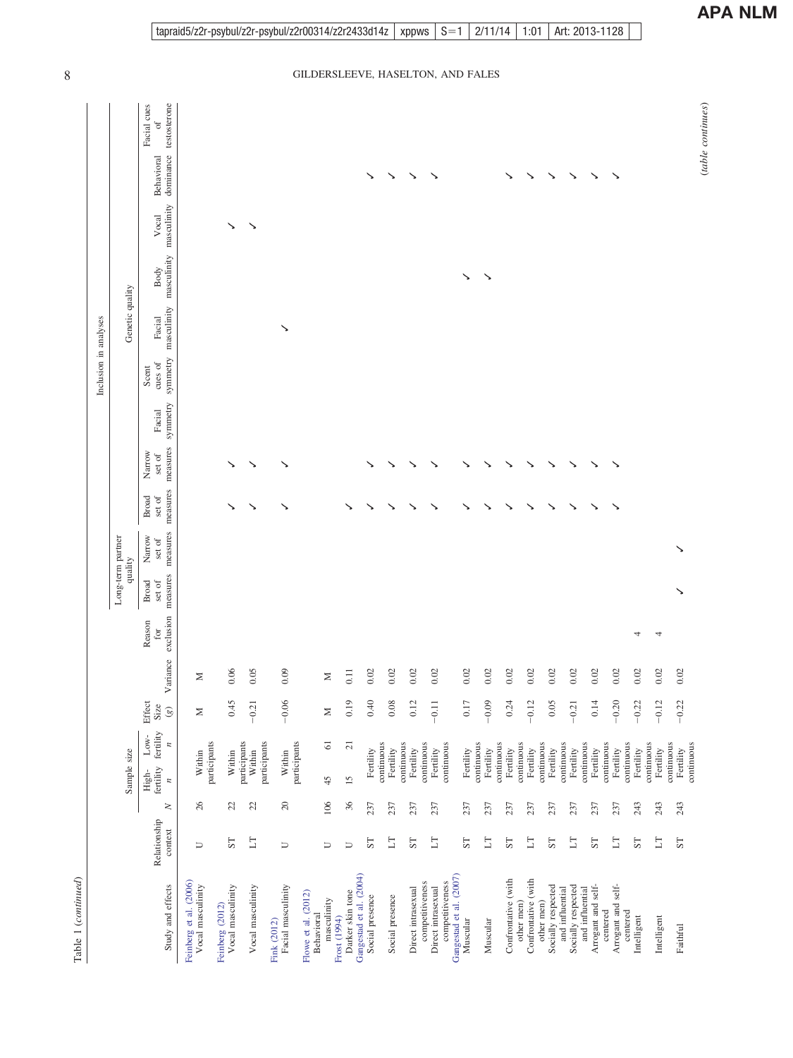Table 1 (*continued*)

| Study and effects | Relationship context | $N$ | Sample size: High-fertility $n$ | Sample size: Low-fertility $n$ | Effect Size ($g$) | Variance | Reason for exclusion | Inclusion in analyses: Long-term partner quality: Broad set of measures | Long-term partner quality: Narrow set of measures | Genetic quality: Broad set of measures | Genetic quality: Narrow set of measures | Genetic quality: Facial symmetry | Genetic quality: Scent cues of symmetry | Genetic quality: Facial masculinity | Genetic quality: Body masculinity | Genetic quality: Vocal masculinity | Genetic quality: Behavioral dominance | Genetic quality: Facial cues of testosterone |
|---|---|---|---|---|---|---|---|---|---|---|---|---|---|---|---|---|---|---|
| **Feinberg et al. (2006)** | | | | | | | | | | | | | | | | | | |
| Vocal masculinity | U | 26 | Within participants | | M | M | | | | | | | | | | | | |
| **Feinberg (2012)** | | | | | | | | | | | | | | | | | | |
| Vocal masculinity | ST | 22 | Within participants | | 0.45 | 0.06 | | | | ✓ | ✓ | | | | | ✓ | | |
| Vocal masculinity | LT | 22 | Within participants | | −0.21 | 0.05 | | | | ✓ | ✓ | | | | | ✓ | | |
| **Fink (2012)** | | | | | | | | | | | | | | | | | | |
| Facial masculinity | U | 20 | Within participants | | −0.06 | 0.09 | | | | ✓ | ✓ | | | ✓ | | | | |
| **Flowe et al. (2012)** | | | | | | | | | | | | | | | | | | |
| Behavioral masculinity | U | 106 | 45 | 61 | M | M | | | | | | | | | | | | |
| **Frost (1994)** | | | | | | | | | | | | | | | | | | |
| Darker skin tone | U | 36 | 15 | 21 | 0.19 | 0.11 | | | | ✓ | | | | | | | | |
| **Gangestad et al. (2004)** | | | | | | | | | | | | | | | | | | |
| Social presence | ST | 237 | Fertility continuous | | 0.40 | 0.02 | | | | ✓ | ✓ | | | | | | ✓ | |
| Social presence | LT | 237 | Fertility continuous | | 0.08 | 0.02 | | | | ✓ | ✓ | | | | | | ✓ | |
| Direct intrasexual competitiveness | ST | 237 | Fertility continuous | | 0.12 | 0.02 | | | | ✓ | ✓ | | | | | | ✓ | |
| Direct intrasexual competitiveness | LT | 237 | Fertility continuous | | −0.11 | 0.02 | | | | ✓ | ✓ | | | | | | ✓ | |
| **Gangestad et al. (2007)** | | | | | | | | | | | | | | | | | | |
| Muscular | ST | 237 | Fertility continuous | | 0.17 | 0.02 | | | | ✓ | ✓ | | | | ✓ | | | |
| Muscular | LT | 237 | Fertility continuous | | −0.09 | 0.02 | | | | ✓ | ✓ | | | | ✓ | | | |
| Confrontative (with other men) | ST | 237 | Fertility continuous | | 0.24 | 0.02 | | | | ✓ | ✓ | | | | | | ✓ | |
| Confrontative (with other men) | LT | 237 | Fertility continuous | | −0.12 | 0.02 | | | | ✓ | ✓ | | | | | | ✓ | |
| Socially respected and influential | ST | 237 | Fertility continuous | | 0.05 | 0.02 | | | | ✓ | ✓ | | | | | | ✓ | |
| Socially respected and influential | LT | 237 | Fertility continuous | | −0.21 | 0.02 | | | | ✓ | ✓ | | | | | | ✓ | |
| Arrogant and self-centered | ST | 237 | Fertility continuous | | 0.14 | 0.02 | | | | ✓ | ✓ | | | | | | ✓ | |
| Arrogant and self-centered | LT | 237 | Fertility continuous | | −0.20 | 0.02 | | | | ✓ | ✓ | | | | | | ✓ | |
| Intelligent | ST | 243 | Fertility continuous | | −0.22 | 0.02 | 4 | | | | | | | | | | | |
| Intelligent | LT | 243 | Fertility continuous | | −0.12 | 0.02 | 4 | | | | | | | | | | | |
| Faithful | ST | 243 | Fertility continuous | | −0.22 | 0.02 | | ✓ | ✓ | | | | | | | | | |

(*table continues*)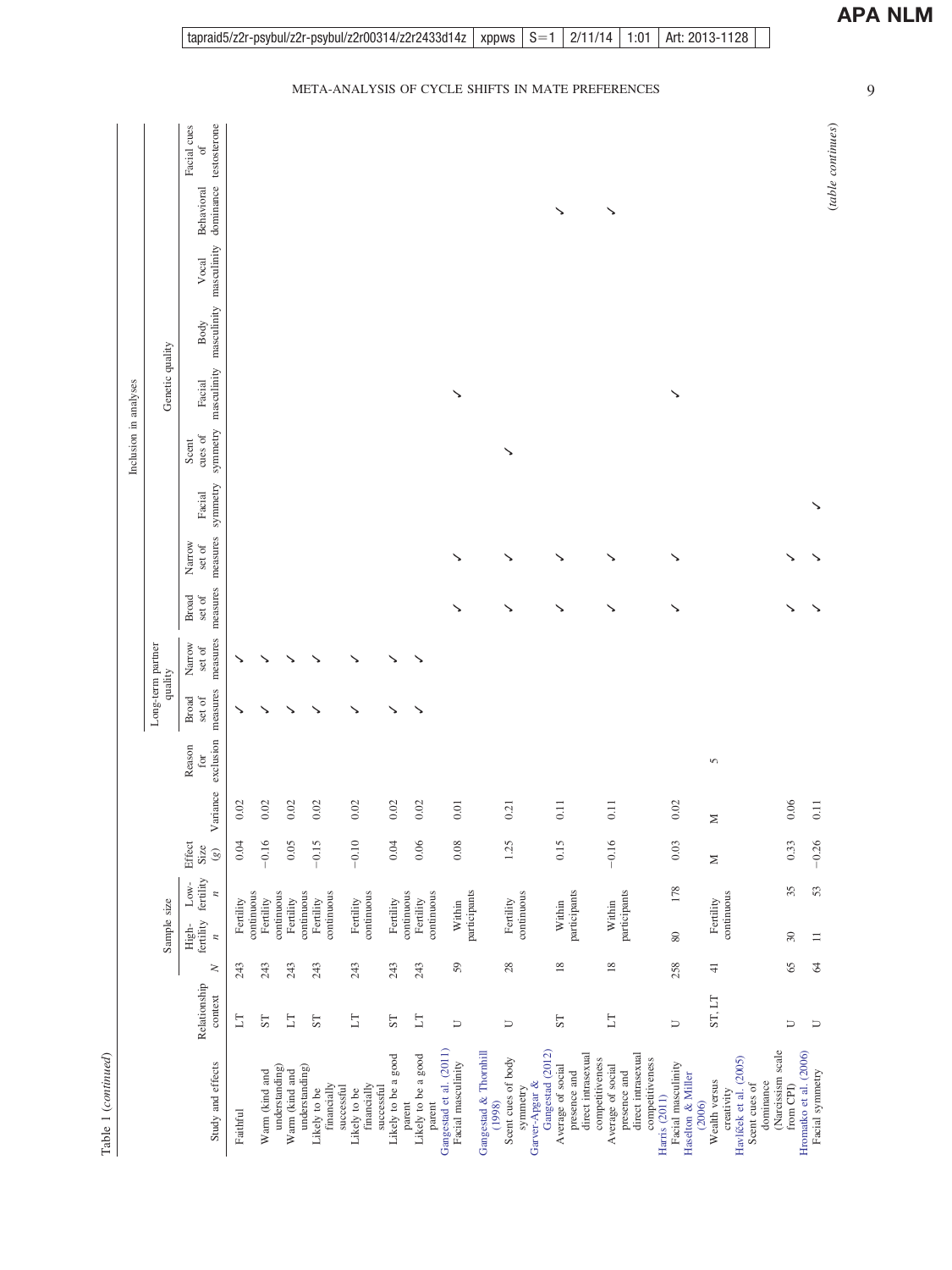Table 1 (*continued*)

| Study and effects | Relationship context | $N$ | High-fertility $n$ | Low-fertility $n$ | Effect Size ($g$) | Variance | Reason for exclusion | Long-term partner quality: Broad set of measures | Long-term partner quality: Narrow set of measures | Genetic quality: Broad set of measures | Genetic quality: Narrow set of measures | Facial symmetry | Scent cues of symmetry | Facial masculinity | Body masculinity | Vocal masculinity | Behavioral dominance | Facial cues of testosterone |
|---|---|---|---|---|---|---|---|---|---|---|---|---|---|---|---|---|---|---|
| Faithful | LT | 243 | Fertility continuous | | 0.04 | 0.02 | | ✓ | ✓ | | | | | | | | | |
| Warm (kind and understanding) | ST | 243 | Fertility continuous | | −0.16 | 0.02 | | ✓ | ✓ | | | | | | | | | |
| Warm (kind and understanding) | LT | 243 | Fertility continuous | | 0.05 | 0.02 | | ✓ | ✓ | | | | | | | | | |
| Likely to be financially successful | ST | 243 | Fertility continuous | | −0.15 | 0.02 | | ✓ | ✓ | | | | | | | | | |
| Likely to be financially successful | LT | 243 | Fertility continuous | | −0.10 | 0.02 | | ✓ | ✓ | | | | | | | | | |
| Likely to be a good parent | ST | 243 | Fertility continuous | | 0.04 | 0.02 | | ✓ | ✓ | | | | | | | | | |
| Likely to be a good parent | LT | 243 | Fertility continuous | | 0.06 | 0.02 | | ✓ | ✓ | | | | | | | | | |
| Gangestad et al. (2011) | | | | | | | | | | | | | | | | | | |
| Facial masculinity | U | 59 | Within participants | | 0.08 | 0.01 | | | | ✓ | ✓ | | | ✓ | | | | |
| Gangestad & Thornhill (1998) | | | | | | | | | | | | | | | | | | |
| Scent cues of body symmetry | U | 28 | Fertility continuous | | 1.25 | 0.21 | | | | ✓ | ✓ | | ✓ | | | | | |
| Garver-Apgar & Gangestad (2012) | | | | | | | | | | | | | | | | | | |
| Average of social presence and direct intrasexual competitiveness | ST | 18 | Within participants | | 0.15 | 0.11 | | | | ✓ | ✓ | | | | | | ✓ | |
| Average of social presence and direct intrasexual competitiveness | LT | 18 | Within participants | | −0.16 | 0.11 | | | | ✓ | ✓ | | | | | | ✓ | |
| Harris (2011) | | | | | | | | | | | | | | | | | | |
| Facial masculinity | U | 258 | 80 | 178 | 0.03 | 0.02 | | | | ✓ | ✓ | | | ✓ | | | | |
| Haselton & Miller (2006) | | | | | | | | | | | | | | | | | | |
| Wealth versus creativity | ST, LT | 41 | Fertility continuous | | M | M | 5 | | | | | | | | | | | |
| Havlíček et al. (2005) | | | | | | | | | | | | | | | | | | |
| Scent cues of dominance (Narcissism scale from CPI) | U | 65 | 30 | 35 | 0.33 | 0.06 | | | | ✓ | ✓ | | | | | | | |
| Hromatko et al. (2006) | | | | | | | | | | | | | | | | | | |
| Facial symmetry | U | 64 | 11 | 53 | −0.26 | 0.11 | | | | ✓ | ✓ | ✓ | | | | | | |

(*table continues*)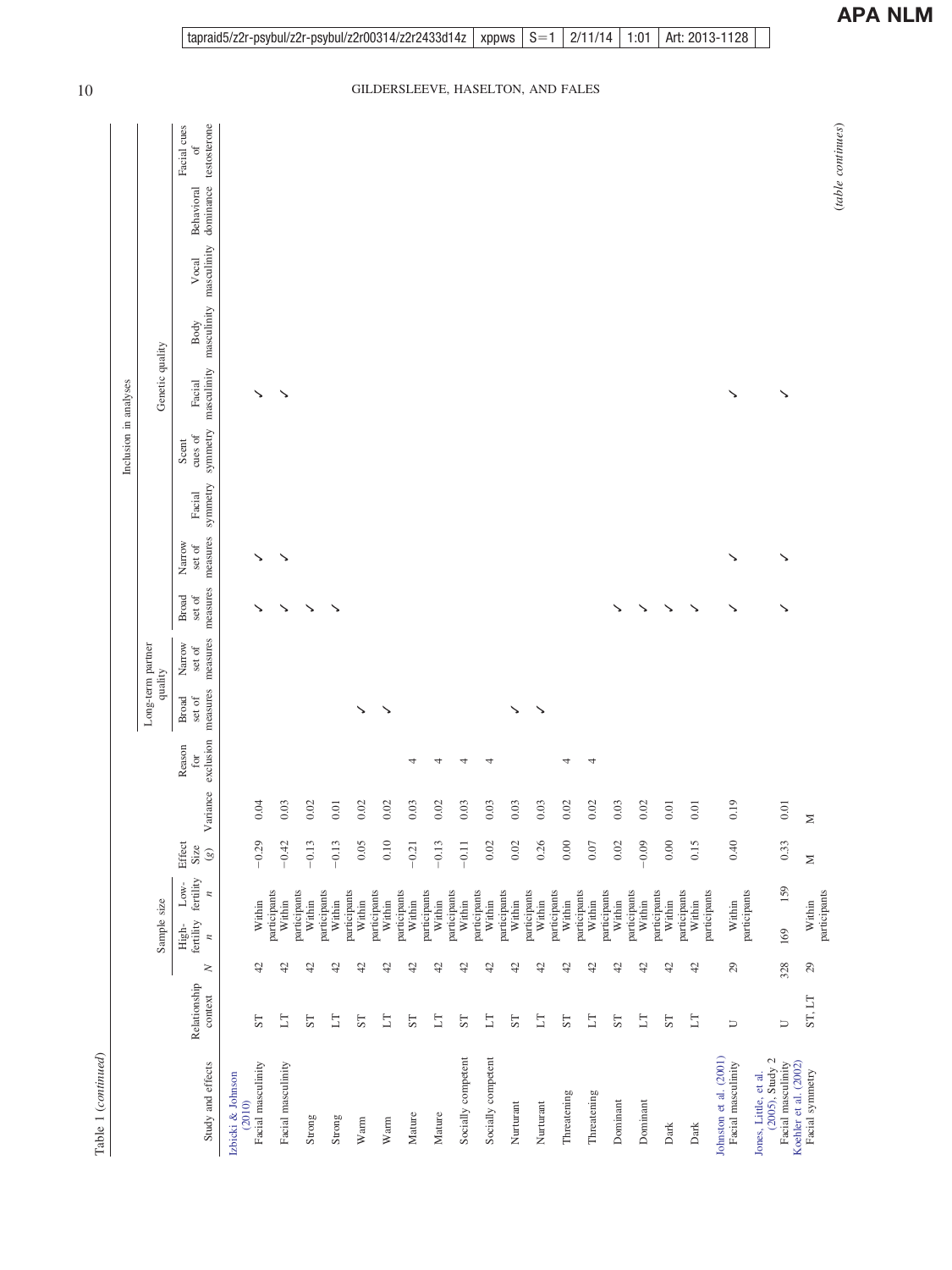Table 1 (*continued*)

| Study and effects | Relationship context | *N* | Sample size: High-fertility *n* | Sample size: Low-fertility *n* | Effect Size (*g*) | Variance | Reason for exclusion | Inclusion in analyses: Long-term partner quality: Broad set of measures | Long-term partner quality: Narrow set of measures | Genetic quality: Broad set of measures | Genetic quality: Narrow set of measures | Facial symmetry | Scent cues of symmetry | Facial masculinity | Body masculinity | Vocal masculinity | Behavioral dominance | Facial cues of testosterone |
|---|---|---|---|---|---|---|---|---|---|---|---|---|---|---|---|---|---|---|
| Izbicki & Johnson (2010) | | | | | | | | | | | | | | | | | | |
| Facial masculinity | ST | 42 | Within participants | | −0.29 | 0.04 | | | | ✓ | ✓ | | | ✓ | | | | |
| Facial masculinity | LT | 42 | Within participants | | −0.42 | 0.03 | | | | ✓ | ✓ | | | ✓ | | | | |
| Strong | ST | 42 | Within participants | | −0.13 | 0.02 | | | | ✓ | | | | | | | | |
| Strong | LT | 42 | Within participants | | −0.13 | 0.01 | | | | ✓ | | | | | | | | |
| Warm | ST | 42 | Within participants | | 0.05 | 0.02 | | ✓ | | | | | | | | | | |
| Warm | LT | 42 | Within participants | | 0.10 | 0.02 | | ✓ | | | | | | | | | | |
| Mature | ST | 42 | Within participants | | −0.21 | 0.03 | 4 | | | | | | | | | | | |
| Mature | LT | 42 | Within participants | | −0.13 | 0.02 | 4 | | | | | | | | | | | |
| Socially competent | ST | 42 | Within participants | | −0.11 | 0.03 | 4 | | | | | | | | | | | |
| Socially competent | LT | 42 | Within participants | | 0.02 | 0.03 | 4 | | | | | | | | | | | |
| Nurturant | ST | 42 | Within participants | | 0.02 | 0.03 | | ✓ | | | | | | | | | | |
| Nurturant | LT | 42 | Within participants | | 0.26 | 0.03 | | ✓ | | | | | | | | | | |
| Threatening | ST | 42 | Within participants | | 0.00 | 0.02 | 4 | | | | | | | | | | | |
| Threatening | LT | 42 | Within participants | | 0.07 | 0.02 | 4 | | | | | | | | | | | |
| Dominant | ST | 42 | Within participants | | 0.02 | 0.03 | | | | ✓ | | | | | | | | |
| Dominant | LT | 42 | Within participants | | −0.09 | 0.02 | | | | ✓ | | | | | | | | |
| Dark | ST | 42 | Within participants | | 0.00 | 0.01 | | | | ✓ | | | | | | | | |
| Dark | LT | 42 | Within participants | | 0.15 | 0.01 | | | | ✓ | | | | | | | | |
| Johnston et al. (2001) | | | | | | | | | | | | | | | | | | |
| Facial masculinity | U | 29 | Within participants | | 0.40 | 0.19 | | | | ✓ | ✓ | | | ✓ | | | | |
| Jones, Little, et al. (2005), Study 2 | | | | | | | | | | | | | | | | | | |
| Facial masculinity | U | 328 | 169 | 159 | 0.33 | 0.01 | | | | ✓ | ✓ | | | ✓ | | | | |
| Koehler et al. (2002) | | | | | | | | | | | | | | | | | | |
| Facial symmetry | ST, LT | 29 | Within participants | | M | M | | | | | | | | | | | | |

(*table continues*)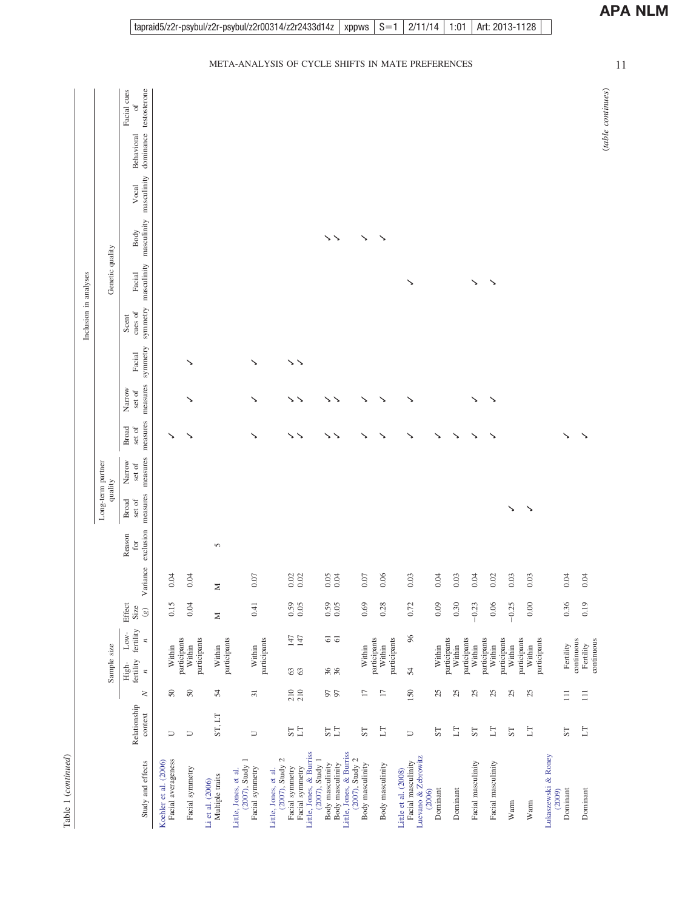Table 1 (*continued*)

| Study and effects | Relationship context | Sample size: $N$ | Sample size: High-fertility $n$ | Sample size: Low-fertility $n$ | Effect Size ($g$) | Variance | Reason for exclusion | Inclusion in analyses: Long-term partner quality: Broad set of measures | Inclusion in analyses: Long-term partner quality: Narrow set of measures | Inclusion in analyses: Genetic quality: Broad set of measures | Inclusion in analyses: Genetic quality: Narrow set of measures | Inclusion in analyses: Genetic quality: Facial symmetry | Inclusion in analyses: Genetic quality: Scent cues of symmetry | Inclusion in analyses: Genetic quality: Facial masculinity | Inclusion in analyses: Genetic quality: Body masculinity | Inclusion in analyses: Genetic quality: Vocal masculinity | Inclusion in analyses: Genetic quality: Behavioral dominance | Inclusion in analyses: Genetic quality: Facial cues of testosterone |
|---|---|---|---|---|---|---|---|---|---|---|---|---|---|---|---|---|---|---|
| Koehler et al. (2006) | | | | | | | | | | | | | | | | | | |
| Facial averageness | U | 50 | Within participants | | 0.15 | 0.04 | | | | ✓ | | | | | | | | |
| Facial symmetry | U | 50 | Within participants | | 0.04 | 0.04 | | | | ✓ | ✓ | ✓ | | | | | | |
| Li et al. (2006) | | | | | | | | | | | | | | | | | | |
| Multiple traits | ST, LT | 54 | Within participants | | M | M | 5 | | | | | | | | | | | |
| Little, Jones, et al. (2007), Study 1 | | | | | | | | | | | | | | | | | | |
| Facial symmetry | U | 31 | Within participants | | 0.41 | 0.07 | | | | ✓ | ✓ | ✓ | | | | | | |
| Little, Jones, et al. (2007), Study 2 | | | | | | | | | | | | | | | | | | |
| Facial symmetry | ST | 210 | 63 | 147 | 0.59 | 0.02 | | | | ✓ | ✓ | ✓ | | | | | | |
| Facial symmetry | LT | 210 | 63 | 147 | 0.05 | 0.02 | | | | ✓ | ✓ | ✓ | | | | | | |
| Little, Jones, & Burriss (2007), Study 1 | | | | | | | | | | | | | | | | | | |
| Body masculinity | ST | 97 | 36 | 61 | 0.59 | 0.05 | | | | ✓ | ✓ | | | | ✓ | | | |
| Body masculinity | LT | 97 | 36 | 61 | 0.05 | 0.04 | | | | ✓ | ✓ | | | | ✓ | | | |
| Little, Jones, & Burriss (2007), Study 2 | | | | | | | | | | | | | | | | | | |
| Body masculinity | ST | 17 | Within participants | | 0.69 | 0.07 | | | | ✓ | ✓ | | | | ✓ | | | |
| Body masculinity | LT | 17 | Within participants | | 0.28 | 0.06 | | | | ✓ | ✓ | | | | ✓ | | | |
| Little et al. (2008) | | | | | | | | | | | | | | | | | | |
| Facial masculinity | U | 150 | 54 | 96 | 0.72 | 0.03 | | | | ✓ | ✓ | | | ✓ | | | | |
| Luevano & Zebrowitz (2006) | | | | | | | | | | | | | | | | | | |
| Dominant | ST | 25 | Within participants | | 0.09 | 0.04 | | | | ✓ | | | | | | | | |
| Dominant | LT | 25 | Within participants | | 0.30 | 0.03 | | | | ✓ | | | | | | | | |
| Facial masculinity | ST | 25 | Within participants | | −0.23 | 0.04 | | | | ✓ | ✓ | | | ✓ | | | | |
| Facial masculinity | LT | 25 | Within participants | | 0.06 | 0.02 | | | | ✓ | ✓ | | | ✓ | | | | |
| Warm | ST | 25 | Within participants | | −0.25 | 0.03 | | ✓ | | | | | | | | | | |
| Warm | LT | 25 | Within participants | | 0.00 | 0.03 | | ✓ | | | | | | | | | | |
| Lukaszewski & Roney (2009) | | | | | | | | | | | | | | | | | | |
| Dominant | ST | 111 | Fertility continuous | | 0.36 | 0.04 | | | | ✓ | | | | | | | | |
| Dominant | LT | 111 | Fertility continuous | | 0.19 | 0.04 | | | | ✓ | | | | | | | | |

(*table continues*)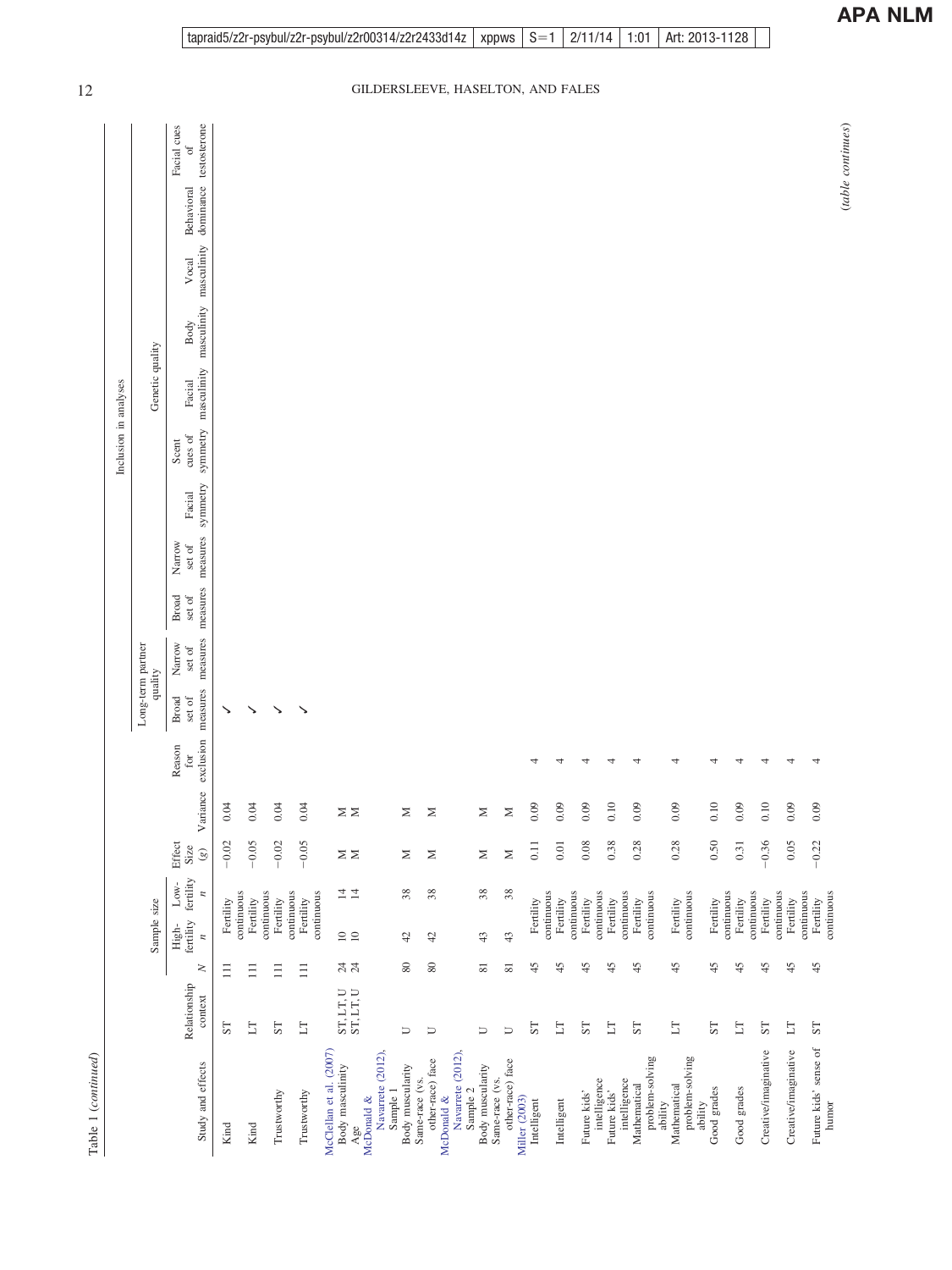Table 1 (*continued*)

| Study and effects | Relationship context | Sample size N | High-fertility n | Low-fertility n | Effect Size (g) | Variance | Reason for exclusion | Long-term partner quality: Broad set of measures | Long-term partner quality: Narrow set of measures | Genetic quality: Broad set of measures | Genetic quality: Narrow set of measures | Genetic quality: Facial symmetry | Genetic quality: Scent cues of symmetry | Genetic quality: Facial masculinity | Genetic quality: Body masculinity | Genetic quality: Vocal masculinity | Genetic quality: Behavioral dominance | Genetic quality: Facial cues of testosterone |
|---|---|---|---|---|---|---|---|---|---|---|---|---|---|---|---|---|---|---|
| Kind | ST | 111 | Fertility continuous | | −0.02 | 0.04 | | ✓ | | | | | | | | | | |
| Kind | LT | 111 | Fertility continuous | | −0.05 | 0.04 | | ✓ | | | | | | | | | | |
| Trustworthy | ST | 111 | Fertility continuous | | −0.02 | 0.04 | | ✓ | | | | | | | | | | |
| Trustworthy | LT | 111 | Fertility continuous | | −0.05 | 0.04 | | ✓ | | | | | | | | | | |
| McClellan et al. (2007) | | | | | | | | | | | | | | | | | | |
| Body masculinity | ST, LT, U | 24 | 10 | 14 | M | M | | | | | | | | | | | | |
| Age | ST, LT, U | 24 | 10 | 14 | M | M | | | | | | | | | | | | |
| McDonald & Navarrete (2012), Sample 1 | | | | | | | | | | | | | | | | | | |
| Body musculature | U | 80 | 42 | 38 | M | M | | | | | | | | | | | | |
| Same-race (vs. other-race) face | U | 80 | 42 | 38 | M | M | | | | | | | | | | | | |
| McDonald & Navarrete (2012), Sample 2 | | | | | | | | | | | | | | | | | | |
| Body musculature | U | 81 | 43 | 38 | M | M | | | | | | | | | | | | |
| Same-race (vs. other-race) face | U | 81 | 43 | 38 | M | M | | | | | | | | | | | | |
| Miller (2003) | | | | | | | | | | | | | | | | | | |
| Intelligent | ST | 45 | Fertility continuous | | 0.11 | 0.09 | 4 | | | | | | | | | | | |
| Intelligent | LT | 45 | Fertility continuous | | 0.01 | 0.09 | 4 | | | | | | | | | | | |
| Future kids' intelligence | ST | 45 | Fertility continuous | | 0.08 | 0.09 | 4 | | | | | | | | | | | |
| Future kids' intelligence | LT | 45 | Fertility continuous | | 0.38 | 0.10 | 4 | | | | | | | | | | | |
| Mathematical problem-solving ability | ST | 45 | Fertility continuous | | 0.28 | 0.09 | 4 | | | | | | | | | | | |
| Mathematical problem-solving ability | LT | 45 | Fertility continuous | | 0.28 | 0.09 | 4 | | | | | | | | | | | |
| Good grades | ST | 45 | Fertility continuous | | 0.50 | 0.10 | 4 | | | | | | | | | | | |
| Good grades | LT | 45 | Fertility continuous | | 0.31 | 0.09 | 4 | | | | | | | | | | | |
| Creative/imaginative | ST | 45 | Fertility continuous | | −0.36 | 0.10 | 4 | | | | | | | | | | | |
| Creative/imaginative | LT | 45 | Fertility continuous | | 0.05 | 0.09 | 4 | | | | | | | | | | | |
| Future kids' sense of humor | ST | 45 | Fertility continuous | | −0.22 | 0.09 | 4 | | | | | | | | | | | |

(*table continues*)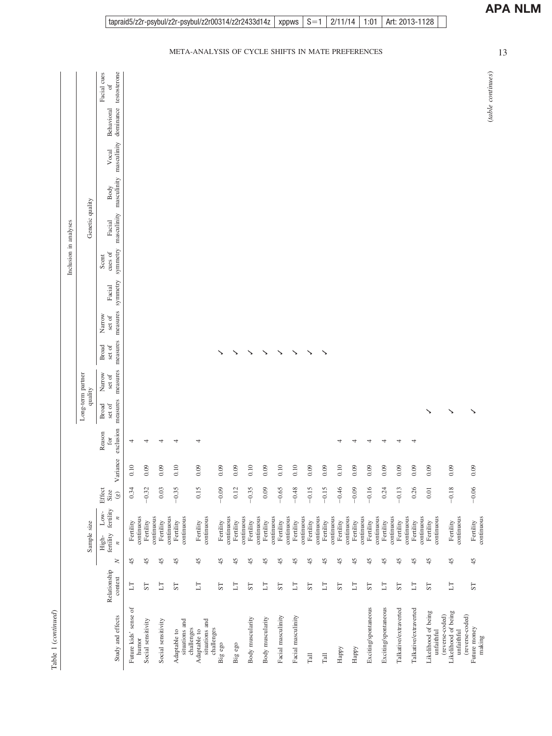Table 1 (*continued*)

| Study and effects | Relationship context | N | High-fertility n | Low-fertility n | Effect Size (g) | Variance | Reason for exclusion | Long-term partner quality: Broad set of measures | Long-term partner quality: Narrow set of measures | Genetic quality: Broad set of measures | Genetic quality: Narrow set of measures | Facial symmetry | Scent cues of symmetry | Facial masculinity | Body masculinity | Vocal masculinity | Behavioral dominance | Facial cues of testosterone |
|---|---|---|---|---|---|---|---|---|---|---|---|---|---|---|---|---|---|---|
| Future kids' sense of humor | LT | 45 | Fertility continuous | | 0.34 | 0.10 | 4 | | | | | | | | | | | |
| Social sensitivity | ST | 45 | Fertility continuous | | −0.32 | 0.09 | 4 | | | | | | | | | | | |
| Social sensitivity | LT | 45 | Fertility continuous | | 0.03 | 0.09 | 4 | | | | | | | | | | | |
| Adaptable to situations and challenges | ST | 45 | Fertility continuous | | −0.35 | 0.10 | 4 | | | | | | | | | | | |
| Adaptable to situations and challenges | LT | 45 | Fertility continuous | | 0.15 | 0.09 | 4 | | | | | | | | | | | |
| Big ego | ST | 45 | Fertility continuous | | −0.09 | 0.09 | | | | ✓ | | | | | | | | |
| Big ego | LT | 45 | Fertility continuous | | 0.12 | 0.09 | | | | ✓ | | | | | | | | |
| Body muscularity | ST | 45 | Fertility continuous | | −0.35 | 0.10 | | | | ✓ | | | | | | | | |
| Body muscularity | LT | 45 | Fertility continuous | | 0.09 | 0.09 | | | | ✓ | | | | | | | | |
| Facial masculinity | ST | 45 | Fertility continuous | | −0.65 | 0.10 | | | | ✓ | | | | | | | | |
| Facial masculinity | LT | 45 | Fertility continuous | | −0.48 | 0.10 | | | | ✓ | | | | | | | | |
| Tall | ST | 45 | Fertility continuous | | −0.15 | 0.09 | | | | ✓ | | | | | | | | |
| Tall | LT | 45 | Fertility continuous | | −0.15 | 0.09 | | | | ✓ | | | | | | | | |
| Happy | ST | 45 | Fertility continuous | | −0.46 | 0.10 | 4 | | | | | | | | | | | |
| Happy | LT | 45 | Fertility continuous | | −0.09 | 0.09 | 4 | | | | | | | | | | | |
| Exciting/spontaneous | ST | 45 | Fertility continuous | | −0.16 | 0.09 | 4 | | | | | | | | | | | |
| Exciting/spontaneous | LT | 45 | Fertility continuous | | 0.24 | 0.09 | 4 | | | | | | | | | | | |
| Talkative/extraverted | ST | 45 | Fertility continuous | | −0.13 | 0.09 | 4 | | | | | | | | | | | |
| Talkative/extraverted | LT | 45 | Fertility continuous | | 0.26 | 0.09 | 4 | | | | | | | | | | | |
| Likelihood of being unfaithful (reverse-coded) | ST | 45 | Fertility continuous | | 0.01 | 0.09 | | ✓ | | | | | | | | | | |
| Likelihood of being unfaithful (reverse-coded) | LT | 45 | Fertility continuous | | −0.18 | 0.09 | | ✓ | | | | | | | | | | |
| Future money making | ST | 45 | Fertility continuous | | −0.06 | 0.09 | | ✓ | | | | | | | | | | |

(*table continues*)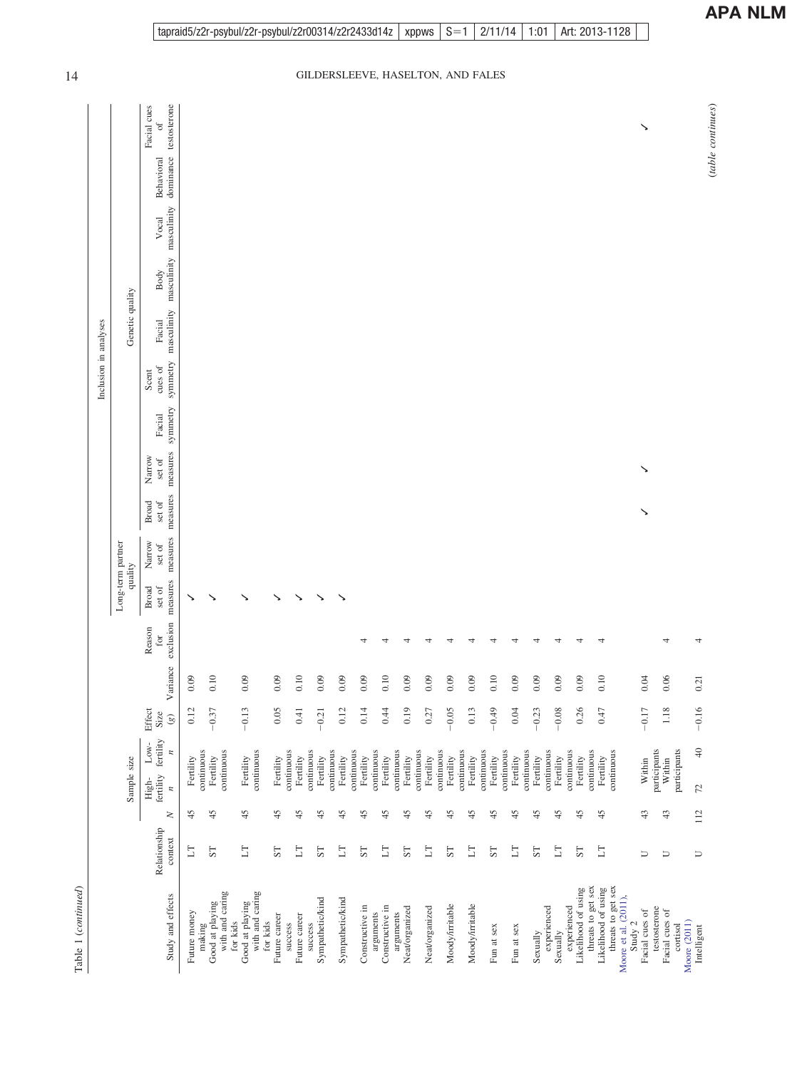Table 1 (*continued*)

| Study and effects | Relationship context | Sample size | | | Effect Size (*g*) | Variance | Reason for exclusion | Inclusion in analyses | | | | | | | | | | | |
|---|---|---|---|---|---|---|---|---|---|---|---|---|---|---|---|---|---|---|---|
| | | | | | | | | Long-term partner quality | | Genetic quality | | | | | | | | | |
| | | *N* | High-fertility *n* | Low-fertility *n* | | | | Broad set of measures | Narrow set of measures | Broad set of measures | Narrow set of measures | Facial symmetry | Scent cues of symmetry | Facial masculinity | Body masculinity | Vocal masculinity | Behavioral dominance | Facial cues of testosterone |
| Future money making | LT | 45 | Fertility continuous | | 0.12 | 0.09 | | ✓ | | | | | | | | | | |
| Good at playing with and caring for kids | ST | 45 | Fertility continuous | | −0.37 | 0.10 | | ✓ | | | | | | | | | | |
| Good at playing with and caring for kids | LT | 45 | Fertility continuous | | −0.13 | 0.09 | | ✓ | | | | | | | | | | |
| Future career success | ST | 45 | Fertility continuous | | 0.05 | 0.09 | | ✓ | | | | | | | | | | |
| Future career success | LT | 45 | Fertility continuous | | 0.41 | 0.10 | | ✓ | | | | | | | | | | |
| Sympathetic/kind | ST | 45 | Fertility continuous | | −0.21 | 0.09 | | ✓ | | | | | | | | | | |
| Sympathetic/kind | LT | 45 | Fertility continuous | | 0.12 | 0.09 | | ✓ | | | | | | | | | | |
| Constructive in arguments | ST | 45 | Fertility continuous | | 0.14 | 0.09 | 4 | | | | | | | | | | | |
| Constructive in arguments | LT | 45 | Fertility continuous | | 0.44 | 0.10 | 4 | | | | | | | | | | | |
| Neat/organized | ST | 45 | Fertility continuous | | 0.19 | 0.09 | 4 | | | | | | | | | | | |
| Neat/organized | LT | 45 | Fertility continuous | | 0.27 | 0.09 | 4 | | | | | | | | | | | |
| Moody/irritable | ST | 45 | Fertility continuous | | −0.05 | 0.09 | 4 | | | | | | | | | | | |
| Moody/irritable | LT | 45 | Fertility continuous | | 0.13 | 0.09 | 4 | | | | | | | | | | | |
| Fun at sex | ST | 45 | Fertility continuous | | −0.49 | 0.10 | 4 | | | | | | | | | | | |
| Fun at sex | LT | 45 | Fertility continuous | | 0.04 | 0.09 | 4 | | | | | | | | | | | |
| Sexually experienced | ST | 45 | Fertility continuous | | −0.23 | 0.09 | 4 | | | | | | | | | | | |
| Sexually experienced | LT | 45 | Fertility continuous | | −0.08 | 0.09 | 4 | | | | | | | | | | | |
| Likelihood of using threats to get sex | ST | 45 | Fertility continuous | | 0.26 | 0.09 | 4 | | | | | | | | | | | |
| Likelihood of using threats to get sex | LT | 45 | Fertility continuous | | 0.47 | 0.10 | 4 | | | | | | | | | | | |
| Moore et al. (2011), Study 2 | | | | | | | | | | | | | | | | | | |
| Facial cues of testosterone | U | 43 | Within participants | | −0.17 | 0.04 | | | | ✓ | ✓ | | | | | | | ✓ |
| Facial cues of cortisol | U | 43 | Within participants | | 1.18 | 0.06 | 4 | | | | | | | | | | | |
| Moore (2011) | | | | | | | | | | | | | | | | | | |
| Intelligent | U | 112 | 72 | 40 | −0.16 | 0.21 | 4 | | | | | | | | | | | |

(*table continues*)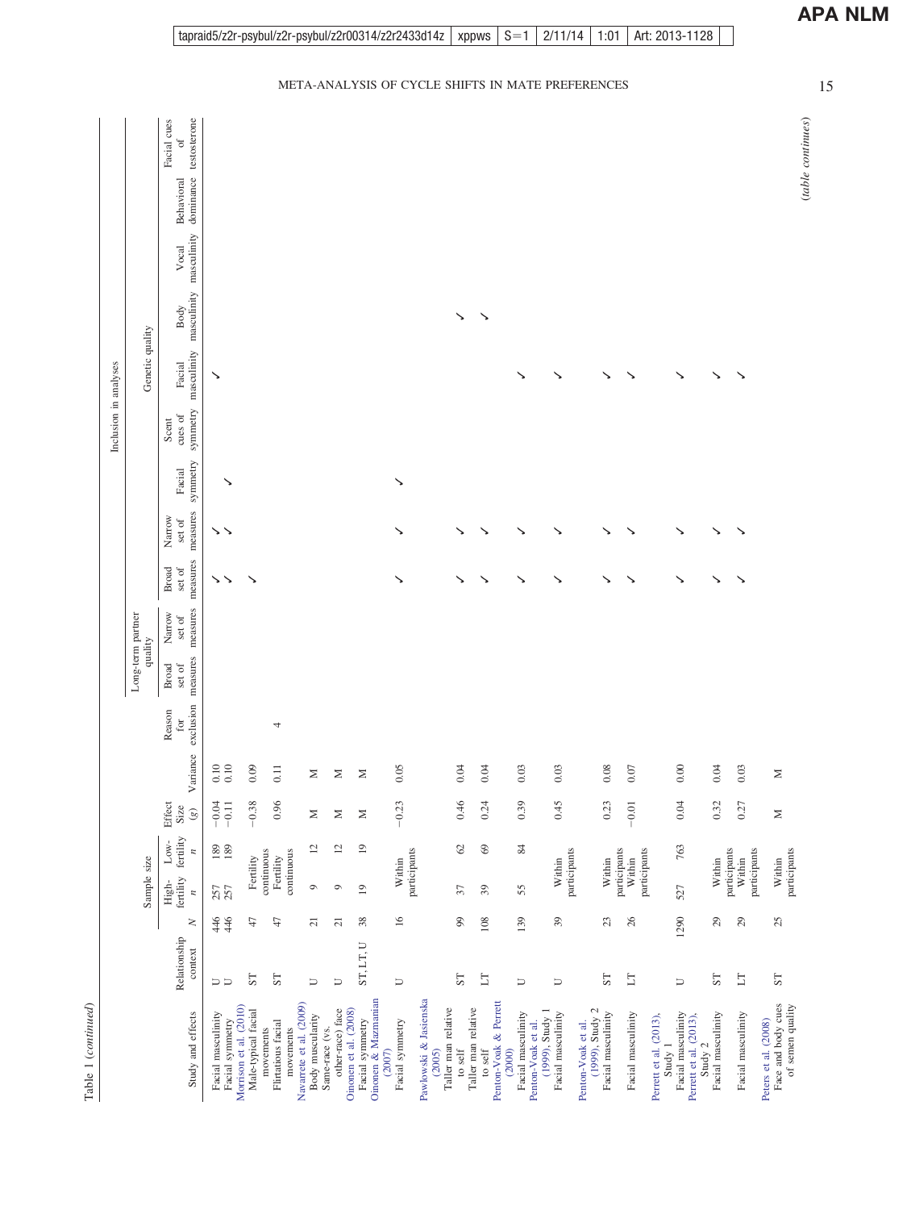Table 1 (*continued*)

| Study and effects | Relationship context | Sample size *N* | High-fertility *n* | Low-fertility *n* | Effect Size (*g*) | Variance | Reason for exclusion | Long-term partner quality: Broad set of measures | Long-term partner quality: Narrow set of measures | Genetic quality: Broad set of measures | Genetic quality: Narrow set of measures | Facial symmetry | Scent cues of symmetry | Facial masculinity | Body masculinity | Vocal masculinity | Behavioral dominance | Facial cues of testosterone |
|---|---|---|---|---|---|---|---|---|---|---|---|---|---|---|---|---|---|---|
| Facial masculinity | U | 446 | 257 | 189 | −0.04 | 0.10 | | | | ✓ | ✓ | | | ✓ | | | | |
| Facial symmetry | U | 446 | 257 | 189 | −0.11 | 0.10 | | | | ✓ | ✓ | ✓ | | | | | | |
| Morrison et al. (2010) | | | | | | | | | | | | | | | | | | |
| Male-typical facial movements | ST | 47 | Fertility continuous | | −0.38 | 0.09 | | | | ✓ | | | | | | | | |
| Flirtatious facial movements | ST | 47 | Fertility continuous | | 0.96 | 0.11 | 4 | | | | | | | | | | | |
| Navarrete et al. (2009) | | | | | | | | | | | | | | | | | | |
| Body muscularity | U | 21 | 9 | 12 | M | M | | | | | | | | | | | | |
| Same-race (vs. other-race) face | U | 21 | 9 | 12 | M | M | | | | | | | | | | | | |
| Oinonen et al. (2008) | | | | | | | | | | | | | | | | | | |
| Facial symmetry | ST, LT, U | 38 | 19 | 19 | M | M | | | | | | | | | | | | |
| Oinonen & Mazmanian (2007) | | | | | | | | | | | | | | | | | | |
| Facial symmetry | U | 16 | Within participants | | −0.23 | 0.05 | | | | ✓ | ✓ | ✓ | | | | | | |
| Pawlowski & Jasienska (2005) | | | | | | | | | | | | | | | | | | |
| Taller man relative to self | ST | 99 | 37 | 62 | 0.46 | 0.04 | | | | ✓ | ✓ | | | | ✓ | | | |
| Taller man relative to self | LT | 108 | 39 | 69 | 0.24 | 0.04 | | | | ✓ | ✓ | | | | ✓ | | | |
| Penton-Voak & Perrett (2000) | | | | | | | | | | | | | | | | | | |
| Facial masculinity | U | 139 | 55 | 84 | 0.39 | 0.03 | | | | ✓ | ✓ | | | ✓ | | | | |
| Penton-Voak et al. (1999), Study 1 | | | | | | | | | | | | | | | | | | |
| Facial masculinity | U | 39 | Within participants | | 0.45 | 0.03 | | | | ✓ | ✓ | | | ✓ | | | | |
| Penton-Voak et al. (1999), Study 2 | | | | | | | | | | | | | | | | | | |
| Facial masculinity | ST | 23 | Within participants | | 0.23 | 0.08 | | | | ✓ | ✓ | | | ✓ | | | | |
| Facial masculinity | LT | 26 | Within participants | | −0.01 | 0.07 | | | | ✓ | ✓ | | | ✓ | | | | |
| Perrett et al. (2013), Study 1 | | | | | | | | | | | | | | | | | | |
| Facial masculinity | U | 1290 | 527 | 763 | 0.04 | 0.00 | | | | ✓ | ✓ | | | ✓ | | | | |
| Perrett et al. (2013), Study 2 | | | | | | | | | | | | | | | | | | |
| Facial masculinity | ST | 29 | Within participants | | 0.32 | 0.04 | | | | ✓ | ✓ | | | ✓ | | | | |
| Facial masculinity | LT | 29 | Within participants | | 0.27 | 0.03 | | | | ✓ | ✓ | | | ✓ | | | | |
| Peters et al. (2008) | | | | | | | | | | | | | | | | | | |
| Face and body cues of semen quality | ST | 25 | Within participants | | M | M | | | | | | | | | | | | |

(*table continues*)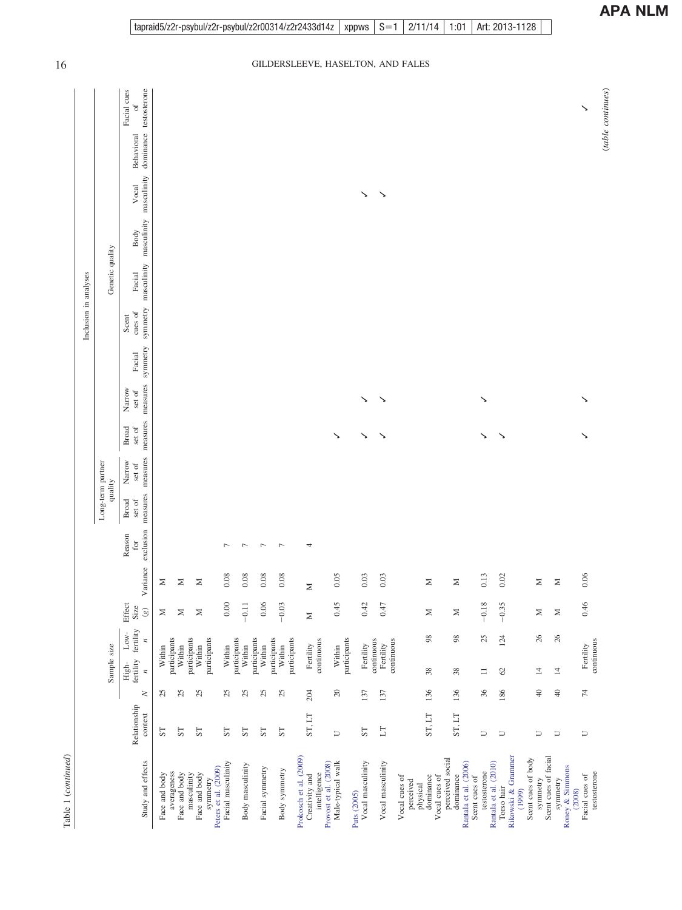Table 1 (*continued*)

| Study and effects | Relationship context | *N* | Sample size: High-fertility *n* | Sample size: Low-fertility *n* | Effect Size (*g*) | Variance | Reason for exclusion | Long-term partner quality: Broad set of measures | Long-term partner quality: Narrow set of measures | Genetic quality: Broad set of measures | Genetic quality: Narrow set of measures | Genetic quality: Facial symmetry | Genetic quality: Scent cues of symmetry | Genetic quality: Facial masculinity | Genetic quality: Body masculinity | Genetic quality: Vocal masculinity | Genetic quality: Behavioral dominance | Genetic quality: Facial cues of testosterone |
|---|---|---|---|---|---|---|---|---|---|---|---|---|---|---|---|---|---|---|
| Face and body averageness | ST | 25 | Within participants | | M | M | | | | | | | | | | | | |
| Face and body masculinity | ST | 25 | Within participants | | M | M | | | | | | | | | | | | |
| Face and body symmetry | ST | 25 | Within participants | | M | M | | | | | | | | | | | | |
| Peters et al. (2009) | | | | | | | | | | | | | | | | | | |
| Facial masculinity | ST | 25 | Within participants | | 0.00 | 0.08 | 7 | | | | | | | | | | | |
| Body masculinity | ST | 25 | Within participants | | −0.11 | 0.08 | 7 | | | | | | | | | | | |
| Facial symmetry | ST | 25 | Within participants | | 0.06 | 0.08 | 7 | | | | | | | | | | | |
| Body symmetry | ST | 25 | Within participants | | −0.03 | 0.08 | 7 | | | | | | | | | | | |
| Prokosch et al. (2009) | | | | | | | | | | | | | | | | | | |
| Creativity and intelligence | ST, LT | 204 | Fertility continuous | | M | M | 4 | | | | | | | | | | | |
| Provost et al. (2008) | | | | | | | | | | | | | | | | | | |
| Male-typical walk | U | 20 | Within participants | | 0.45 | 0.05 | | | | ✓ | | | | | | | | |
| Puts (2005) | | | | | | | | | | | | | | | | | | |
| Vocal masculinity | ST | 137 | Fertility continuous | | 0.42 | 0.03 | | | | ✓ | ✓ | | | | | ✓ | | |
| Vocal masculinity | LT | 137 | Fertility continuous | | 0.47 | 0.03 | | | | ✓ | ✓ | | | | | ✓ | | |
| Vocal cues of perceived physical dominance | ST, LT | 136 | 38 | 98 | M | M | | | | | | | | | | | | |
| Vocal cues of perceived social dominance | ST, LT | 136 | 38 | 98 | M | M | | | | | | | | | | | | |
| Rantala et al. (2006) | | | | | | | | | | | | | | | | | | |
| Scent cues of testosterone | U | 36 | 11 | 25 | −0.18 | 0.13 | | | | ✓ | ✓ | | | | | | | |
| Rantala et al. (2010) | | | | | | | | | | | | | | | | | | |
| Torso hair | U | 186 | 62 | 124 | −0.35 | 0.02 | | | | ✓ | | | | | | | | |
| Rikowski & Grammer (1999) | | | | | | | | | | | | | | | | | | |
| Scent cues of body symmetry | U | 40 | 14 | 26 | M | M | | | | | | | | | | | | |
| Scent cues of facial symmetry | U | 40 | 14 | 26 | M | M | | | | | | | | | | | | |
| Roney & Simmons (2008) | | | | | | | | | | | | | | | | | | |
| Facial cues of testosterone | U | 74 | Fertility continuous | | 0.46 | 0.06 | | | | ✓ | ✓ | | | | | | | ✓ |

(*table continues*)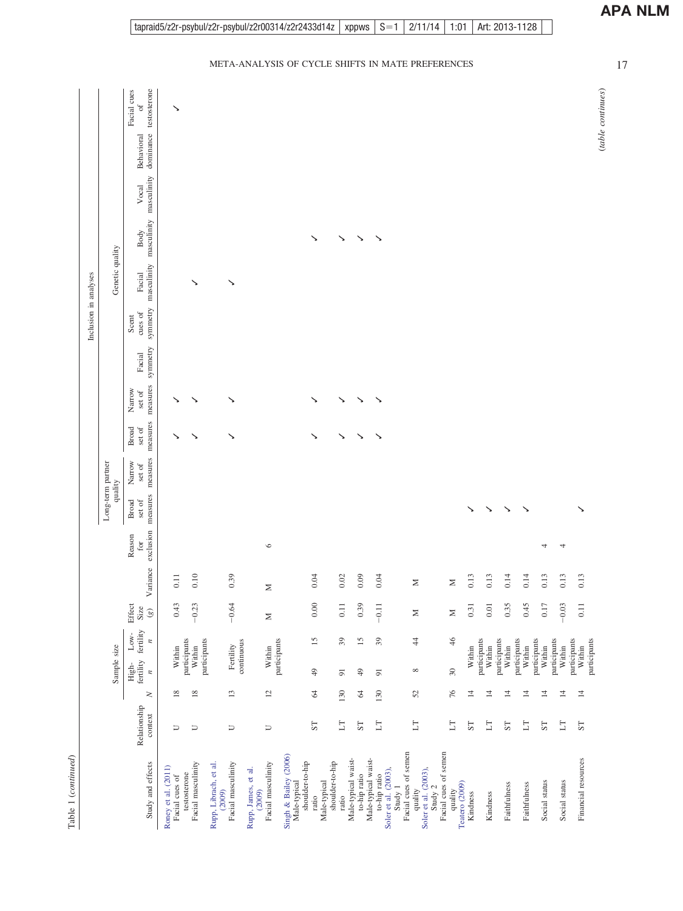Table 1 (*continued*)

| Study and effects | Relationship context | N | High-fertility n | Low-fertility n | Effect Size (g) | Variance | Reason for exclusion | Long-term partner quality: Broad set of measures | Long-term partner quality: Narrow set of measures | Genetic quality: Broad set of measures | Genetic quality: Narrow set of measures | Genetic quality: Facial symmetry | Genetic quality: Scent cues of symmetry | Genetic quality: Facial masculinity | Genetic quality: Body masculinity | Genetic quality: Vocal masculinity | Genetic quality: Behavioral dominance | Genetic quality: Facial cues of testosterone |
|---|---|---|---|---|---|---|---|---|---|---|---|---|---|---|---|---|---|---|
| Roney et al. (2011) | | | | | | | | | | | | | | | | | | |
| Facial cues of testosterone | U | 18 | Within participants | | 0.43 | 0.11 | | | | ✓ | ✓ | | | | | | | ✓ |
| Facial masculinity | U | 18 | Within participants | | −0.23 | 0.10 | | | | ✓ | ✓ | | | ✓ | | | | |
| Rupp, Librach, et al. (2009) | | | | | | | | | | | | | | | | | | |
| Facial masculinity | U | 13 | Fertility continuous | | −0.64 | 0.39 | | | | ✓ | ✓ | | | ✓ | | | | |
| Rupp, James, et al. (2009) | | | | | | | | | | | | | | | | | | |
| Facial masculinity | U | 12 | Within participants | | M | M | 6 | | | | | | | | | | | |
| Singh & Bailey (2006) | | | | | | | | | | | | | | | | | | |
| Male-typical shoulder-to-hip ratio | ST | 64 | 49 | 15 | 0.00 | 0.04 | | | | ✓ | ✓ | | | | ✓ | | | |
| Male-typical shoulder-to-hip ratio | LT | 130 | 91 | 39 | 0.11 | 0.02 | | | | ✓ | ✓ | | | | ✓ | | | |
| Male-typical waist-to-hip ratio | ST | 64 | 49 | 15 | 0.39 | 0.09 | | | | ✓ | ✓ | | | | ✓ | | | |
| Male-typical waist-to-hip ratio | LT | 130 | 91 | 39 | −0.11 | 0.04 | | | | ✓ | ✓ | | | | ✓ | | | |
| Soler et al. (2003), Study 1 | | | | | | | | | | | | | | | | | | |
| Facial cues of semen quality | LT | 52 | 8 | 44 | M | M | | | | | | | | | | | | |
| Soler et al. (2003), Study 2 | | | | | | | | | | | | | | | | | | |
| Facial cues of semen quality | LT | 76 | 30 | 46 | M | M | | | | | | | | | | | | |
| Teatero (2009) | | | | | | | | | | | | | | | | | | |
| Kindness | ST | 14 | Within participants | | 0.31 | 0.13 | | ✓ | | | | | | | | | | |
| Kindness | LT | 14 | Within participants | | 0.01 | 0.13 | | ✓ | | | | | | | | | | |
| Faithfulness | ST | 14 | Within participants | | 0.35 | 0.14 | | ✓ | | | | | | | | | | |
| Faithfulness | LT | 14 | Within participants | | 0.45 | 0.14 | | ✓ | | | | | | | | | | |
| Social status | ST | 14 | Within participants | | 0.17 | 0.13 | 4 | | | | | | | | | | | |
| Social status | LT | 14 | Within participants | | −0.03 | 0.13 | 4 | | | | | | | | | | | |
| Financial resources | ST | 14 | Within participants | | 0.11 | 0.13 | | ✓ | | | | | | | | | | |

(*table continues*)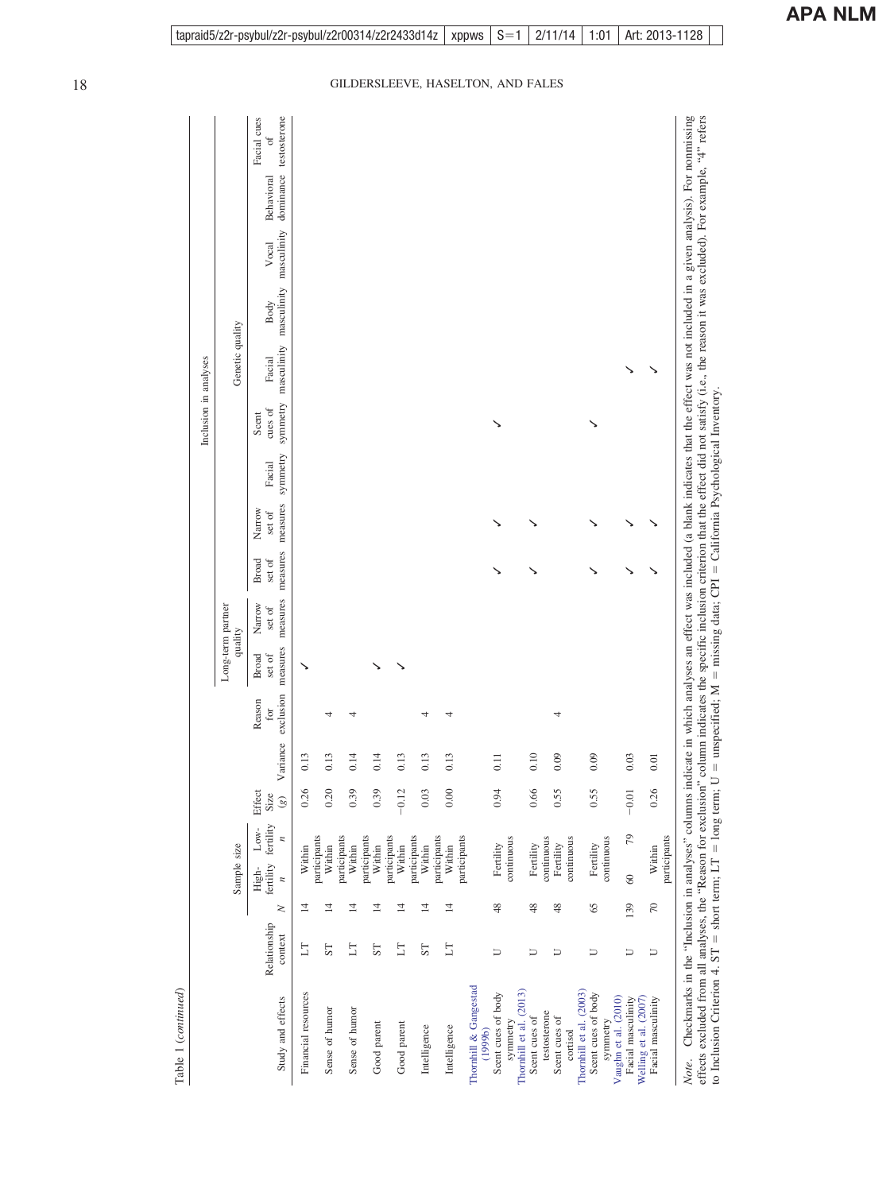Table 1 (*continued*)

| Study and effects | Relationship context | *N* | Sample size: High-fertility *n* | Sample size: Low-fertility *n* | Effect Size (*g*) | Variance | Reason for exclusion | Long-term partner quality: Broad set of measures | Long-term partner quality: Narrow set of measures | Genetic quality: Broad set of measures | Genetic quality: Narrow set of measures | Facial symmetry | Scent cues of symmetry | Facial masculinity | Body masculinity | Vocal masculinity | Behavioral dominance | Facial cues of testosterone |
|---|---|---|---|---|---|---|---|---|---|---|---|---|---|---|---|---|---|---|
| Financial resources | LT | 14 | Within participants | | 0.26 | 0.13 | | ✓ | | | | | | | | | | |
| Sense of humor | ST | 14 | Within participants | | 0.20 | 0.13 | 4 | | | | | | | | | | | |
| Sense of humor | LT | 14 | Within participants | | 0.39 | 0.14 | 4 | | | | | | | | | | | |
| Good parent | ST | 14 | Within participants | | 0.39 | 0.14 | | ✓ | | | | | | | | | | |
| Good parent | LT | 14 | Within participants | | −0.12 | 0.13 | | ✓ | | | | | | | | | | |
| Intelligence | ST | 14 | Within participants | | 0.03 | 0.13 | 4 | | | | | | | | | | | |
| Intelligence | LT | 14 | Within participants | | 0.00 | 0.13 | 4 | | | | | | | | | | | |
| Thornhill & Gangestad (1999b) | | | | | | | | | | | | | | | | | | |
| Scent cues of body symmetry | U | 48 | Fertility continuous | | 0.94 | 0.11 | | | | ✓ | ✓ | | ✓ | | | | | |
| Thornhill et al. (2013) | | | | | | | | | | | | | | | | | | |
| Scent cues of testosterone | U | 48 | Fertility continuous | | 0.66 | 0.10 | | | | ✓ | ✓ | | | | | | | |
| Scent cues of cortisol | U | 48 | Fertility continuous | | 0.55 | 0.09 | 4 | | | | | | | | | | | |
| Thornhill et al. (2003) | | | | | | | | | | | | | | | | | | |
| Scent cues of body symmetry | U | 65 | Fertility continuous | | 0.55 | 0.09 | | | | ✓ | ✓ | | ✓ | | | | | |
| Vaughn et al. (2010) | | | | | | | | | | | | | | | | | | |
| Facial masculinity | U | 139 | 60 | 79 | −0.01 | 0.03 | | | | ✓ | ✓ | | | ✓ | | | | |
| Welling et al. (2007) | | | | | | | | | | | | | | | | | | |
| Facial masculinity | U | 70 | Within participants | | 0.26 | 0.01 | | | | ✓ | ✓ | | | ✓ | | | | |

*Note.* Checkmarks in the "Inclusion in analyses" columns indicate in which analyses an effect was included (a blank indicates that the effect was not included in a given analysis). For nonmissing effects excluded from all analyses, the "Reason for exclusion" column indicates the specific inclusion criterion that the effect did not satisfy (i.e., the reason it was excluded). For example, "4" refers to Inclusion Criterion 4. ST = short term; LT = long term; U = unspecified; M = missing data; CPI = California Psychological Inventory.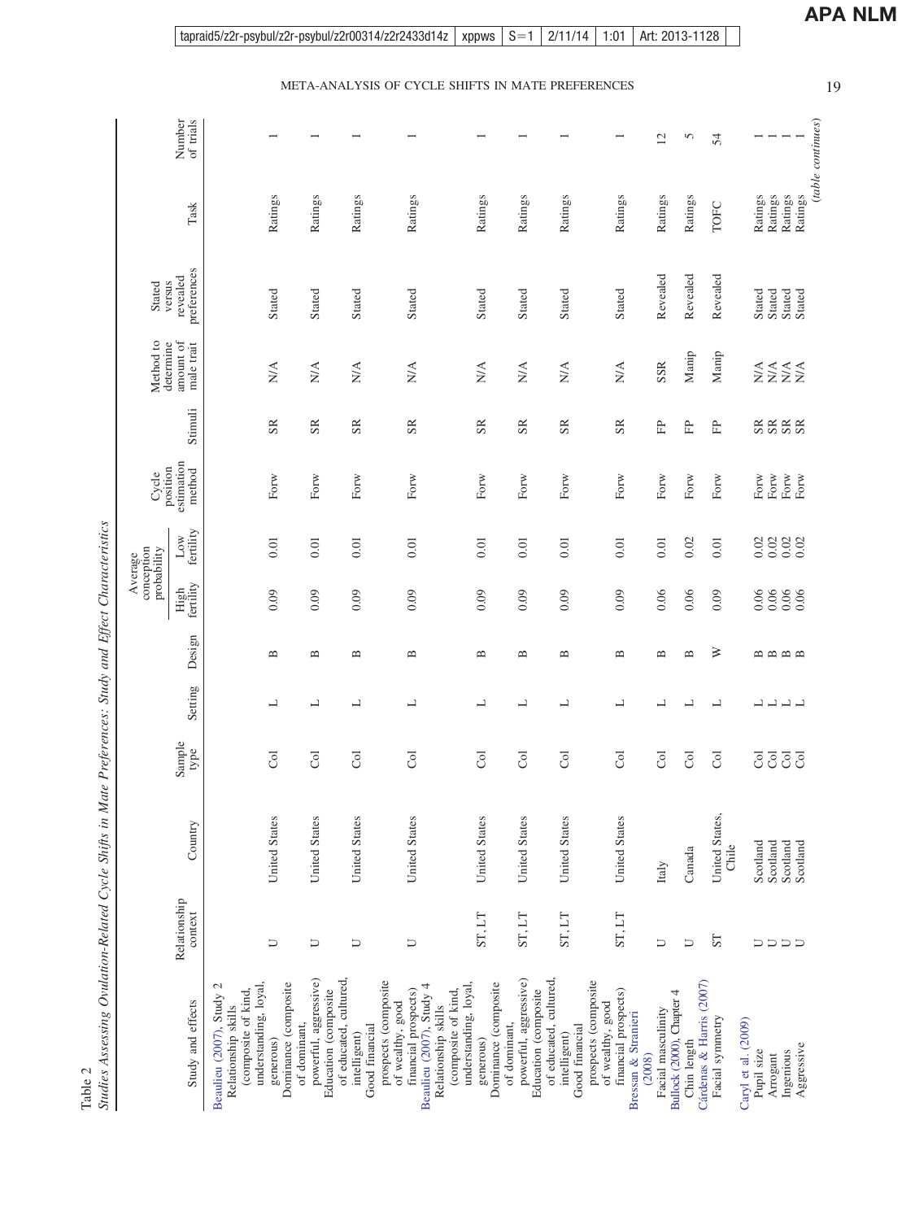Table 2
*Studies Assessing Ovulation-Related Cycle Shifts in Mate Preferences: Study and Effect Characteristics*

| Study and effects | Relationship context | Country | Sample type | Setting | Design | Average conception probability | | Cycle position estimation method | Stimuli | Method to determine amount of male trait | Stated versus revealed preferences | Task | Number of trials |
|---|---|---|---|---|---|---|---|---|---|---|---|---|---|
| | | | | | | High fertility | Low fertility | | | | | | |
| Beaulieu (2007), Study 2 | | | | | | | | | | | | | |
| Relationship skills (composite of kind, understanding, loyal, generous) | U | United States | Col | L | B | 0.09 | 0.01 | Forw | SR | N/A | Stated | Ratings | 1 |
| Dominance (composite of dominant, powerful, aggressive) | U | United States | Col | L | B | 0.09 | 0.01 | Forw | SR | N/A | Stated | Ratings | 1 |
| Education (composite of educated, cultured, intelligent) | U | United States | Col | L | B | 0.09 | 0.01 | Forw | SR | N/A | Stated | Ratings | 1 |
| Good financial prospects (composite of wealthy, good financial prospects) | U | United States | Col | L | B | 0.09 | 0.01 | Forw | SR | N/A | Stated | Ratings | 1 |
| Beaulieu (2007), Study 4 | | | | | | | | | | | | | |
| Relationship skills (composite of kind, understanding, loyal, generous) | ST, LT | United States | Col | L | B | 0.09 | 0.01 | Forw | SR | N/A | Stated | Ratings | 1 |
| Dominance (composite of dominant, powerful, aggressive) | ST, LT | United States | Col | L | B | 0.09 | 0.01 | Forw | SR | N/A | Stated | Ratings | 1 |
| Education (composite of educated, cultured, intelligent) | ST, LT | United States | Col | L | B | 0.09 | 0.01 | Forw | SR | N/A | Stated | Ratings | 1 |
| Good financial prospects (composite of wealthy, good financial prospects) | ST, LT | United States | Col | L | B | 0.09 | 0.01 | Forw | SR | N/A | Stated | Ratings | 1 |
| Bressan & Stranieri (2008) | | | | | | | | | | | | | |
| Facial masculinity | U | Italy | Col | L | B | 0.06 | 0.01 | Forw | FP | SSR | Revealed | Ratings | 12 |
| Bullock (2000), Chapter 4 | | | | | | | | | | | | | |
| Chin length | U | Canada | Col | L | B | 0.06 | 0.02 | Forw | FP | Manip | Revealed | Ratings | 5 |
| Cárdenas & Harris (2007) | | | | | | | | | | | | | |
| Facial symmetry | ST | United States, Chile | Col | L | W | 0.09 | 0.01 | Forw | FP | Manip | Revealed | TOFC | 54 |
| Caryl et al. (2009) | | | | | | | | | | | | | |
| Pupil size | U | Scotland | Col | L | B | 0.06 | 0.02 | Forw | SR | N/A | Stated | Ratings | 1 |
| Arrogant | U | Scotland | Col | L | B | 0.06 | 0.02 | Forw | SR | N/A | Stated | Ratings | 1 |
| Ingenious | U | Scotland | Col | L | B | 0.06 | 0.02 | Forw | SR | N/A | Stated | Ratings | 1 |
| Aggressive | U | Scotland | Col | L | B | 0.06 | 0.02 | Forw | SR | N/A | Stated | Ratings | 1 |

*(table continues)*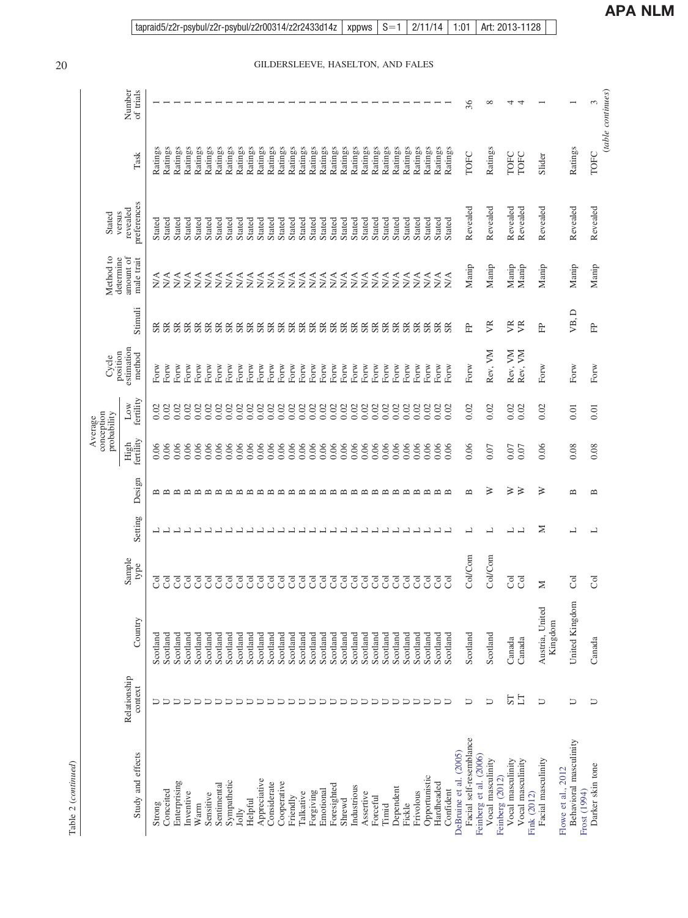Table 2 (*continued*)

| Study and effects | Relationship context | Country | Sample type | Setting | Design | Average conception probability | | Cycle position estimation method | Stimuli | Method to determine amount of male trait | Stated versus revealed preferences | Task | Number of trials |
|---|---|---|---|---|---|---|---|---|---|---|---|---|---|
| | | | | | | High fertility | Low fertility | | | | | | |
| Strong | U | Scotland | Col | L | B | 0.06 | 0.02 | Forw | SR | N/A | Stated | Ratings | 1 |
| Conceited | U | Scotland | Col | L | B | 0.06 | 0.02 | Forw | SR | N/A | Stated | Ratings | 1 |
| Enterprising | U | Scotland | Col | L | B | 0.06 | 0.02 | Forw | SR | N/A | Stated | Ratings | 1 |
| Inventive | U | Scotland | Col | L | B | 0.06 | 0.02 | Forw | SR | N/A | Stated | Ratings | 1 |
| Warm | U | Scotland | Col | L | B | 0.06 | 0.02 | Forw | SR | N/A | Stated | Ratings | 1 |
| Sensitive | U | Scotland | Col | L | B | 0.06 | 0.02 | Forw | SR | N/A | Stated | Ratings | 1 |
| Sentimental | U | Scotland | Col | L | B | 0.06 | 0.02 | Forw | SR | N/A | Stated | Ratings | 1 |
| Sympathetic | U | Scotland | Col | L | B | 0.06 | 0.02 | Forw | SR | N/A | Stated | Ratings | 1 |
| Jolly | U | Scotland | Col | L | B | 0.06 | 0.02 | Forw | SR | N/A | Stated | Ratings | 1 |
| Helpful | U | Scotland | Col | L | B | 0.06 | 0.02 | Forw | SR | N/A | Stated | Ratings | 1 |
| Appreciative | U | Scotland | Col | L | B | 0.06 | 0.02 | Forw | SR | N/A | Stated | Ratings | 1 |
| Considerate | U | Scotland | Col | L | B | 0.06 | 0.02 | Forw | SR | N/A | Stated | Ratings | 1 |
| Cooperative | U | Scotland | Col | L | B | 0.06 | 0.02 | Forw | SR | N/A | Stated | Ratings | 1 |
| Friendly | U | Scotland | Col | L | B | 0.06 | 0.02 | Forw | SR | N/A | Stated | Ratings | 1 |
| Talkative | U | Scotland | Col | L | B | 0.06 | 0.02 | Forw | SR | N/A | Stated | Ratings | 1 |
| Forgiving | U | Scotland | Col | L | B | 0.06 | 0.02 | Forw | SR | N/A | Stated | Ratings | 1 |
| Emotional | U | Scotland | Col | L | B | 0.06 | 0.02 | Forw | SR | N/A | Stated | Ratings | 1 |
| Foresighted | U | Scotland | Col | L | B | 0.06 | 0.02 | Forw | SR | N/A | Stated | Ratings | 1 |
| Shrewd | U | Scotland | Col | L | B | 0.06 | 0.02 | Forw | SR | N/A | Stated | Ratings | 1 |
| Industrious | U | Scotland | Col | L | B | 0.06 | 0.02 | Forw | SR | N/A | Stated | Ratings | 1 |
| Assertive | U | Scotland | Col | L | B | 0.06 | 0.02 | Forw | SR | N/A | Stated | Ratings | 1 |
| Forceful | U | Scotland | Col | L | B | 0.06 | 0.02 | Forw | SR | N/A | Stated | Ratings | 1 |
| Timid | U | Scotland | Col | L | B | 0.06 | 0.02 | Forw | SR | N/A | Stated | Ratings | 1 |
| Dependent | U | Scotland | Col | L | B | 0.06 | 0.02 | Forw | SR | N/A | Stated | Ratings | 1 |
| Fickle | U | Scotland | Col | L | B | 0.06 | 0.02 | Forw | SR | N/A | Stated | Ratings | 1 |
| Frivolous | U | Scotland | Col | L | B | 0.06 | 0.02 | Forw | SR | N/A | Stated | Ratings | 1 |
| Opportunistic | U | Scotland | Col | L | B | 0.06 | 0.02 | Forw | SR | N/A | Stated | Ratings | 1 |
| Hardheaded | U | Scotland | Col | L | B | 0.06 | 0.02 | Forw | SR | N/A | Stated | Ratings | 1 |
| Confident | U | Scotland | Col | L | B | 0.06 | 0.02 | Forw | SR | N/A | Stated | Ratings | 1 |
| DeBruine et al. (2005) | | | | | | | | | | | | | |
| Facial self-resemblance | U | Scotland | Col/Com | L | B | 0.06 | 0.02 | Forw | FP | Manip | Revealed | TOFC | 36 |
| Feinberg et al. (2006) | | | | | | | | | | | | | |
| Vocal masculinity | U | Scotland | Col/Com | L | W | 0.07 | 0.02 | Rev, VM | VR | Manip | Revealed | Ratings | 8 |
| Feinberg (2012) | | | | | | | | | | | | | |
| Vocal masculinity | ST | Canada | Col | L | W | 0.07 | 0.02 | Rev, VM | VR | Manip | Revealed | TOFC | 4 |
| Vocal masculinity | LT | Canada | Col | L | W | 0.07 | 0.02 | Rev, VM | VR | Manip | Revealed | TOFC | 4 |
| Fink (2012) | | | | | | | | | | | | | |
| Facial masculinity | U | Austria, United Kingdom | M | M | W | 0.06 | 0.02 | Forw | FP | Manip | Revealed | Slider | 1 |
| Flowe et al., 2012 | | | | | | | | | | | | | |
| Behavioral masculinity | U | United Kingdom | Col | L | B | 0.08 | 0.01 | Forw | VB, D | Manip | Revealed | Ratings | 1 |
| Frost (1994) | | | | | | | | | | | | | |
| Darker skin tone | U | Canada | Col | L | B | 0.08 | 0.01 | Forw | FP | Manip | Revealed | TOFC | 3 |

(*table continues*)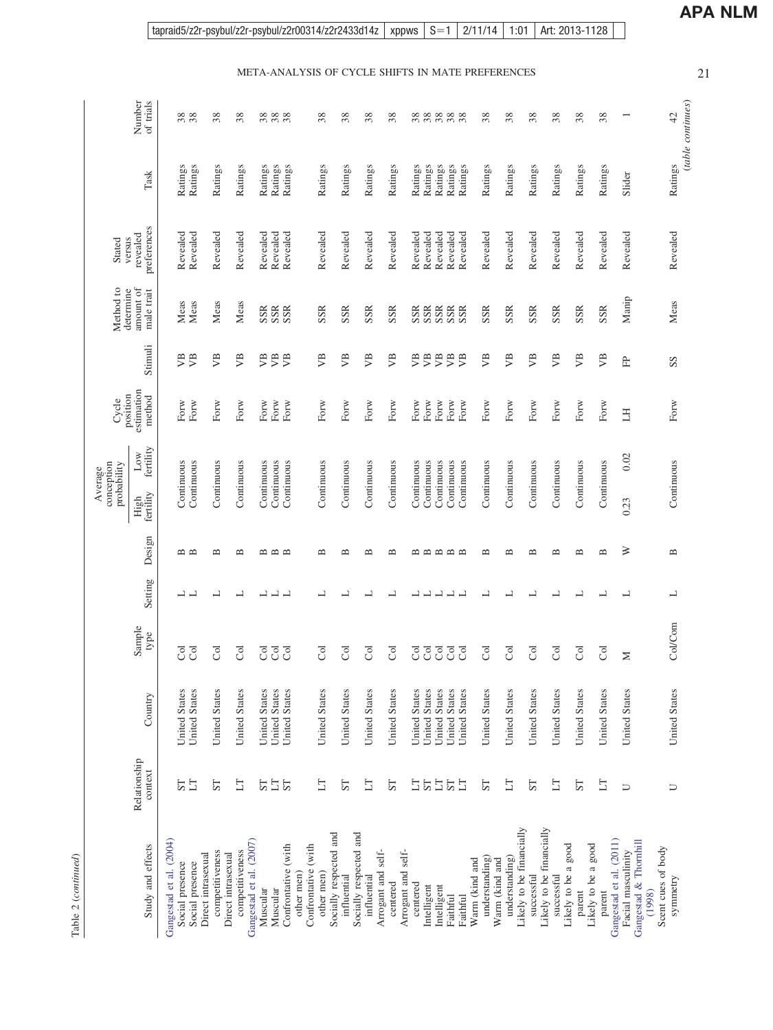Table 2 (continued)

| Study and effects | Relationship context | Country | Sample type | Setting | Design | Average conception probability: High fertility | Average conception probability: Low fertility | Cycle position estimation method | Stimuli | Method to determine amount of male trait | Stated versus revealed preferences | Task | Number of trials |
|---|---|---|---|---|---|---|---|---|---|---|---|---|---|
| Gangestad et al. (2004) | | | | | | | | | | | | | |
| Social presence | ST | United States | Col | L | B | Continuous | | Forw | VB | Meas | Revealed | Ratings | 38 |
| Social presence | LT | United States | Col | L | B | Continuous | | Forw | VB | Meas | Revealed | Ratings | 38 |
| Direct intrasexual competitiveness | ST | United States | Col | L | B | Continuous | | Forw | VB | Meas | Revealed | Ratings | 38 |
| Direct intrasexual competitiveness | LT | United States | Col | L | B | Continuous | | Forw | VB | Meas | Revealed | Ratings | 38 |
| Gangestad et al. (2007) | | | | | | | | | | | | | |
| Muscular | ST | United States | Col | L | B | Continuous | | Forw | VB | SSR | Revealed | Ratings | 38 |
| Muscular | LT | United States | Col | L | B | Continuous | | Forw | VB | SSR | Revealed | Ratings | 38 |
| Confrontative (with other men) | ST | United States | Col | L | B | Continuous | | Forw | VB | SSR | Revealed | Ratings | 38 |
| Confrontative (with other men) | LT | United States | Col | L | B | Continuous | | Forw | VB | SSR | Revealed | Ratings | 38 |
| Socially respected and influential | ST | United States | Col | L | B | Continuous | | Forw | VB | SSR | Revealed | Ratings | 38 |
| Socially respected and influential | LT | United States | Col | L | B | Continuous | | Forw | VB | SSR | Revealed | Ratings | 38 |
| Arrogant and self-centered | ST | United States | Col | L | B | Continuous | | Forw | VB | SSR | Revealed | Ratings | 38 |
| Arrogant and self-centered | LT | United States | Col | L | B | Continuous | | Forw | VB | SSR | Revealed | Ratings | 38 |
| Intelligent | ST | United States | Col | L | B | Continuous | | Forw | VB | SSR | Revealed | Ratings | 38 |
| Intelligent | LT | United States | Col | L | B | Continuous | | Forw | VB | SSR | Revealed | Ratings | 38 |
| Faithful | ST | United States | Col | L | B | Continuous | | Forw | VB | SSR | Revealed | Ratings | 38 |
| Faithful | LT | United States | Col | L | B | Continuous | | Forw | VB | SSR | Revealed | Ratings | 38 |
| Warm (kind and understanding) | ST | United States | Col | L | B | Continuous | | Forw | VB | SSR | Revealed | Ratings | 38 |
| Warm (kind and understanding) | LT | United States | Col | L | B | Continuous | | Forw | VB | SSR | Revealed | Ratings | 38 |
| Likely to be financially successful | ST | United States | Col | L | B | Continuous | | Forw | VB | SSR | Revealed | Ratings | 38 |
| Likely to be financially successful | LT | United States | Col | L | B | Continuous | | Forw | VB | SSR | Revealed | Ratings | 38 |
| Likely to be a good parent | ST | United States | Col | L | B | Continuous | | Forw | VB | SSR | Revealed | Ratings | 38 |
| Likely to be a good parent | LT | United States | Col | L | B | Continuous | | Forw | VB | SSR | Revealed | Ratings | 38 |
| Gangestad et al. (2011) | | | | | | | | | | | | | |
| Facial masculinity | U | United States | M | L | W | 0.23 | 0.02 | LH | FP | Manip | Revealed | Slider | 1 |
| Gangestad & Thornhill (1998) | | | | | | | | | | | | | |
| Scent cues of body symmetry | U | United States | Col/Com | L | B | Continuous | | Forw | SS | Meas | Revealed | Ratings | 42 |

(table continues)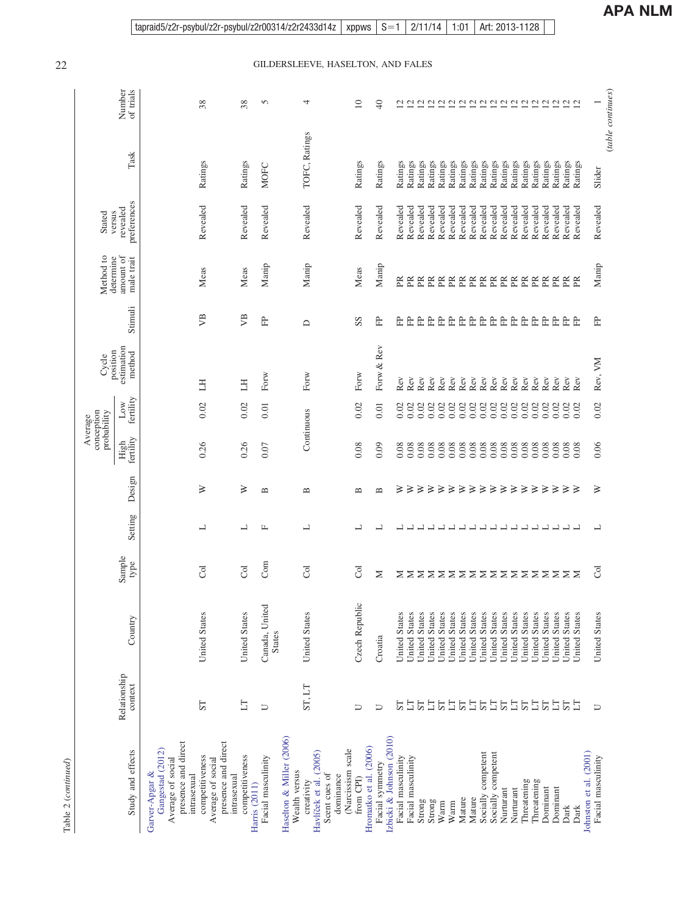Table 2 (*continued*)

| Study and effects | Relationship context | Country | Sample type | Setting | Design | Average conception probability | | Cycle position estimation method | Stimuli | Method to determine amount of male trait | Stated versus revealed preferences | Task | Number of trials |
|---|---|---|---|---|---|---|---|---|---|---|---|---|---|
| | | | | | | High fertility | Low fertility | | | | | | |
| Garver-Apgar & Gangestad (2012) | | | | | | | | | | | | | |
| Average of social presence and direct intrasexual competitiveness | ST | United States | Col | L | W | 0.26 | 0.02 | LH | VB | Meas | Revealed | Ratings | 38 |
| Average of social presence and direct intrasexual competitiveness | LT | United States | Col | L | W | 0.26 | 0.02 | LH | VB | Meas | Revealed | Ratings | 38 |
| Harris (2011) | | | | | | | | | | | | | |
| Facial masculinity | U | Canada, United States | Com | F | B | 0.07 | 0.01 | Forw | FP | Manip | Revealed | MOFC | 5 |
| Haselton & Miller (2006) | | | | | | | | | | | | | |
| Wealth versus creativity | ST, LT | United States | Col | L | B | Continuous | | Forw | D | Manip | Revealed | TOFC, Ratings | 4 |
| Havlíček et al. (2005) | | | | | | | | | | | | | |
| Scent cues of dominance (Narcissism scale from CPI) | U | Czech Republic | Col | L | B | 0.08 | 0.02 | Forw | SS | Meas | Revealed | Ratings | 10 |
| Hromatko et al. (2006) | | | | | | | | | | | | | |
| Facial symmetry | U | Croatia | M | L | B | 0.09 | 0.01 | Forw & Rev | FP | Manip | Revealed | Ratings | 40 |
| Izbicki & Johnson (2010) | | | | | | | | | | | | | |
| Facial masculinity | ST | United States | M | L | W | 0.08 | 0.02 | Rev | FP | PR | Revealed | Ratings | 12 |
| Facial masculinity | LT | United States | M | L | W | 0.08 | 0.02 | Rev | FP | PR | Revealed | Ratings | 12 |
| Strong | ST | United States | M | L | W | 0.08 | 0.02 | Rev | FP | PR | Revealed | Ratings | 12 |
| Strong | LT | United States | M | L | W | 0.08 | 0.02 | Rev | FP | PR | Revealed | Ratings | 12 |
| Warm | ST | United States | M | L | W | 0.08 | 0.02 | Rev | FP | PR | Revealed | Ratings | 12 |
| Warm | LT | United States | M | L | W | 0.08 | 0.02 | Rev | FP | PR | Revealed | Ratings | 12 |
| Mature | ST | United States | M | L | W | 0.08 | 0.02 | Rev | FP | PR | Revealed | Ratings | 12 |
| Mature | LT | United States | M | L | W | 0.08 | 0.02 | Rev | FP | PR | Revealed | Ratings | 12 |
| Socially competent | ST | United States | M | L | W | 0.08 | 0.02 | Rev | FP | PR | Revealed | Ratings | 12 |
| Socially competent | LT | United States | M | L | W | 0.08 | 0.02 | Rev | FP | PR | Revealed | Ratings | 12 |
| Nurturant | ST | United States | M | L | W | 0.08 | 0.02 | Rev | FP | PR | Revealed | Ratings | 12 |
| Nurturant | LT | United States | M | L | W | 0.08 | 0.02 | Rev | FP | PR | Revealed | Ratings | 12 |
| Threatening | ST | United States | M | L | W | 0.08 | 0.02 | Rev | FP | PR | Revealed | Ratings | 12 |
| Threatening | LT | United States | M | L | W | 0.08 | 0.02 | Rev | FP | PR | Revealed | Ratings | 12 |
| Dominant | ST | United States | M | L | W | 0.08 | 0.02 | Rev | FP | PR | Revealed | Ratings | 12 |
| Dominant | LT | United States | M | L | W | 0.08 | 0.02 | Rev | FP | PR | Revealed | Ratings | 12 |
| Dark | ST | United States | M | L | W | 0.08 | 0.02 | Rev | FP | PR | Revealed | Ratings | 12 |
| Dark | LT | United States | M | L | W | 0.08 | 0.02 | Rev | FP | PR | Revealed | Ratings | 12 |
| Johnston et al. (2001) | | | | | | | | | | | | | |
| Facial masculinity | U | United States | Col | L | W | 0.06 | 0.02 | Rev, VM | FP | Manip | Revealed | Slider | 1 |

(*table continues*)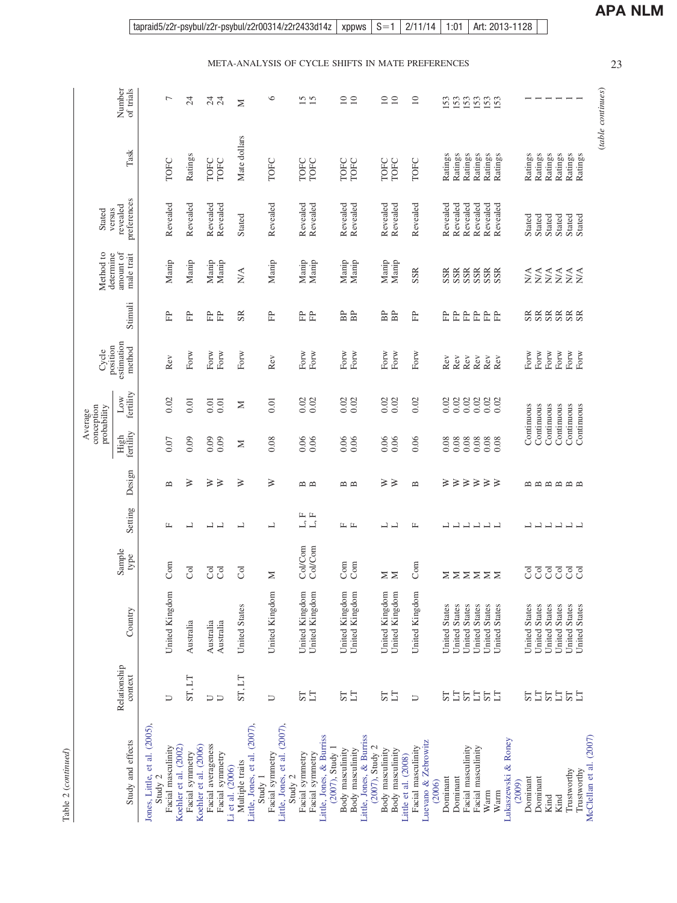Table 2 (*continued*)

| Study and effects | Relationship context | Country | Sample type | Setting | Design | Average conception probability | | Cycle position estimation method | Stimuli | Method to determine amount of male trait | Stated versus revealed preferences | Task | Number of trials |
|---|---|---|---|---|---|---|---|---|---|---|---|---|---|
| | | | | | | High fertility | Low fertility | | | | | | |
| Jones, Little, et al. (2005), Study 2 | | | | | | | | | | | | | |
| Facial masculinity | U | United Kingdom | Com | F | B | 0.07 | 0.02 | Rev | FP | Manip | Revealed | TOFC | 7 |
| Koehler et al. (2002) | | | | | | | | | | | | | |
| Facial symmetry | ST, LT | Australia | Col | L | W | 0.09 | 0.01 | Forw | FP | Manip | Revealed | Ratings | 24 |
| Koehler et al. (2006) | | | | | | | | | | | | | |
| Facial averageness | U | Australia | Col | L | W | 0.09 | 0.01 | Forw | FP | Manip | Revealed | TOFC | 24 |
| Facial symmetry | U | Australia | Col | L | W | 0.09 | 0.01 | Forw | FP | Manip | Revealed | TOFC | 24 |
| Li et al. (2006) | | | | | | | | | | | | | |
| Multiple traits | ST, LT | United States | Col | L | W | M | M | Forw | SR | N/A | Stated | Mate dollars | M |
| Little, Jones, et al. (2007), Study 1 | | | | | | | | | | | | | |
| Facial symmetry | U | United Kingdom | M | L | W | 0.08 | 0.01 | Rev | FP | Manip | Revealed | TOFC | 6 |
| Little, Jones, et al. (2007), Study 2 | | | | | | | | | | | | | |
| Facial symmetry | ST | United Kingdom | Col/Com | L, F | B | 0.06 | 0.02 | Forw | FP | Manip | Revealed | TOFC | 15 |
| Facial symmetry | LT | United Kingdom | Col/Com | L, F | B | 0.06 | 0.02 | Forw | FP | Manip | Revealed | TOFC | 15 |
| Little, Jones, & Burriss (2007), Study 1 | | | | | | | | | | | | | |
| Body masculinity | ST | United Kingdom | Com | F | B | 0.06 | 0.02 | Forw | BP | Manip | Revealed | TOFC | 10 |
| Body masculinity | LT | United Kingdom | Com | F | B | 0.06 | 0.02 | Forw | BP | Manip | Revealed | TOFC | 10 |
| Little, Jones, & Burriss (2007), Study 2 | | | | | | | | | | | | | |
| Body masculinity | ST | United Kingdom | M | L | W | 0.06 | 0.02 | Forw | BP | Manip | Revealed | TOFC | 10 |
| Body masculinity | LT | United Kingdom | M | L | W | 0.06 | 0.02 | Forw | BP | Manip | Revealed | TOFC | 10 |
| Little et al. (2008) | | | | | | | | | | | | | |
| Facial masculinity | U | United Kingdom | Com | F | B | 0.06 | 0.02 | Forw | FP | SSR | Revealed | TOFC | 10 |
| Luevano & Zebrowitz (2006) | | | | | | | | | | | | | |
| Dominant | ST | United States | M | L | W | 0.08 | 0.02 | Rev | FP | SSR | Revealed | Ratings | 153 |
| Dominant | LT | United States | M | L | W | 0.08 | 0.02 | Rev | FP | SSR | Revealed | Ratings | 153 |
| Facial masculinity | ST | United States | M | L | W | 0.08 | 0.02 | Rev | FP | SSR | Revealed | Ratings | 153 |
| Facial masculinity | LT | United States | M | L | W | 0.08 | 0.02 | Rev | FP | SSR | Revealed | Ratings | 153 |
| Warm | ST | United States | M | L | W | 0.08 | 0.02 | Rev | FP | SSR | Revealed | Ratings | 153 |
| Warm | LT | United States | M | L | W | 0.08 | 0.02 | Rev | FP | SSR | Revealed | Ratings | 153 |
| Lukaszewski & Roney (2009) | | | | | | | | | | | | | |
| Dominant | ST | United States | Col | L | B | Continuous | | Forw | SR | N/A | Stated | Ratings | 1 |
| Dominant | LT | United States | Col | L | B | Continuous | | Forw | SR | N/A | Stated | Ratings | 1 |
| Kind | ST | United States | Col | L | B | Continuous | | Forw | SR | N/A | Stated | Ratings | 1 |
| Kind | LT | United States | Col | L | B | Continuous | | Forw | SR | N/A | Stated | Ratings | 1 |
| Trustworthy | ST | United States | Col | L | B | Continuous | | Forw | SR | N/A | Stated | Ratings | 1 |
| Trustworthy | LT | United States | Col | L | B | Continuous | | Forw | SR | N/A | Stated | Ratings | 1 |
| McClellan et al. (2007) | | | | | | | | | | | | | |

(*table continues*)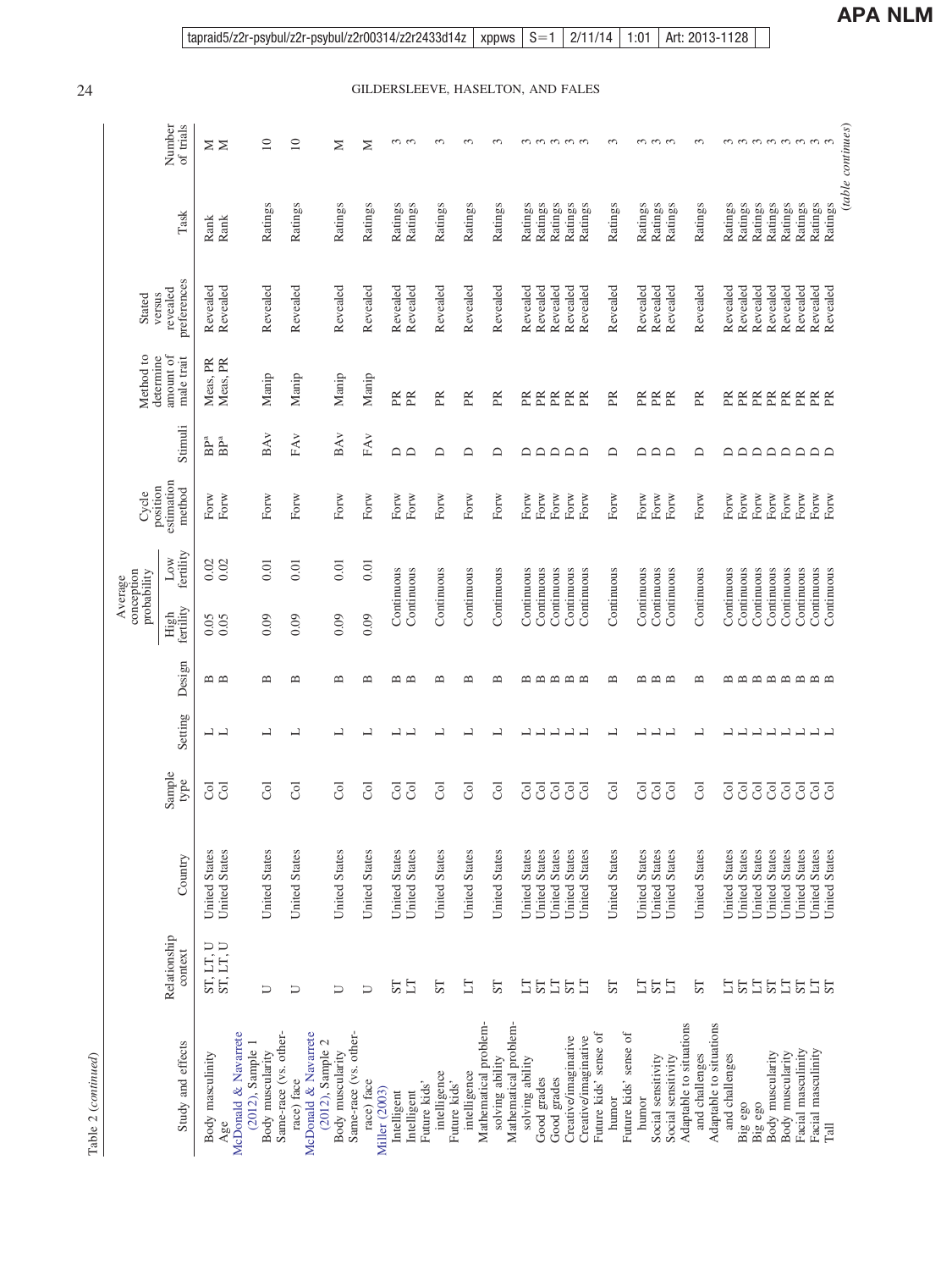Table 2 (*continued*)

| Study and effects | Relationship context | Country | Sample type | Setting | Design | Average conception probability | | Cycle position estimation method | Stimuli | Method to determine amount of male trait | Stated versus revealed preferences | Task | Number of trials |
|---|---|---|---|---|---|---|---|---|---|---|---|---|---|
| | | | | | | High fertility | Low fertility | | | | | | |
| Body masculinity | ST, LT, U | United States | Col | L | B | 0.05 | 0.02 | Forw | BP[a] | Meas, PR | Revealed | Rank | M |
| Age | ST, LT, U | United States | Col | L | B | 0.05 | 0.02 | Forw | BP[a] | Meas, PR | Revealed | Rank | M |
| McDonald & Navarrete (2012), Sample 1 | | | | | | | | | | | | | |
| Body muscularity | U | United States | Col | L | B | 0.09 | 0.01 | Forw | BAv | Manip | Revealed | Ratings | 10 |
| Same-race (vs. other-race) face | U | United States | Col | L | B | 0.09 | 0.01 | Forw | FAv | Manip | Revealed | Ratings | 10 |
| McDonald & Navarrete (2012), Sample 2 | | | | | | | | | | | | | |
| Body muscularity | U | United States | Col | L | B | 0.09 | 0.01 | Forw | BAv | Manip | Revealed | Ratings | M |
| Same-race (vs. other-race) face | U | United States | Col | L | B | 0.09 | 0.01 | Forw | FAv | Manip | Revealed | Ratings | M |
| Miller (2003) | | | | | | | | | | | | | |
| Intelligent | ST | United States | Col | L | B | Continuous | | Forw | D | PR | Revealed | Ratings | 3 |
| Intelligent | LT | United States | Col | L | B | Continuous | | Forw | D | PR | Revealed | Ratings | 3 |
| Future kids' intelligence | ST | United States | Col | L | B | Continuous | | Forw | D | PR | Revealed | Ratings | 3 |
| Future kids' intelligence | LT | United States | Col | L | B | Continuous | | Forw | D | PR | Revealed | Ratings | 3 |
| Mathematical problem-solving ability | ST | United States | Col | L | B | Continuous | | Forw | D | PR | Revealed | Ratings | 3 |
| Mathematical problem-solving ability | LT | United States | Col | L | B | Continuous | | Forw | D | PR | Revealed | Ratings | 3 |
| Good grades | ST | United States | Col | L | B | Continuous | | Forw | D | PR | Revealed | Ratings | 3 |
| Good grades | LT | United States | Col | L | B | Continuous | | Forw | D | PR | Revealed | Ratings | 3 |
| Creative/imaginative | ST | United States | Col | L | B | Continuous | | Forw | D | PR | Revealed | Ratings | 3 |
| Creative/imaginative | LT | United States | Col | L | B | Continuous | | Forw | D | PR | Revealed | Ratings | 3 |
| Future kids' sense of humor | ST | United States | Col | L | B | Continuous | | Forw | D | PR | Revealed | Ratings | 3 |
| Future kids' sense of humor | LT | United States | Col | L | B | Continuous | | Forw | D | PR | Revealed | Ratings | 3 |
| Social sensitivity | ST | United States | Col | L | B | Continuous | | Forw | D | PR | Revealed | Ratings | 3 |
| Social sensitivity | LT | United States | Col | L | B | Continuous | | Forw | D | PR | Revealed | Ratings | 3 |
| Adaptable to situations and challenges | ST | United States | Col | L | B | Continuous | | Forw | D | PR | Revealed | Ratings | 3 |
| Adaptable to situations and challenges | LT | United States | Col | L | B | Continuous | | Forw | D | PR | Revealed | Ratings | 3 |
| Big ego | ST | United States | Col | L | B | Continuous | | Forw | D | PR | Revealed | Ratings | 3 |
| Big ego | LT | United States | Col | L | B | Continuous | | Forw | D | PR | Revealed | Ratings | 3 |
| Body muscularity | ST | United States | Col | L | B | Continuous | | Forw | D | PR | Revealed | Ratings | 3 |
| Body muscularity | LT | United States | Col | L | B | Continuous | | Forw | D | PR | Revealed | Ratings | 3 |
| Facial masculinity | ST | United States | Col | L | B | Continuous | | Forw | D | PR | Revealed | Ratings | 3 |
| Facial masculinity | LT | United States | Col | L | B | Continuous | | Forw | D | PR | Revealed | Ratings | 3 |
| Tall | ST | United States | Col | L | B | Continuous | | Forw | D | PR | Revealed | Ratings | 3 |

(*table continues*)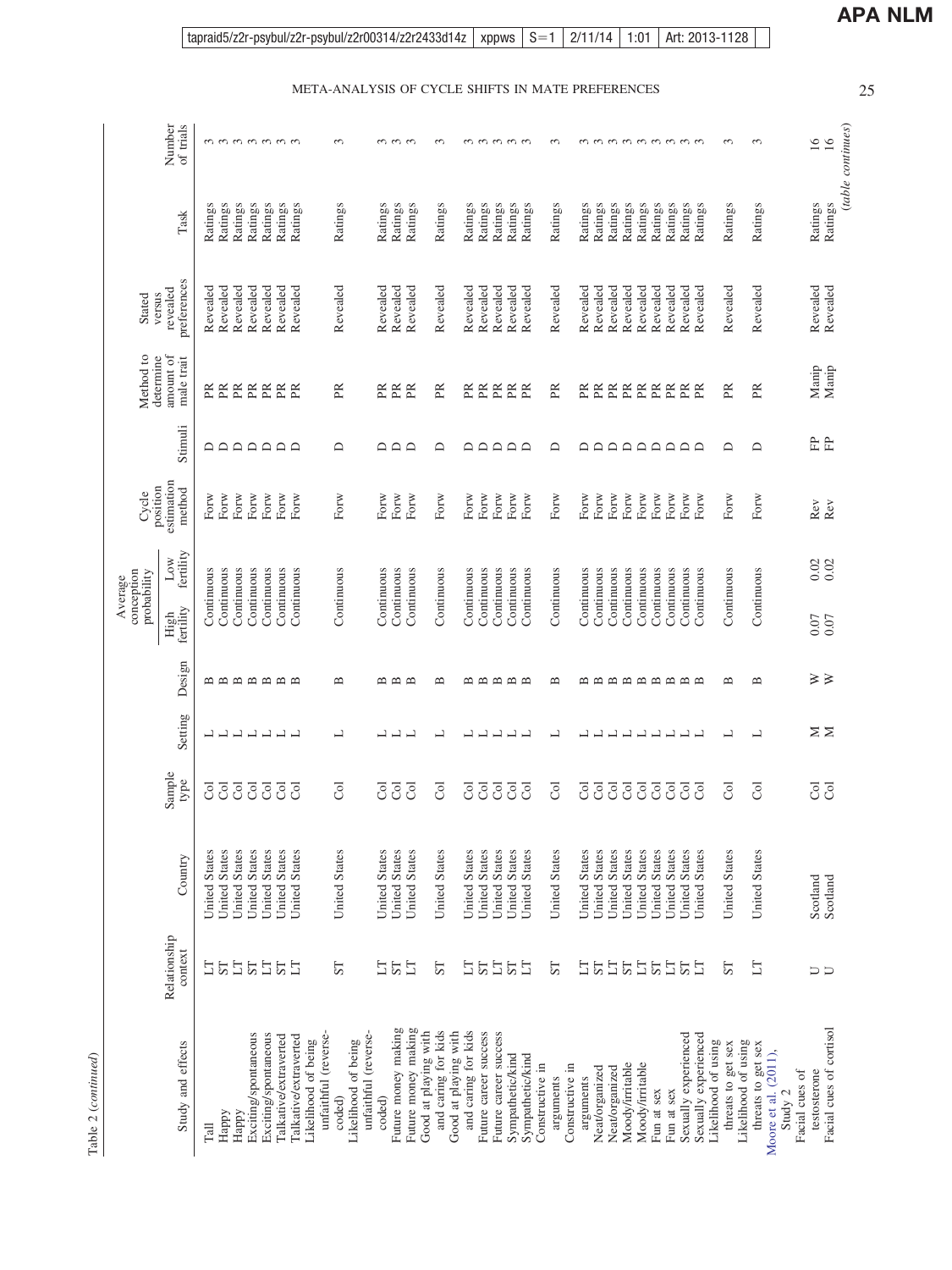Table 2 (*continued*)

| Study and effects | Relationship context | Country | Sample type | Setting | Design | Average conception probability: High fertility | Average conception probability: Low fertility | Cycle position estimation method | Stimuli | Method to determine amount of male trait | Stated versus revealed preferences | Task | Number of trials |
|---|---|---|---|---|---|---|---|---|---|---|---|---|---|
| Tall | LT | United States | Col | L | B | Continuous | | Forw | D | PR | Revealed | Ratings | 3 |
| Happy | ST | United States | Col | L | B | Continuous | | Forw | D | PR | Revealed | Ratings | 3 |
| Happy | LT | United States | Col | L | B | Continuous | | Forw | D | PR | Revealed | Ratings | 3 |
| Exciting/spontaneous | ST | United States | Col | L | B | Continuous | | Forw | D | PR | Revealed | Ratings | 3 |
| Exciting/spontaneous | LT | United States | Col | L | B | Continuous | | Forw | D | PR | Revealed | Ratings | 3 |
| Talkative/extraverted | ST | United States | Col | L | B | Continuous | | Forw | D | PR | Revealed | Ratings | 3 |
| Talkative/extraverted | LT | United States | Col | L | B | Continuous | | Forw | D | PR | Revealed | Ratings | 3 |
| Likelihood of being unfaithful (reverse-coded) | ST | United States | Col | L | B | Continuous | | Forw | D | PR | Revealed | Ratings | 3 |
| Likelihood of being unfaithful (reverse-coded) | LT | United States | Col | L | B | Continuous | | Forw | D | PR | Revealed | Ratings | 3 |
| Future money making | ST | United States | Col | L | B | Continuous | | Forw | D | PR | Revealed | Ratings | 3 |
| Future money making | LT | United States | Col | L | B | Continuous | | Forw | D | PR | Revealed | Ratings | 3 |
| Good at playing with and caring for kids | ST | United States | Col | L | B | Continuous | | Forw | D | PR | Revealed | Ratings | 3 |
| Good at playing with and caring for kids | LT | United States | Col | L | B | Continuous | | Forw | D | PR | Revealed | Ratings | 3 |
| Future career success | ST | United States | Col | L | B | Continuous | | Forw | D | PR | Revealed | Ratings | 3 |
| Future career success | LT | United States | Col | L | B | Continuous | | Forw | D | PR | Revealed | Ratings | 3 |
| Sympathetic/kind | ST | United States | Col | L | B | Continuous | | Forw | D | PR | Revealed | Ratings | 3 |
| Sympathetic/kind | LT | United States | Col | L | B | Continuous | | Forw | D | PR | Revealed | Ratings | 3 |
| Constructive in arguments | ST | United States | Col | L | B | Continuous | | Forw | D | PR | Revealed | Ratings | 3 |
| Constructive in arguments | LT | United States | Col | L | B | Continuous | | Forw | D | PR | Revealed | Ratings | 3 |
| Neat/organized | ST | United States | Col | L | B | Continuous | | Forw | D | PR | Revealed | Ratings | 3 |
| Neat/organized | LT | United States | Col | L | B | Continuous | | Forw | D | PR | Revealed | Ratings | 3 |
| Moody/irritable | ST | United States | Col | L | B | Continuous | | Forw | D | PR | Revealed | Ratings | 3 |
| Moody/irritable | LT | United States | Col | L | B | Continuous | | Forw | D | PR | Revealed | Ratings | 3 |
| Fun at sex | ST | United States | Col | L | B | Continuous | | Forw | D | PR | Revealed | Ratings | 3 |
| Fun at sex | LT | United States | Col | L | B | Continuous | | Forw | D | PR | Revealed | Ratings | 3 |
| Sexually experienced | ST | United States | Col | L | B | Continuous | | Forw | D | PR | Revealed | Ratings | 3 |
| Sexually experienced | LT | United States | Col | L | B | Continuous | | Forw | D | PR | Revealed | Ratings | 3 |
| Likelihood of using threats to get sex | ST | United States | Col | L | B | Continuous | | Forw | D | PR | Revealed | Ratings | 3 |
| Likelihood of using threats to get sex | LT | United States | Col | L | B | Continuous | | Forw | D | PR | Revealed | Ratings | 3 |
| Moore et al. (2011), Study 2 | | | | | | | | | | | | | |
| Facial cues of testosterone | U | Scotland | Col | M | W | 0.07 | 0.02 | Rev | FP | Manip | Revealed | Ratings | 16 |
| Facial cues of cortisol | U | Scotland | Col | M | W | 0.07 | 0.02 | Rev | FP | Manip | Revealed | Ratings | 16 |

(*table continues*)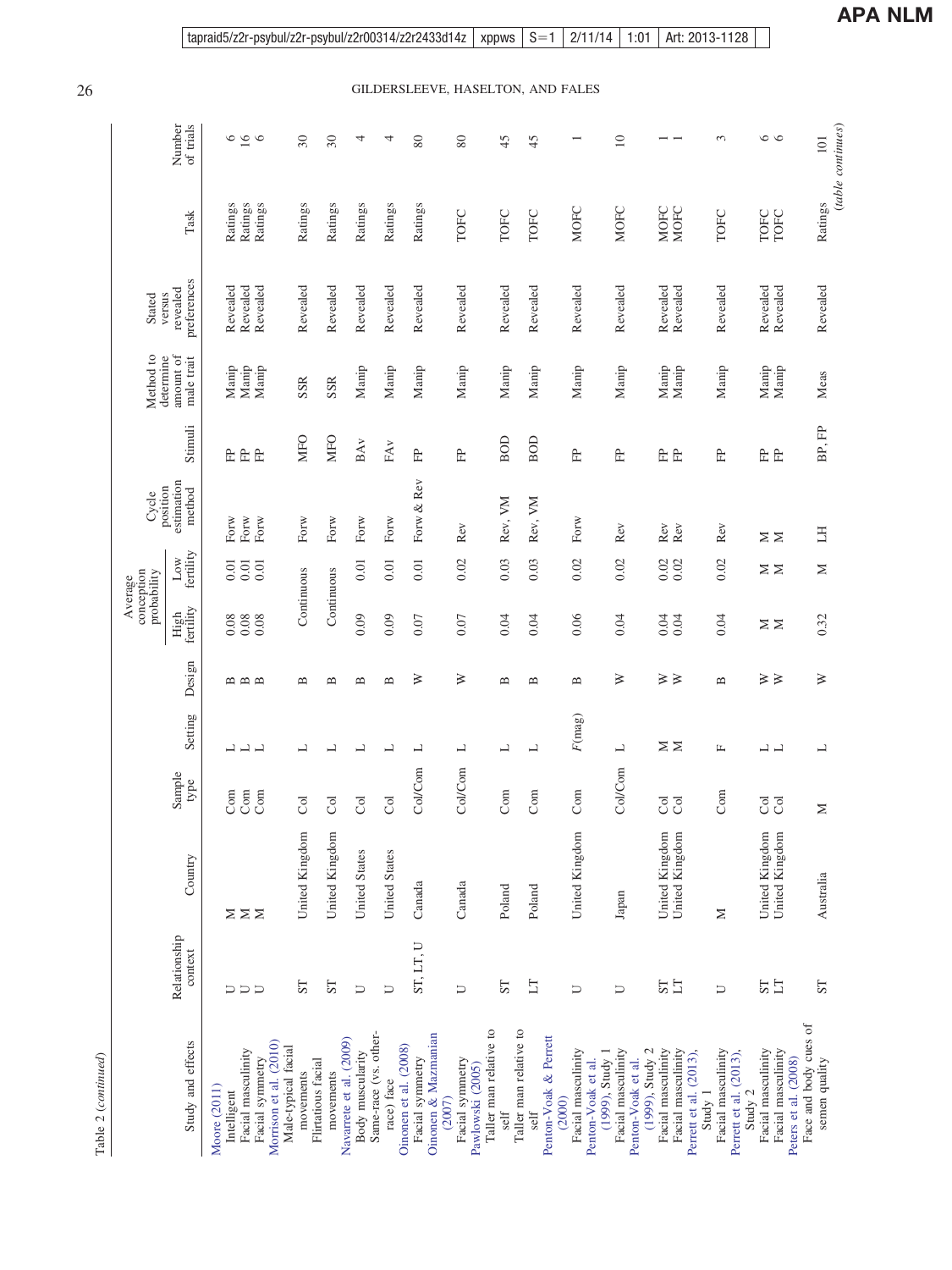Table 2 (*continued*)

| Study and effects | Relationship context | Country | Sample type | Setting | Design | Average conception probability: High fertility | Average conception probability: Low fertility | Cycle position estimation method | Stimuli | Method to determine amount of male trait | Stated versus revealed preferences | Task | Number of trials |
|---|---|---|---|---|---|---|---|---|---|---|---|---|---|
| Moore (2011) | | | | | | | | | | | | | |
| Intelligent | U | M | Com | L | B | 0.08 | 0.01 | Forw | FP | Manip | Revealed | Ratings | 6 |
| Facial masculinity | U | M | Com | L | B | 0.08 | 0.01 | Forw | FP | Manip | Revealed | Ratings | 16 |
| Facial symmetry | U | M | Com | L | B | 0.08 | 0.01 | Forw | FP | Manip | Revealed | Ratings | 6 |
| Morrison et al. (2010) | | | | | | | | | | | | | |
| Male-typical facial movements | ST | United Kingdom | Col | L | B | Continuous | | Forw | MFO | SSR | Revealed | Ratings | 30 |
| Flirtatious facial movements | ST | United Kingdom | Col | L | B | Continuous | | Forw | MFO | SSR | Revealed | Ratings | 30 |
| Navarrete et al. (2009) | | | | | | | | | | | | | |
| Body muscularity | U | United States | Col | L | B | 0.09 | 0.01 | Forw | BAv | Manip | Revealed | Ratings | 4 |
| Same-race (vs. other-race) face | U | United States | Col | L | B | 0.09 | 0.01 | Forw | FAv | Manip | Revealed | Ratings | 4 |
| Oinonen et al. (2008) | | | | | | | | | | | | | |
| Facial symmetry | ST, LT, U | Canada | Col/Com | L | W | 0.07 | 0.01 | Forw & Rev | FP | Manip | Revealed | Ratings | 80 |
| Oinonen & Mazmanian (2007) | | | | | | | | | | | | | |
| Facial symmetry | U | Canada | Col/Com | L | W | 0.07 | 0.02 | Rev | FP | Manip | Revealed | TOFC | 80 |
| Pawlowski (2005) | | | | | | | | | | | | | |
| Taller man relative to self | ST | Poland | Com | L | B | 0.04 | 0.03 | Rev, VM | BOD | Manip | Revealed | TOFC | 45 |
| Taller man relative to self | LT | Poland | Com | L | B | 0.04 | 0.03 | Rev, VM | BOD | Manip | Revealed | TOFC | 45 |
| Penton-Voak & Perrett (2000) | | | | | | | | | | | | | |
| Facial masculinity | U | United Kingdom | Com | *F*(mag) | B | 0.06 | 0.02 | Forw | FP | Manip | Revealed | MOFC | 1 |
| Penton-Voak et al. (1999), Study 1 | | | | | | | | | | | | | |
| Facial masculinity | U | Japan | Col/Com | L | W | 0.04 | 0.02 | Rev | FP | Manip | Revealed | MOFC | 10 |
| Penton-Voak et al. (1999), Study 2 | | | | | | | | | | | | | |
| Facial masculinity | ST | United Kingdom | Col | M | W | 0.04 | 0.02 | Rev | FP | Manip | Revealed | MOFC | 1 |
| Facial masculinity | LT | United Kingdom | Col | M | W | 0.04 | 0.02 | Rev | FP | Manip | Revealed | MOFC | 1 |
| Perrett et al. (2013), Study 1 | | | | | | | | | | | | | |
| Facial masculinity | U | M | Com | F | B | 0.04 | 0.02 | Rev | FP | Manip | Revealed | TOFC | 3 |
| Perrett et al. (2013), Study 2 | | | | | | | | | | | | | |
| Facial masculinity | ST | United Kingdom | Col | L | W | M | M | M | FP | Manip | Revealed | TOFC | 6 |
| Facial masculinity | LT | United Kingdom | Col | L | W | M | M | M | FP | Manip | Revealed | TOFC | 6 |
| Peters et al. (2008) | | | | | | | | | | | | | |
| Face and body cues of semen quality | ST | Australia | M | L | W | 0.32 | M | LH | BP, FP | Meas | Revealed | Ratings | 101 |

(*table continues*)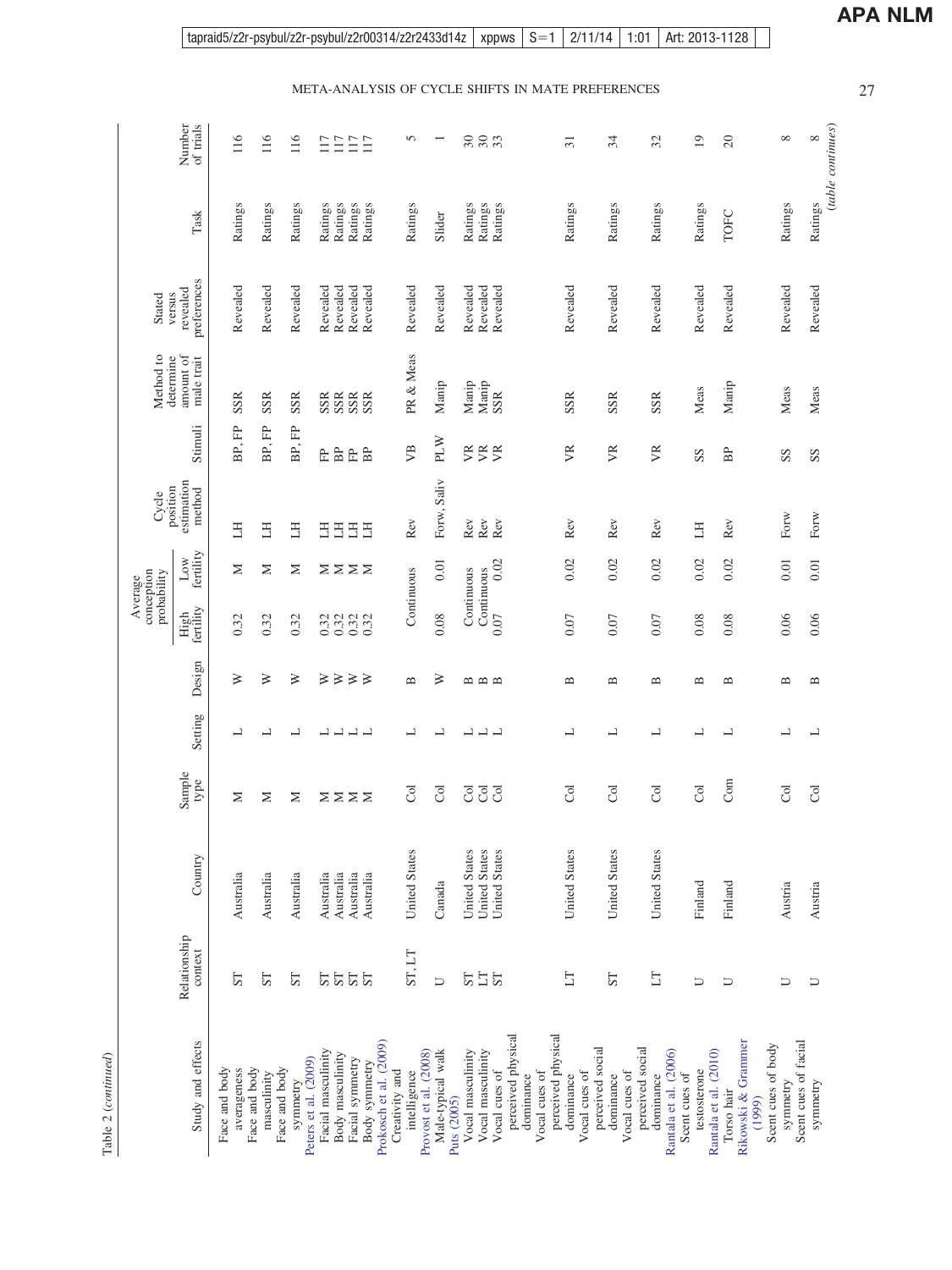Table 2 (*continued*)

| Study and effects | Relationship context | Country | Sample type | Setting | Design | Average conception probability: High fertility | Average conception probability: Low fertility | Cycle position estimation method | Stimuli | Method to determine amount of male trait | Stated versus revealed preferences | Task | Number of trials |
|---|---|---|---|---|---|---|---|---|---|---|---|---|---|
| Face and body averageness | ST | Australia | M | L | W | 0.32 | M | LH | BP, FP | SSR | Revealed | Ratings | 116 |
| Face and body masculinity | ST | Australia | M | L | W | 0.32 | M | LH | BP, FP | SSR | Revealed | Ratings | 116 |
| Face and body symmetry | ST | Australia | M | L | W | 0.32 | M | LH | BP, FP | SSR | Revealed | Ratings | 116 |
| Peters et al. (2009) | | | | | | | | | | | | | |
| Facial masculinity | ST | Australia | M | L | W | 0.32 | M | LH | FP | SSR | Revealed | Ratings | 117 |
| Body masculinity | ST | Australia | M | L | W | 0.32 | M | LH | BP | SSR | Revealed | Ratings | 117 |
| Facial symmetry | ST | Australia | M | L | W | 0.32 | M | LH | FP | SSR | Revealed | Ratings | 117 |
| Body symmetry | ST | Australia | M | L | W | 0.32 | M | LH | BP | SSR | Revealed | Ratings | 117 |
| Prokosch et al. (2009) | | | | | | | | | | | | | |
| Creativity and intelligence | ST, LT | United States | Col | L | B | Continuous | | Rev | VB | PR & Meas | Revealed | Ratings | 5 |
| Provost et al. (2008) | | | | | | | | | | | | | |
| Male-typical walk | U | Canada | Col | L | W | 0.08 | 0.01 | Forw, Saliv | PLW | Manip | Revealed | Slider | 1 |
| Puts (2005) | | | | | | | | | | | | | |
| Vocal masculinity | ST | United States | Col | L | B | Continuous | | Rev | VR | Manip | Revealed | Ratings | 30 |
| Vocal masculinity | LT | United States | Col | L | B | Continuous | | Rev | VR | Manip | Revealed | Ratings | 30 |
| Vocal cues of perceived physical dominance | ST | United States | Col | L | B | 0.07 | 0.02 | Rev | VR | SSR | Revealed | Ratings | 33 |
| Vocal cues of perceived physical dominance | LT | United States | Col | L | B | 0.07 | 0.02 | Rev | VR | SSR | Revealed | Ratings | 31 |
| Vocal cues of perceived social dominance | ST | United States | Col | L | B | 0.07 | 0.02 | Rev | VR | SSR | Revealed | Ratings | 34 |
| Vocal cues of perceived social dominance | LT | United States | Col | L | B | 0.07 | 0.02 | Rev | VR | SSR | Revealed | Ratings | 32 |
| Rantala et al. (2006) | | | | | | | | | | | | | |
| Scent cues of testosterone | U | Finland | Col | L | B | 0.08 | 0.02 | LH | SS | Meas | Revealed | Ratings | 19 |
| Rantala et al. (2010) | | | | | | | | | | | | | |
| Torso hair | U | Finland | Com | L | B | 0.08 | 0.02 | Rev | BP | Manip | Revealed | TOFC | 20 |
| Rikowski & Grammer (1999) | | | | | | | | | | | | | |
| Scent cues of body symmetry | U | Austria | Col | L | B | 0.06 | 0.01 | Forw | SS | Meas | Revealed | Ratings | 8 |
| Scent cues of facial symmetry | U | Austria | Col | L | B | 0.06 | 0.01 | Forw | SS | Meas | Revealed | Ratings | 8 |

(*table continues*)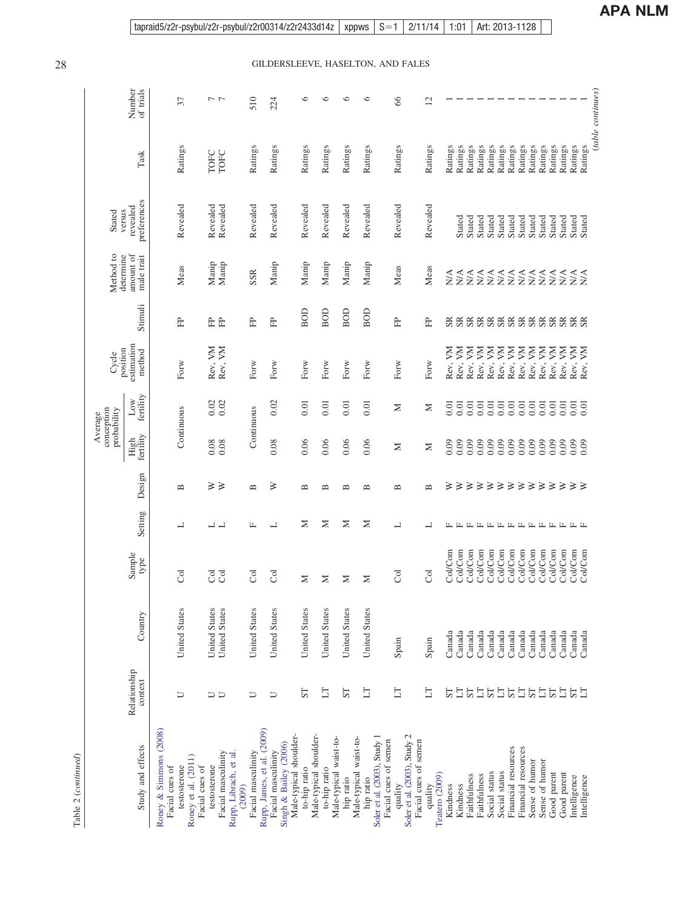Table 2 (*continued*)

| Study and effects | Relationship context | Country | Sample type | Setting | Design | Average conception probability: High fertility | Average conception probability: Low fertility | Cycle position estimation method | Stimuli | Method to determine amount of male trait | Stated versus revealed preferences | Task | Number of trials |
|---|---|---|---|---|---|---|---|---|---|---|---|---|---|
| Roney & Simmons (2008) | | | | | | | | | | | | | |
| Facial cues of testosterone | U | United States | Col | L | B | Continuous | | Forw | FP | Meas | Revealed | Ratings | 37 |
| Roney et al. (2011) | | | | | | | | | | | | | |
| Facial cues of testosterone | U | United States | Col | L | W | 0.08 | 0.02 | Rev, VM | FP | Manip | Revealed | TOFC | 7 |
| Facial masculinity | U | United States | Col | L | W | 0.08 | 0.02 | Rev, VM | FP | Manip | Revealed | TOFC | 7 |
| Rupp, Librach, et al. (2009) | | | | | | | | | | | | | |
| Facial masculinity | U | United States | Col | F | B | Continuous | | Forw | FP | SSR | Revealed | Ratings | 510 |
| Rupp, James, et al. (2009) | | | | | | | | | | | | | |
| Facial masculinity | U | United States | Col | L | W | 0.08 | 0.02 | Forw | FP | Manip | Revealed | Ratings | 224 |
| Singh & Bailey (2006) | | | | | | | | | | | | | |
| Male-typical shoulder-to-hip ratio | ST | United States | M | M | B | 0.06 | 0.01 | Forw | BOD | Manip | Revealed | Ratings | 6 |
| Male-typical shoulder-to-hip ratio | LT | United States | M | M | B | 0.06 | 0.01 | Forw | BOD | Manip | Revealed | Ratings | 6 |
| Male-typical waist-to-hip ratio | ST | United States | M | M | B | 0.06 | 0.01 | Forw | BOD | Manip | Revealed | Ratings | 6 |
| Male-typical waist-to-hip ratio | LT | United States | M | M | B | 0.06 | 0.01 | Forw | BOD | Manip | Revealed | Ratings | 6 |
| Soler et al. (2003), Study 1 | | | | | | | | | | | | | |
| Facial cues of semen quality | LT | Spain | Col | L | B | M | M | Forw | FP | Meas | Revealed | Ratings | 66 |
| Soler et al. (2003), Study 2 | | | | | | | | | | | | | |
| Facial cues of semen quality | LT | Spain | Col | L | B | M | M | Forw | FP | Meas | Revealed | Ratings | 12 |
| Teatero (2009) | | | | | | | | | | | | | |
| Kindness | ST | Canada | Col/Com | F | W | 0.09 | 0.01 | Rev, VM | SR | N/A | | Ratings | 1 |
| Kindness | LT | Canada | Col/Com | F | W | 0.09 | 0.01 | Rev, VM | SR | N/A | Stated | Ratings | 1 |
| Faithfulness | ST | Canada | Col/Com | F | W | 0.09 | 0.01 | Rev, VM | SR | N/A | Stated | Ratings | 1 |
| Faithfulness | LT | Canada | Col/Com | F | W | 0.09 | 0.01 | Rev, VM | SR | N/A | Stated | Ratings | 1 |
| Social status | ST | Canada | Col/Com | F | W | 0.09 | 0.01 | Rev, VM | SR | N/A | Stated | Ratings | 1 |
| Social status | LT | Canada | Col/Com | F | W | 0.09 | 0.01 | Rev, VM | SR | N/A | Stated | Ratings | 1 |
| Financial resources | ST | Canada | Col/Com | F | W | 0.09 | 0.01 | Rev, VM | SR | N/A | Stated | Ratings | 1 |
| Financial resources | LT | Canada | Col/Com | F | W | 0.09 | 0.01 | Rev, VM | SR | N/A | Stated | Ratings | 1 |
| Sense of humor | ST | Canada | Col/Com | F | W | 0.09 | 0.01 | Rev, VM | SR | N/A | Stated | Ratings | 1 |
| Sense of humor | LT | Canada | Col/Com | F | W | 0.09 | 0.01 | Rev, VM | SR | N/A | Stated | Ratings | 1 |
| Good parent | ST | Canada | Col/Com | F | W | 0.09 | 0.01 | Rev, VM | SR | N/A | Stated | Ratings | 1 |
| Good parent | LT | Canada | Col/Com | F | W | 0.09 | 0.01 | Rev, VM | SR | N/A | Stated | Ratings | 1 |
| Intelligence | ST | Canada | Col/Com | F | W | 0.09 | 0.01 | Rev, VM | SR | N/A | Stated | Ratings | 1 |
| Intelligence | LT | Canada | Col/Com | F | W | 0.09 | 0.01 | Rev, VM | SR | N/A | Stated | Ratings | 1 |

(*table continues*)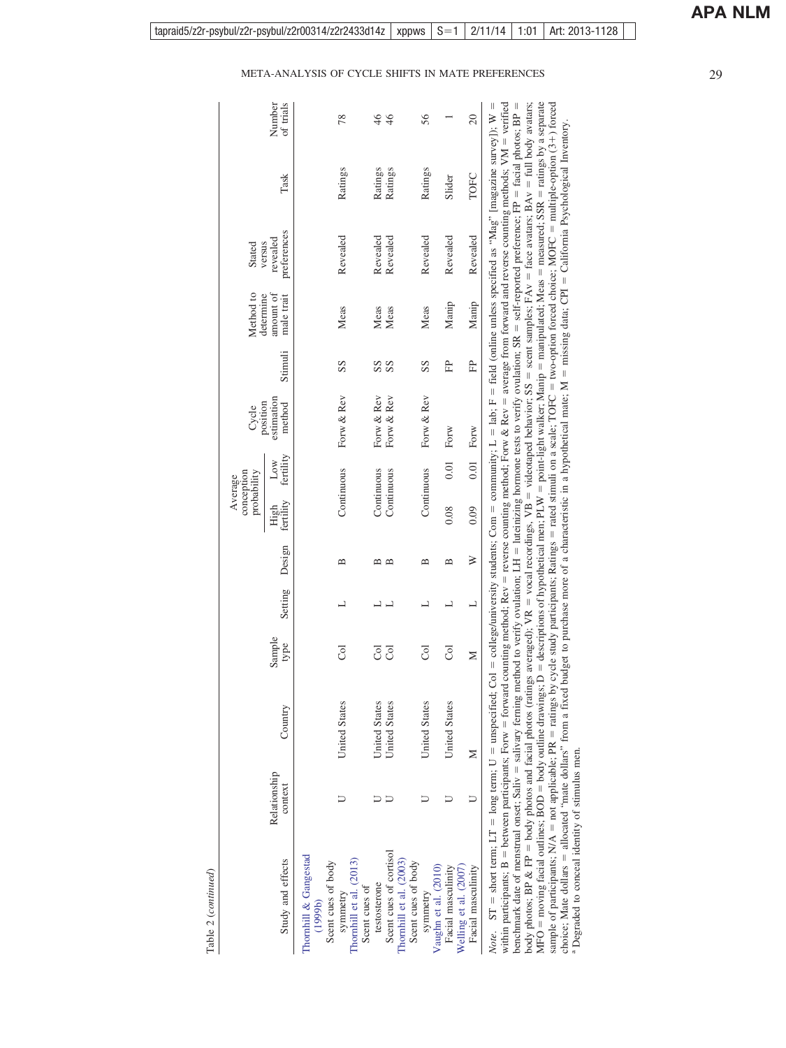Table 2 (*continued*)

| Study and effects | Relationship context | Country | Sample type | Setting | Design | Average conception probability | | Cycle position estimation method | Stimuli | Method to determine amount of male trait | Stated versus revealed preferences | Task | Number of trials |
|---|---|---|---|---|---|---|---|---|---|---|---|---|---|
| | | | | | | High fertility | Low fertility | | | | | | |
| Thornhill & Gangestad (1999b) | | | | | | | | | | | | | |
| Scent cues of body symmetry | U | United States | Col | L | B | Continuous | | Forw & Rev | SS | Meas | Revealed | Ratings | 78 |
| Thornhill et al. (2013) | | | | | | | | | | | | | |
| Scent cues of testosterone | U | United States | Col | L | B | Continuous | | Forw & Rev | SS | Meas | Revealed | Ratings | 46 |
| Scent cues of cortisol | U | United States | Col | L | B | Continuous | | Forw & Rev | SS | Meas | Revealed | Ratings | 46 |
| Thornhill et al. (2003) | | | | | | | | | | | | | |
| Scent cues of body symmetry | U | United States | Col | L | B | Continuous | | Forw & Rev | SS | Meas | Revealed | Ratings | 56 |
| Vaughn et al. (2010) | | | | | | | | | | | | | |
| Facial masculinity | U | United States | Col | L | B | 0.08 | 0.01 | Forw | FP | Manip | Revealed | Slider | 1 |
| Welling et al. (2007) | | | | | | | | | | | | | |
| Facial masculinity | U | M | M | L | W | 0.09 | 0.01 | Forw | FP | Manip | Revealed | TOFC | 20 |

*Note.* ST = short term; LT = long term; U = unspecified; Col = college/university students; Com = community; L = lab; F = field (online unless specified as "Mag" [magazine survey]); W = within participants; B = between participants; Forw = forward counting method; Rev = reverse counting method; Forw & Rev = average from forward and reverse counting methods; VM = verified benchmark date of menstrual onset; Saliv = salivary ferning method to verify ovulation; LH = luteinizing hormone tests to verify ovulation; SR = self-reported preference; FP = facial photos; BP = body photos; BP & FP = body photos and facial photos (ratings averaged); VR = vocal recordings, VB = videotaped behavior; SS = scent samples; FAv = face avatars; BAv = full body avatars; MFO = moving facial outlines; BOD = body outline drawings; D = descriptions of hypothetical men; PLW = point-light walker; Manip = manipulated; Meas = measured; SSR = ratings by a separate sample of participants; N/A = not applicable; PR = ratings by cycle study participants; Ratings = rated stimuli on a scale; TOFC = two-option forced choice; MOFC = multiple-option (3+) forced choice; Mate dollars = allocated "mate dollars" from a fixed budget to purchase more of a characteristic in a hypothetical mate; M = missing data; CPI = California Psychological Inventory.

[a] Degraded to conceal identity of stimulus men.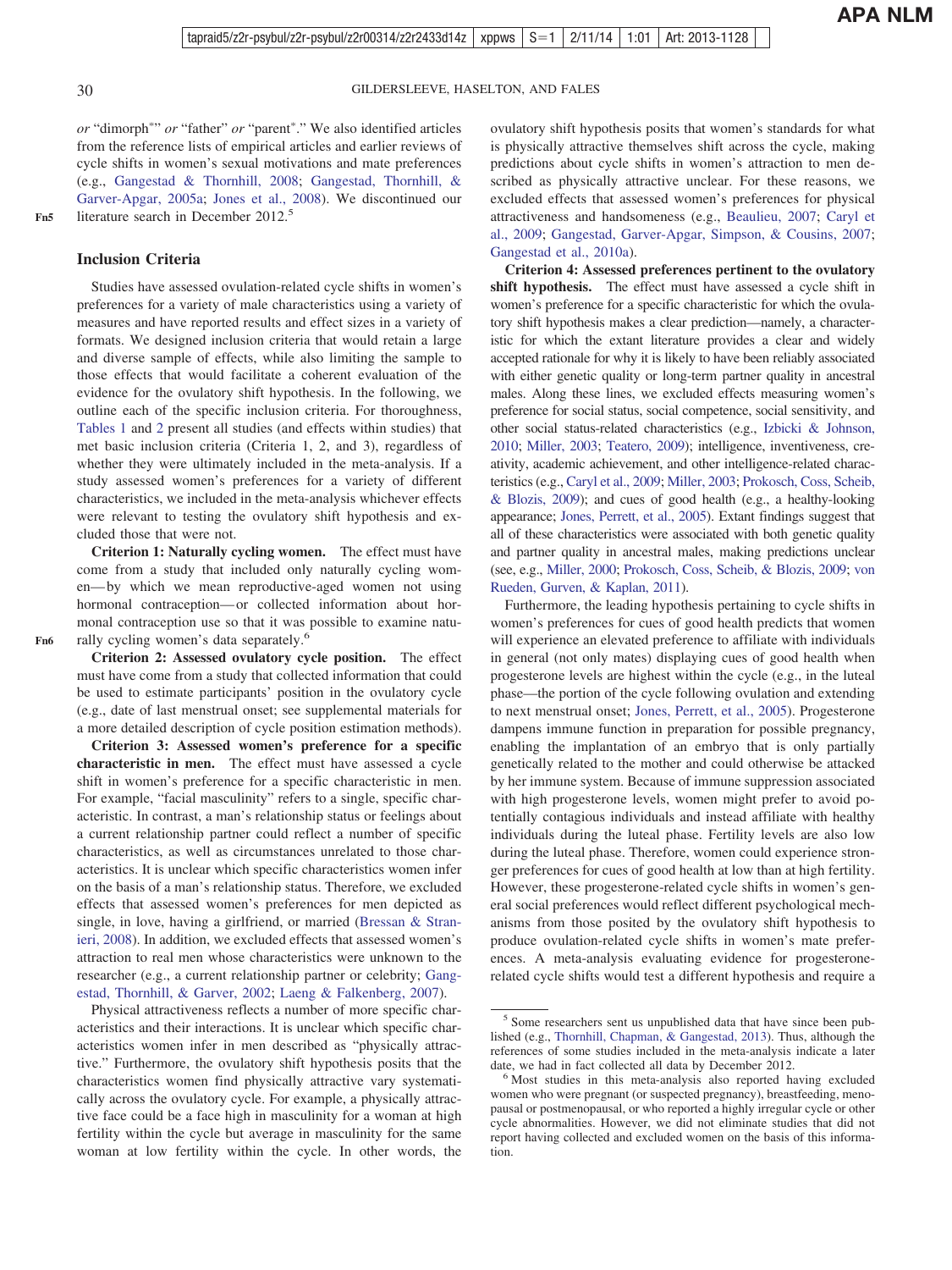or "dimorph*" or "father" or "parent*." We also identified articles from the reference lists of empirical articles and earlier reviews of cycle shifts in women's sexual motivations and mate preferences (e.g., Gangestad & Thornhill, 2008; Gangestad, Thornhill, & Garver-Apgar, 2005a; Jones et al., 2008). We discontinued our literature search in December 2012.[5]

## Inclusion Criteria

Studies have assessed ovulation-related cycle shifts in women's preferences for a variety of male characteristics using a variety of measures and have reported results and effect sizes in a variety of formats. We designed inclusion criteria that would retain a large and diverse sample of effects, while also limiting the sample to those effects that would facilitate a coherent evaluation of the evidence for the ovulatory shift hypothesis. In the following, we outline each of the specific inclusion criteria. For thoroughness, Tables 1 and 2 present all studies (and effects within studies) that met basic inclusion criteria (Criteria 1, 2, and 3), regardless of whether they were ultimately included in the meta-analysis. If a study assessed women's preferences for a variety of different characteristics, we included in the meta-analysis whichever effects were relevant to testing the ovulatory shift hypothesis and excluded those that were not.

**Criterion 1: Naturally cycling women.** The effect must have come from a study that included only naturally cycling women—by which we mean reproductive-aged women not using hormonal contraception—or collected information about hormonal contraception use so that it was possible to examine naturally cycling women's data separately.[6]

**Criterion 2: Assessed ovulatory cycle position.** The effect must have come from a study that collected information that could be used to estimate participants' position in the ovulatory cycle (e.g., date of last menstrual onset; see supplemental materials for a more detailed description of cycle position estimation methods).

**Criterion 3: Assessed women's preference for a specific characteristic in men.** The effect must have assessed a cycle shift in women's preference for a specific characteristic in men. For example, "facial masculinity" refers to a single, specific characteristic. In contrast, a man's relationship status or feelings about a current relationship partner could reflect a number of specific characteristics, as well as circumstances unrelated to those characteristics. It is unclear which specific characteristics women infer on the basis of a man's relationship status. Therefore, we excluded effects that assessed women's preferences for men depicted as single, in love, having a girlfriend, or married (Bressan & Stranieri, 2008). In addition, we excluded effects that assessed women's attraction to real men whose characteristics were unknown to the researcher (e.g., a current relationship partner or celebrity; Gangestad, Thornhill, & Garver, 2002; Laeng & Falkenberg, 2007).

Physical attractiveness reflects a number of more specific characteristics and their interactions. It is unclear which specific characteristics women infer in men described as "physically attractive." Furthermore, the ovulatory shift hypothesis posits that the characteristics women find physically attractive vary systematically across the ovulatory cycle. For example, a physically attractive face could be a face high in masculinity for a woman at high fertility within the cycle but average in masculinity for the same woman at low fertility within the cycle. In other words, the ovulatory shift hypothesis posits that women's standards for what is physically attractive themselves shift across the cycle, making predictions about cycle shifts in women's attraction to men described as physically attractive unclear. For these reasons, we excluded effects that assessed women's preferences for physical attractiveness and handsomeness (e.g., Beaulieu, 2007; Caryl et al., 2009; Gangestad, Garver-Apgar, Simpson, & Cousins, 2007; Gangestad et al., 2010a).

**Criterion 4: Assessed preferences pertinent to the ovulatory shift hypothesis.** The effect must have assessed a cycle shift in women's preference for a specific characteristic for which the ovulatory shift hypothesis makes a clear prediction—namely, a characteristic for which the extant literature provides a clear and widely accepted rationale for why it is likely to have been reliably associated with either genetic quality or long-term partner quality in ancestral males. Along these lines, we excluded effects measuring women's preference for social status, social competence, social sensitivity, and other social status-related characteristics (e.g., Izbicki & Johnson, 2010; Miller, 2003; Teatero, 2009); intelligence, inventiveness, creativity, academic achievement, and other intelligence-related characteristics (e.g., Caryl et al., 2009; Miller, 2003; Prokosch, Coss, Scheib, & Blozis, 2009); and cues of good health (e.g., a healthy-looking appearance; Jones, Perrett, et al., 2005). Extant findings suggest that all of these characteristics were associated with both genetic quality and partner quality in ancestral males, making predictions unclear (see, e.g., Miller, 2000; Prokosch, Coss, Scheib, & Blozis, 2009; von Rueden, Gurven, & Kaplan, 2011).

Furthermore, the leading hypothesis pertaining to cycle shifts in women's preferences for cues of good health predicts that women will experience an elevated preference to affiliate with individuals in general (not only mates) displaying cues of good health when progesterone levels are highest within the cycle (e.g., in the luteal phase—the portion of the cycle following ovulation and extending to next menstrual onset; Jones, Perrett, et al., 2005). Progesterone dampens immune function in preparation for possible pregnancy, enabling the implantation of an embryo that is only partially genetically related to the mother and could otherwise be attacked by her immune system. Because of immune suppression associated with high progesterone levels, women might prefer to avoid potentially contagious individuals and instead affiliate with healthy individuals during the luteal phase. Fertility levels are also low during the luteal phase. Therefore, women could experience stronger preferences for cues of good health at low than at high fertility. However, these progesterone-related cycle shifts in women's general social preferences would reflect different psychological mechanisms from those posited by the ovulatory shift hypothesis to produce ovulation-related cycle shifts in women's mate preferences. A meta-analysis evaluating evidence for progesterone-related cycle shifts would test a different hypothesis and require a

---

[5] Some researchers sent us unpublished data that have since been published (e.g., Thornhill, Chapman, & Gangestad, 2013). Thus, although the references of some studies included in the meta-analysis indicate a later date, we had in fact collected all data by December 2012.

[6] Most studies in this meta-analysis also reported having excluded women who were pregnant (or suspected pregnancy), breastfeeding, menopausal or postmenopausal, or who reported a highly irregular cycle or other cycle abnormalities. However, we did not eliminate studies that did not report having collected and excluded women on the basis of this information.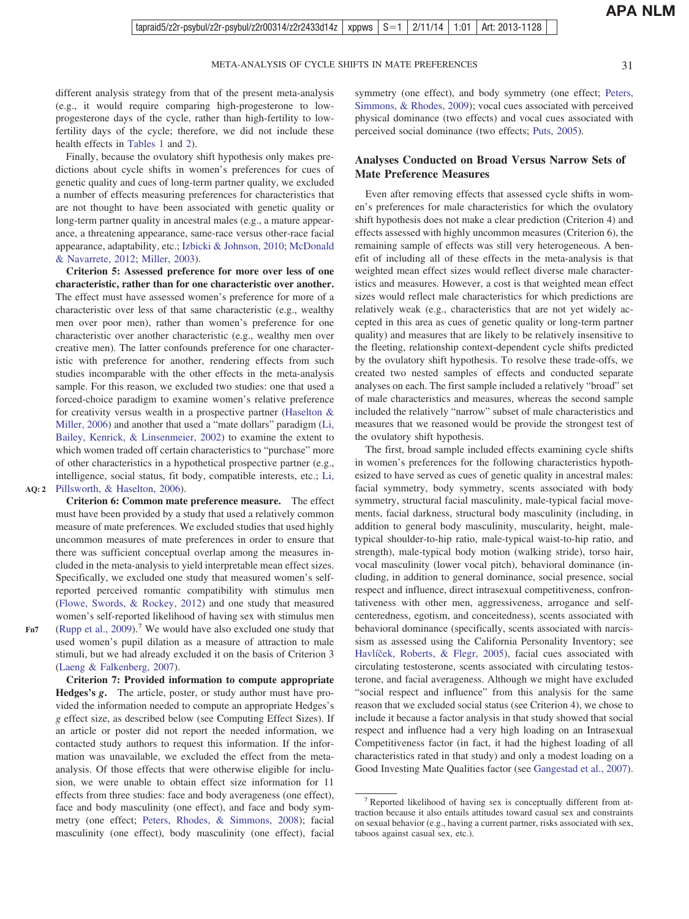different analysis strategy from that of the present meta-analysis (e.g., it would require comparing high-progesterone to low-progesterone days of the cycle, rather than high-fertility to low-fertility days of the cycle; therefore, we did not include these health effects in Tables 1 and 2).

Finally, because the ovulatory shift hypothesis only makes predictions about cycle shifts in women's preferences for cues of genetic quality and cues of long-term partner quality, we excluded a number of effects measuring preferences for characteristics that are not thought to have been associated with genetic quality or long-term partner quality in ancestral males (e.g., a mature appearance, a threatening appearance, same-race versus other-race facial appearance, adaptability, etc.; Izbicki & Johnson, 2010; McDonald & Navarrete, 2012; Miller, 2003).

**Criterion 5: Assessed preference for more over less of one characteristic, rather than for one characteristic over another.** The effect must have assessed women's preference for more of a characteristic over less of that same characteristic (e.g., wealthy men over poor men), rather than women's preference for one characteristic over another characteristic (e.g., wealthy men over creative men). The latter confounds preference for one characteristic with preference for another, rendering effects from such studies incomparable with the other effects in the meta-analysis sample. For this reason, we excluded two studies: one that used a forced-choice paradigm to examine women's relative preference for creativity versus wealth in a prospective partner (Haselton & Miller, 2006) and another that used a "mate dollars" paradigm (Li, Bailey, Kenrick, & Linsenmeier, 2002) to examine the extent to which women traded off certain characteristics to "purchase" more of other characteristics in a hypothetical prospective partner (e.g., intelligence, social status, fit body, compatible interests, etc.; Li, Pillsworth, & Haselton, 2006).

**Criterion 6: Common mate preference measure.** The effect must have been provided by a study that used a relatively common measure of mate preferences. We excluded studies that used highly uncommon measures of mate preferences in order to ensure that there was sufficient conceptual overlap among the measures included in the meta-analysis to yield interpretable mean effect sizes. Specifically, we excluded one study that measured women's self-reported perceived romantic compatibility with stimulus men (Flowe, Swords, & Rockey, 2012) and one study that measured women's self-reported likelihood of having sex with stimulus men (Rupp et al., 2009).[7] We would have also excluded one study that used women's pupil dilation as a measure of attraction to male stimuli, but we had already excluded it on the basis of Criterion 3 (Laeng & Falkenberg, 2007).

**Criterion 7: Provided information to compute appropriate Hedges's *g*.** The article, poster, or study author must have provided the information needed to compute an appropriate Hedges's *g* effect size, as described below (see Computing Effect Sizes). If an article or poster did not report the needed information, we contacted study authors to request this information. If the information was unavailable, we excluded the effect from the meta-analysis. Of those effects that were otherwise eligible for inclusion, we were unable to obtain effect size information for 11 effects from three studies: face and body averageness (one effect), face and body masculinity (one effect), and face and body symmetry (one effect; Peters, Rhodes, & Simmons, 2008); facial masculinity (one effect), body masculinity (one effect), facial symmetry (one effect), and body symmetry (one effect; Peters, Simmons, & Rhodes, 2009); vocal cues associated with perceived physical dominance (two effects) and vocal cues associated with perceived social dominance (two effects; Puts, 2005).

## Analyses Conducted on Broad Versus Narrow Sets of Mate Preference Measures

Even after removing effects that assessed cycle shifts in women's preferences for male characteristics for which the ovulatory shift hypothesis does not make a clear prediction (Criterion 4) and effects assessed with highly uncommon measures (Criterion 6), the remaining sample of effects was still very heterogeneous. A benefit of including all of these effects in the meta-analysis is that weighted mean effect sizes would reflect diverse male characteristics and measures. However, a cost is that weighted mean effect sizes would reflect male characteristics for which predictions are relatively weak (e.g., characteristics that are not yet widely accepted in this area as cues of genetic quality or long-term partner quality) and measures that are likely to be relatively insensitive to the fleeting, relationship context-dependent cycle shifts predicted by the ovulatory shift hypothesis. To resolve these trade-offs, we created two nested samples of effects and conducted separate analyses on each. The first sample included a relatively "broad" set of male characteristics and measures, whereas the second sample included the relatively "narrow" subset of male characteristics and measures that we reasoned would be provide the strongest test of the ovulatory shift hypothesis.

The first, broad sample included effects examining cycle shifts in women's preferences for the following characteristics hypothesized to have served as cues of genetic quality in ancestral males: facial symmetry, body symmetry, scents associated with body symmetry, structural facial masculinity, male-typical facial movements, facial darkness, structural body masculinity (including, in addition to general body masculinity, muscularity, height, male-typical shoulder-to-hip ratio, male-typical waist-to-hip ratio, and strength), male-typical body motion (walking stride), torso hair, vocal masculinity (lower vocal pitch), behavioral dominance (including, in addition to general dominance, social presence, social respect and influence, direct intrasexual competitiveness, confrontativeness with other men, aggressiveness, arrogance and self-centeredness, egotism, and conceitedness), scents associated with behavioral dominance (specifically, scents associated with narcissism as assessed using the California Personality Inventory; see Havlíček, Roberts, & Flegr, 2005), facial cues associated with circulating testosterone, scents associated with circulating testosterone, and facial averageness. Although we might have excluded "social respect and influence" from this analysis for the same reason that we excluded social status (see Criterion 4), we chose to include it because a factor analysis in that study showed that social respect and influence had a very high loading on an Intrasexual Competitiveness factor (in fact, it had the highest loading of all characteristics rated in that study) and only a modest loading on a Good Investing Mate Qualities factor (see Gangestad et al., 2007).

[7] Reported likelihood of having sex is conceptually different from attraction because it also entails attitudes toward casual sex and constraints on sexual behavior (e.g., having a current partner, risks associated with sex, taboos against casual sex, etc.).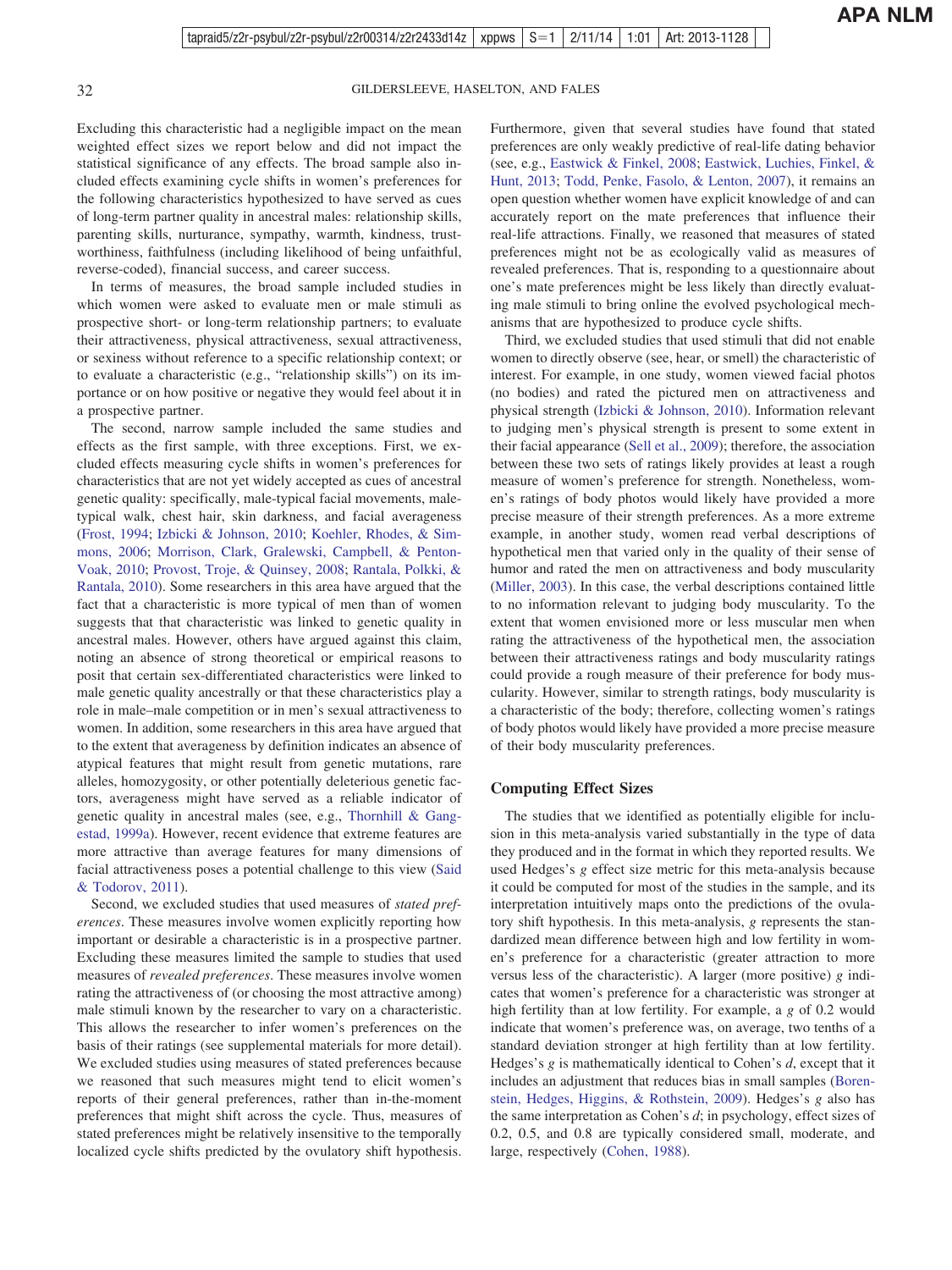Excluding this characteristic had a negligible impact on the mean weighted effect sizes we report below and did not impact the statistical significance of any effects. The broad sample also included effects examining cycle shifts in women's preferences for the following characteristics hypothesized to have served as cues of long-term partner quality in ancestral males: relationship skills, parenting skills, nurturance, sympathy, warmth, kindness, trustworthiness, faithfulness (including likelihood of being unfaithful, reverse-coded), financial success, and career success.

In terms of measures, the broad sample included studies in which women were asked to evaluate men or male stimuli as prospective short- or long-term relationship partners; to evaluate their attractiveness, physical attractiveness, sexual attractiveness, or sexiness without reference to a specific relationship context; or to evaluate a characteristic (e.g., "relationship skills") on its importance or on how positive or negative they would feel about it in a prospective partner.

The second, narrow sample included the same studies and effects as the first sample, with three exceptions. First, we excluded effects measuring cycle shifts in women's preferences for characteristics that are not yet widely accepted as cues of ancestral genetic quality: specifically, male-typical facial movements, male-typical walk, chest hair, skin darkness, and facial averageness (Frost, 1994; Izbicki & Johnson, 2010; Koehler, Rhodes, & Simmons, 2006; Morrison, Clark, Gralewski, Campbell, & Penton-Voak, 2010; Provost, Troje, & Quinsey, 2008; Rantala, Polkki, & Rantala, 2010). Some researchers in this area have argued that the fact that a characteristic is more typical of men than of women suggests that that characteristic was linked to genetic quality in ancestral males. However, others have argued against this claim, noting an absence of strong theoretical or empirical reasons to posit that certain sex-differentiated characteristics were linked to male genetic quality ancestrally or that these characteristics play a role in male–male competition or in men's sexual attractiveness to women. In addition, some researchers in this area have argued that to the extent that averageness by definition indicates an absence of atypical features that might result from genetic mutations, rare alleles, homozygosity, or other potentially deleterious genetic factors, averageness might have served as a reliable indicator of genetic quality in ancestral males (see, e.g., Thornhill & Gangestad, 1999a). However, recent evidence that extreme features are more attractive than average features for many dimensions of facial attractiveness poses a potential challenge to this view (Said & Todorov, 2011).

Second, we excluded studies that used measures of *stated preferences*. These measures involve women explicitly reporting how important or desirable a characteristic is in a prospective partner. Excluding these measures limited the sample to studies that used measures of *revealed preferences*. These measures involve women rating the attractiveness of (or choosing the most attractive among) male stimuli known by the researcher to vary on a characteristic. This allows the researcher to infer women's preferences on the basis of their ratings (see supplemental materials for more detail). We excluded studies using measures of stated preferences because we reasoned that such measures might tend to elicit women's reports of their general preferences, rather than in-the-moment preferences that might shift across the cycle. Thus, measures of stated preferences might be relatively insensitive to the temporally localized cycle shifts predicted by the ovulatory shift hypothesis. Furthermore, given that several studies have found that stated preferences are only weakly predictive of real-life dating behavior (see, e.g., Eastwick & Finkel, 2008; Eastwick, Luchies, Finkel, & Hunt, 2013; Todd, Penke, Fasolo, & Lenton, 2007), it remains an open question whether women have explicit knowledge of and can accurately report on the mate preferences that influence their real-life attractions. Finally, we reasoned that measures of stated preferences might not be as ecologically valid as measures of revealed preferences. That is, responding to a questionnaire about one's mate preferences might be less likely than directly evaluating male stimuli to bring online the evolved psychological mechanisms that are hypothesized to produce cycle shifts.

Third, we excluded studies that used stimuli that did not enable women to directly observe (see, hear, or smell) the characteristic of interest. For example, in one study, women viewed facial photos (no bodies) and rated the pictured men on attractiveness and physical strength (Izbicki & Johnson, 2010). Information relevant to judging men's physical strength is present to some extent in their facial appearance (Sell et al., 2009); therefore, the association between these two sets of ratings likely provides at least a rough measure of women's preference for strength. Nonetheless, women's ratings of body photos would likely have provided a more precise measure of their strength preferences. As a more extreme example, in another study, women read verbal descriptions of hypothetical men that varied only in the quality of their sense of humor and rated the men on attractiveness and body muscularity (Miller, 2003). In this case, the verbal descriptions contained little to no information relevant to judging body muscularity. To the extent that women envisioned more or less muscular men when rating the attractiveness of the hypothetical men, the association between their attractiveness ratings and body muscularity ratings could provide a rough measure of their preference for body muscularity. However, similar to strength ratings, body muscularity is a characteristic of the body; therefore, collecting women's ratings of body photos would likely have provided a more precise measure of their body muscularity preferences.

## Computing Effect Sizes

The studies that we identified as potentially eligible for inclusion in this meta-analysis varied substantially in the type of data they produced and in the format in which they reported results. We used Hedges's $g$ effect size metric for this meta-analysis because it could be computed for most of the studies in the sample, and its interpretation intuitively maps onto the predictions of the ovulatory shift hypothesis. In this meta-analysis, $g$ represents the standardized mean difference between high and low fertility in women's preference for a characteristic (greater attraction to more versus less of the characteristic). A larger (more positive) $g$ indicates that women's preference for a characteristic was stronger at high fertility than at low fertility. For example, a $g$ of 0.2 would indicate that women's preference was, on average, two tenths of a standard deviation stronger at high fertility than at low fertility. Hedges's $g$ is mathematically identical to Cohen's $d$, except that it includes an adjustment that reduces bias in small samples (Borenstein, Hedges, Higgins, & Rothstein, 2009). Hedges's $g$ also has the same interpretation as Cohen's $d$; in psychology, effect sizes of 0.2, 0.5, and 0.8 are typically considered small, moderate, and large, respectively (Cohen, 1988).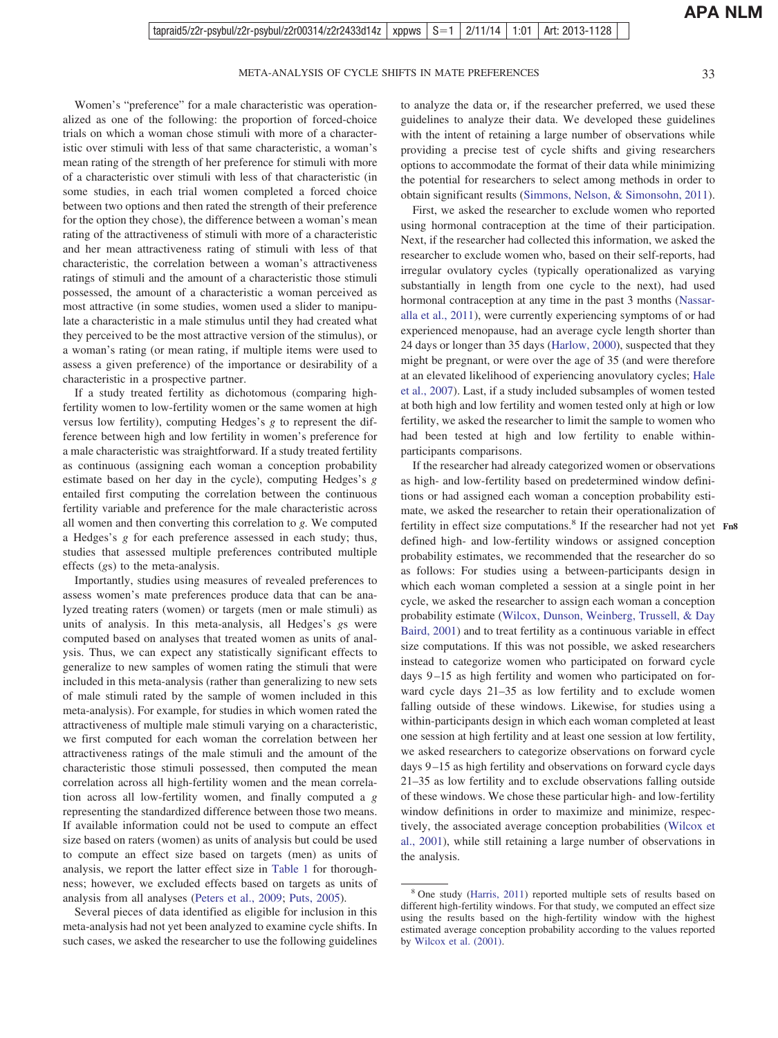Women's "preference" for a male characteristic was operationalized as one of the following: the proportion of forced-choice trials on which a woman chose stimuli with more of a characteristic over stimuli with less of that same characteristic, a woman's mean rating of the strength of her preference for stimuli with more of a characteristic over stimuli with less of that characteristic (in some studies, in each trial women completed a forced choice between two options and then rated the strength of their preference for the option they chose), the difference between a woman's mean rating of the attractiveness of stimuli with more of a characteristic and her mean attractiveness rating of stimuli with less of that characteristic, the correlation between a woman's attractiveness ratings of stimuli and the amount of a characteristic those stimuli possessed, the amount of a characteristic a woman perceived as most attractive (in some studies, women used a slider to manipulate a characteristic in a male stimulus until they had created what they perceived to be the most attractive version of the stimulus), or a woman's rating (or mean rating, if multiple items were used to assess a given preference) of the importance or desirability of a characteristic in a prospective partner.

If a study treated fertility as dichotomous (comparing high-fertility women to low-fertility women or the same women at high versus low fertility), computing Hedges's *g* to represent the difference between high and low fertility in women's preference for a male characteristic was straightforward. If a study treated fertility as continuous (assigning each woman a conception probability estimate based on her day in the cycle), computing Hedges's *g* entailed first computing the correlation between the continuous fertility variable and preference for the male characteristic across all women and then converting this correlation to *g*. We computed a Hedges's *g* for each preference assessed in each study; thus, studies that assessed multiple preferences contributed multiple effects (*g*s) to the meta-analysis.

Importantly, studies using measures of revealed preferences to assess women's mate preferences produce data that can be analyzed treating raters (women) or targets (men or male stimuli) as units of analysis. In this meta-analysis, all Hedges's *g*s were computed based on analyses that treated women as units of analysis. Thus, we can expect any statistically significant effects to generalize to new samples of women rating the stimuli that were included in this meta-analysis (rather than generalizing to new sets of male stimuli rated by the sample of women included in this meta-analysis). For example, for studies in which women rated the attractiveness of multiple male stimuli varying on a characteristic, we first computed for each woman the correlation between her attractiveness ratings of the male stimuli and the amount of the characteristic those stimuli possessed, then computed the mean correlation across all high-fertility women and the mean correlation across all low-fertility women, and finally computed a *g* representing the standardized difference between those two means. If available information could not be used to compute an effect size based on raters (women) as units of analysis but could be used to compute an effect size based on targets (men) as units of analysis, we report the latter effect size in Table 1 for thoroughness; however, we excluded effects based on targets as units of analysis from all analyses (Peters et al., 2009; Puts, 2005).

Several pieces of data identified as eligible for inclusion in this meta-analysis had not yet been analyzed to examine cycle shifts. In such cases, we asked the researcher to use the following guidelines to analyze the data or, if the researcher preferred, we used these guidelines to analyze their data. We developed these guidelines with the intent of retaining a large number of observations while providing a precise test of cycle shifts and giving researchers options to accommodate the format of their data while minimizing the potential for researchers to select among methods in order to obtain significant results (Simmons, Nelson, & Simonsohn, 2011).

First, we asked the researcher to exclude women who reported using hormonal contraception at the time of their participation. Next, if the researcher had collected this information, we asked the researcher to exclude women who, based on their self-reports, had irregular ovulatory cycles (typically operationalized as varying substantially in length from one cycle to the next), had used hormonal contraception at any time in the past 3 months (Nassar-alla et al., 2011), were currently experiencing symptoms of or had experienced menopause, had an average cycle length shorter than 24 days or longer than 35 days (Harlow, 2000), suspected that they might be pregnant, or were over the age of 35 (and were therefore at an elevated likelihood of experiencing anovulatory cycles; Hale et al., 2007). Last, if a study included subsamples of women tested at both high and low fertility and women tested only at high or low fertility, we asked the researcher to limit the sample to women who had been tested at high and low fertility to enable within-participants comparisons.

If the researcher had already categorized women or observations as high- and low-fertility based on predetermined window definitions or had assigned each woman a conception probability estimate, we asked the researcher to retain their operationalization of fertility in effect size computations.[8] If the researcher had not yet defined high- and low-fertility windows or assigned conception probability estimates, we recommended that the researcher do so as follows: For studies using a between-participants design in which each woman completed a session at a single point in her cycle, we asked the researcher to assign each woman a conception probability estimate (Wilcox, Dunson, Weinberg, Trussell, & Day Baird, 2001) and to treat fertility as a continuous variable in effect size computations. If this was not possible, we asked researchers instead to categorize women who participated on forward cycle days 9–15 as high fertility and women who participated on forward cycle days 21–35 as low fertility and to exclude women falling outside of these windows. Likewise, for studies using a within-participants design in which each woman completed at least one session at high fertility and at least one session at low fertility, we asked researchers to categorize observations on forward cycle days 9–15 as high fertility and observations on forward cycle days 21–35 as low fertility and to exclude observations falling outside of these windows. We chose these particular high- and low-fertility window definitions in order to maximize and minimize, respectively, the associated average conception probabilities (Wilcox et al., 2001), while still retaining a large number of observations in the analysis.

---

[8] One study (Harris, 2011) reported multiple sets of results based on different high-fertility windows. For that study, we computed an effect size using the results based on the high-fertility window with the highest estimated average conception probability according to the values reported by Wilcox et al. (2001).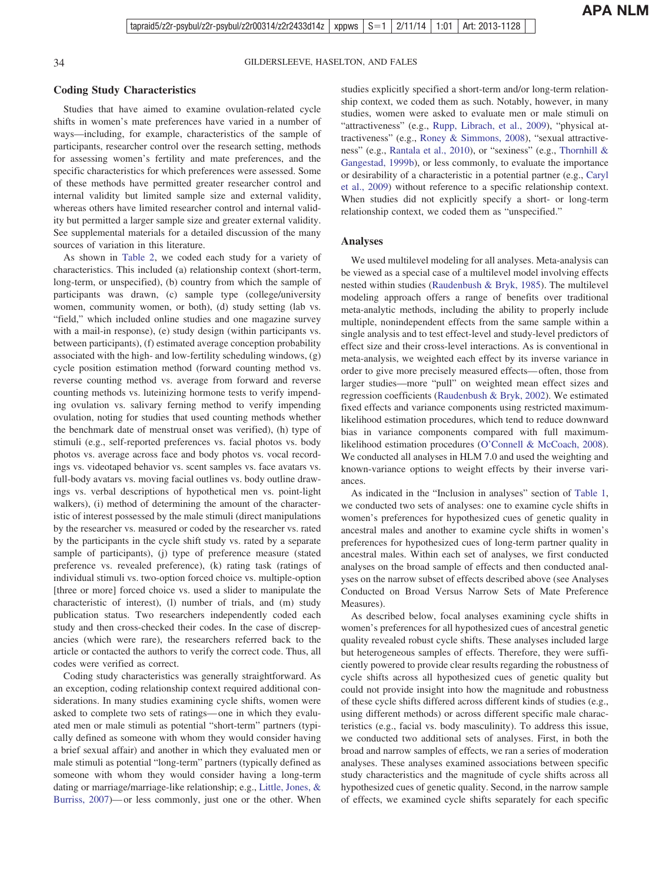## Coding Study Characteristics

Studies that have aimed to examine ovulation-related cycle shifts in women's mate preferences have varied in a number of ways—including, for example, characteristics of the sample of participants, researcher control over the research setting, methods for assessing women's fertility and mate preferences, and the specific characteristics for which preferences were assessed. Some of these methods have permitted greater researcher control and internal validity but limited sample size and external validity, whereas others have limited researcher control and internal validity but permitted a larger sample size and greater external validity. See supplemental materials for a detailed discussion of the many sources of variation in this literature.

As shown in Table 2, we coded each study for a variety of characteristics. This included (a) relationship context (short-term, long-term, or unspecified), (b) country from which the sample of participants was drawn, (c) sample type (college/university women, community women, or both), (d) study setting (lab vs. "field," which included online studies and one magazine survey with a mail-in response), (e) study design (within participants vs. between participants), (f) estimated average conception probability associated with the high- and low-fertility scheduling windows, (g) cycle position estimation method (forward counting method vs. reverse counting method vs. average from forward and reverse counting methods vs. luteinizing hormone tests to verify impending ovulation vs. salivary ferning method to verify impending ovulation, noting for studies that used counting methods whether the benchmark date of menstrual onset was verified), (h) type of stimuli (e.g., self-reported preferences vs. facial photos vs. body photos vs. average across face and body photos vs. vocal recordings vs. videotaped behavior vs. scent samples vs. face avatars vs. full-body avatars vs. moving facial outlines vs. body outline drawings vs. verbal descriptions of hypothetical men vs. point-light walkers), (i) method of determining the amount of the characteristic of interest possessed by the male stimuli (direct manipulations by the researcher vs. measured or coded by the researcher vs. rated by the participants in the cycle shift study vs. rated by a separate sample of participants), (j) type of preference measure (stated preference vs. revealed preference), (k) rating task (ratings of individual stimuli vs. two-option forced choice vs. multiple-option [three or more] forced choice vs. used a slider to manipulate the characteristic of interest), (l) number of trials, and (m) study publication status. Two researchers independently coded each study and then cross-checked their codes. In the case of discrepancies (which were rare), the researchers referred back to the article or contacted the authors to verify the correct code. Thus, all codes were verified as correct.

Coding study characteristics was generally straightforward. As an exception, coding relationship context required additional considerations. In many studies examining cycle shifts, women were asked to complete two sets of ratings—one in which they evaluated men or male stimuli as potential "short-term" partners (typically defined as someone with whom they would consider having a brief sexual affair) and another in which they evaluated men or male stimuli as potential "long-term" partners (typically defined as someone with whom they would consider having a long-term dating or marriage/marriage-like relationship; e.g., Little, Jones, & Burriss, 2007)—or less commonly, just one or the other. When studies explicitly specified a short-term and/or long-term relationship context, we coded them as such. Notably, however, in many studies, women were asked to evaluate men or male stimuli on "attractiveness" (e.g., Rupp, Librach, et al., 2009), "physical attractiveness" (e.g., Roney & Simmons, 2008), "sexual attractiveness" (e.g., Rantala et al., 2010), or "sexiness" (e.g., Thornhill & Gangestad, 1999b), or less commonly, to evaluate the importance or desirability of a characteristic in a potential partner (e.g., Caryl et al., 2009) without reference to a specific relationship context. When studies did not explicitly specify a short- or long-term relationship context, we coded them as "unspecified."

## Analyses

We used multilevel modeling for all analyses. Meta-analysis can be viewed as a special case of a multilevel model involving effects nested within studies (Raudenbush & Bryk, 1985). The multilevel modeling approach offers a range of benefits over traditional meta-analytic methods, including the ability to properly include multiple, nonindependent effects from the same sample within a single analysis and to test effect-level and study-level predictors of effect size and their cross-level interactions. As is conventional in meta-analysis, we weighted each effect by its inverse variance in order to give more precisely measured effects—often, those from larger studies—more "pull" on weighted mean effect sizes and regression coefficients (Raudenbush & Bryk, 2002). We estimated fixed effects and variance components using restricted maximum-likelihood estimation procedures, which tend to reduce downward bias in variance components compared with full maximum-likelihood estimation procedures (O'Connell & McCoach, 2008). We conducted all analyses in HLM 7.0 and used the weighting and known-variance options to weight effects by their inverse variances.

As indicated in the "Inclusion in analyses" section of Table 1, we conducted two sets of analyses: one to examine cycle shifts in women's preferences for hypothesized cues of genetic quality in ancestral males and another to examine cycle shifts in women's preferences for hypothesized cues of long-term partner quality in ancestral males. Within each set of analyses, we first conducted analyses on the broad sample of effects and then conducted analyses on the narrow subset of effects described above (see Analyses Conducted on Broad Versus Narrow Sets of Mate Preference Measures).

As described below, focal analyses examining cycle shifts in women's preferences for all hypothesized cues of ancestral genetic quality revealed robust cycle shifts. These analyses included large but heterogeneous samples of effects. Therefore, they were sufficiently powered to provide clear results regarding the robustness of cycle shifts across all hypothesized cues of genetic quality but could not provide insight into how the magnitude and robustness of these cycle shifts differed across different kinds of studies (e.g., using different methods) or across different specific male characteristics (e.g., facial vs. body masculinity). To address this issue, we conducted two additional sets of analyses. First, in both the broad and narrow samples of effects, we ran a series of moderation analyses. These analyses examined associations between specific study characteristics and the magnitude of cycle shifts across all hypothesized cues of genetic quality. Second, in the narrow sample of effects, we examined cycle shifts separately for each specific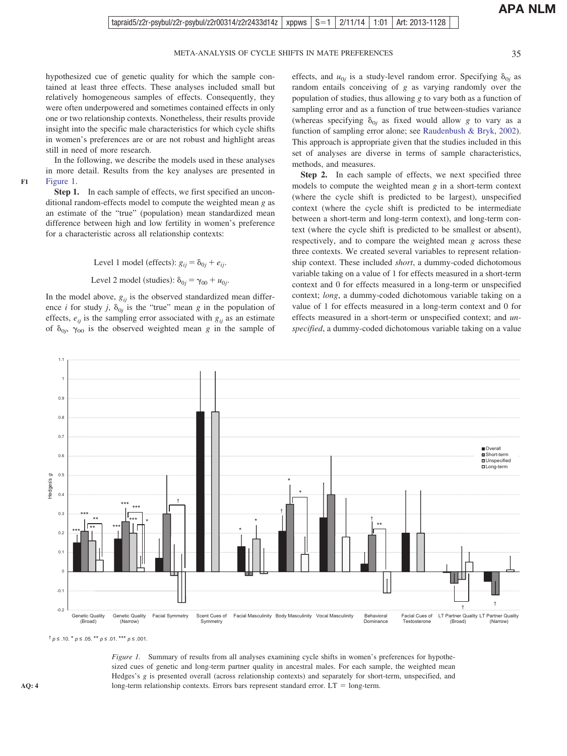hypothesized cue of genetic quality for which the sample contained at least three effects. These analyses included small but relatively homogeneous samples of effects. Consequently, they were often underpowered and sometimes contained effects in only one or two relationship contexts. Nonetheless, their results provide insight into the specific male characteristics for which cycle shifts in women's preferences are or are not robust and highlight areas still in need of more research.

In the following, we describe the models used in these analyses in more detail. Results from the key analyses are presented in Figure 1.

**Step 1.** In each sample of effects, we first specified an unconditional random-effects model to compute the weighted mean *g* as an estimate of the "true" (population) mean standardized mean difference between high and low fertility in women's preference for a characteristic across all relationship contexts:

$$\text{Level 1 model (effects): } g_{ij} = \delta_{0j} + e_{ij}.$$

$$\text{Level 2 model (studies): } \delta_{0j} = \gamma_{00} + u_{0j}.$$

In the model above, $g_{ij}$ is the observed standardized mean difference *i* for study *j*, $\delta_{0j}$ is the "true" mean *g* in the population of effects, $e_{ij}$ is the sampling error associated with $g_{ij}$ as an estimate of $\delta_{0j}$, $\gamma_{00}$ is the observed weighted mean *g* in the sample of effects, and $u_{0j}$ is a study-level random error. Specifying $\delta_{0j}$ as random entails conceiving of *g* as varying randomly over the population of studies, thus allowing *g* to vary both as a function of sampling error and as a function of true between-studies variance (whereas specifying $\delta_{0j}$ as fixed would allow *g* to vary as a function of sampling error alone; see Raudenbush & Bryk, 2002). This approach is appropriate given that the studies included in this set of analyses are diverse in terms of sample characteristics, methods, and measures.

**Step 2.** In each sample of effects, we next specified three models to compute the weighted mean *g* in a short-term context (where the cycle shift is predicted to be largest), unspecified context (where the cycle shift is predicted to be intermediate between a short-term and long-term context), and long-term context (where the cycle shift is predicted to be smallest or absent), respectively, and to compare the weighted mean *g* across these three contexts. We created several variables to represent relationship context. These included *short*, a dummy-coded dichotomous variable taking on a value of 1 for effects measured in a short-term context and 0 for effects measured in a long-term or unspecified context; *long*, a dummy-coded dichotomous variable taking on a value of 1 for effects measured in a long-term context and 0 for effects measured in a short-term or unspecified context; and *unspecified*, a dummy-coded dichotomous variable taking on a value

† $p \le .10$. * $p \le .05$. ** $p \le .01$. *** $p \le .001$.

*Figure 1.* Summary of results from all analyses examining cycle shifts in women's preferences for hypothesized cues of genetic and long-term partner quality in ancestral males. For each sample, the weighted mean Hedges's *g* is presented overall (across relationship contexts) and separately for short-term, unspecified, and long-term relationship contexts. Errors bars represent standard error. LT = long-term.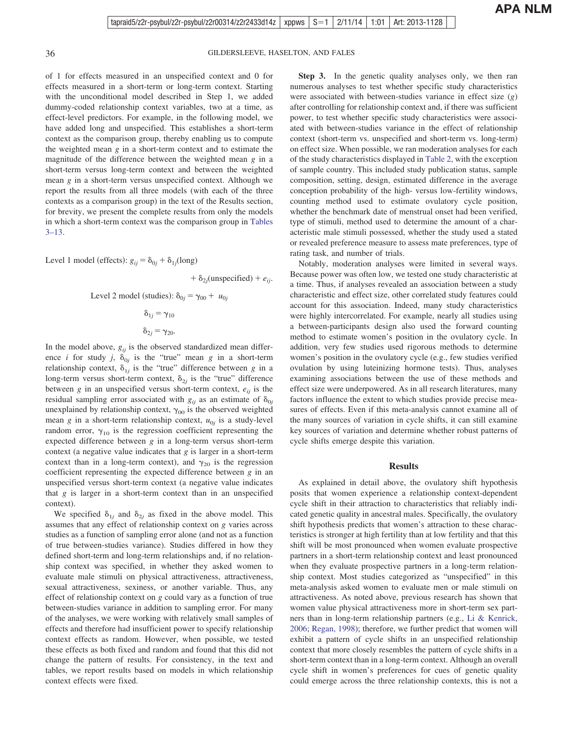of 1 for effects measured in an unspecified context and 0 for effects measured in a short-term or long-term context. Starting with the unconditional model described in Step 1, we added dummy-coded relationship context variables, two at a time, as effect-level predictors. For example, in the following model, we have added long and unspecified. This establishes a short-term context as the comparison group, thereby enabling us to compute the weighted mean $g$ in a short-term context and to estimate the magnitude of the difference between the weighted mean $g$ in a short-term versus long-term context and between the weighted mean $g$ in a short-term versus unspecified context. Although we report the results from all three models (with each of the three contexts as a comparison group) in the text of the Results section, for brevity, we present the complete results from only the models in which a short-term context was the comparison group in Tables 3–13.

$$\text{Level 1 model (effects): } g_{ij} = \delta_{0j} + \delta_{1j}(\text{long}) + \delta_{2j}(\text{unspecified}) + e_{ij}.$$

$$\text{Level 2 model (studies): } \delta_{0j} = \gamma_{00} + u_{0j}$$

$$\delta_{1j} = \gamma_{10}$$

$$\delta_{2j} = \gamma_{20}.$$

In the model above, $g_{ij}$ is the observed standardized mean difference $i$ for study $j$, $\delta_{0j}$ is the "true" mean $g$ in a short-term relationship context, $\delta_{1j}$ is the "true" difference between $g$ in a long-term versus short-term context, $\delta_{2j}$ is the "true" difference between $g$ in an unspecified versus short-term context, $e_{ij}$ is the residual sampling error associated with $g_{ij}$ as an estimate of $\delta_{0j}$ unexplained by relationship context, $\gamma_{00}$ is the observed weighted mean $g$ in a short-term relationship context, $u_{0j}$ is a study-level random error, $\gamma_{10}$ is the regression coefficient representing the expected difference between $g$ in a long-term versus short-term context (a negative value indicates that $g$ is larger in a short-term context than in a long-term context), and $\gamma_{20}$ is the regression coefficient representing the expected difference between $g$ in an unspecified versus short-term context (a negative value indicates that $g$ is larger in a short-term context than in an unspecified context).

We specified $\delta_{1j}$ and $\delta_{2j}$ as fixed in the above model. This assumes that any effect of relationship context on $g$ varies across studies as a function of sampling error alone (and not as a function of true between-studies variance). Studies differed in how they defined short-term and long-term relationships and, if no relationship context was specified, in whether they asked women to evaluate male stimuli on physical attractiveness, attractiveness, sexual attractiveness, sexiness, or another variable. Thus, any effect of relationship context on $g$ could vary as a function of true between-studies variance in addition to sampling error. For many of the analyses, we were working with relatively small samples of effects and therefore had insufficient power to specify relationship context effects as random. However, when possible, we tested these effects as both fixed and random and found that this did not change the pattern of results. For consistency, in the text and tables, we report results based on models in which relationship context effects were fixed.

**Step 3.** In the genetic quality analyses only, we then ran numerous analyses to test whether specific study characteristics were associated with between-studies variance in effect size ($g$) after controlling for relationship context and, if there was sufficient power, to test whether specific study characteristics were associated with between-studies variance in the effect of relationship context (short-term vs. unspecified and short-term vs. long-term) on effect size. When possible, we ran moderation analyses for each of the study characteristics displayed in Table 2, with the exception of sample country. This included study publication status, sample composition, setting, design, estimated difference in the average conception probability of the high- versus low-fertility windows, counting method used to estimate ovulatory cycle position, whether the benchmark date of menstrual onset had been verified, type of stimuli, method used to determine the amount of a characteristic male stimuli possessed, whether the study used a stated or revealed preference measure to assess mate preferences, type of rating task, and number of trials.

Notably, moderation analyses were limited in several ways. Because power was often low, we tested one study characteristic at a time. Thus, if analyses revealed an association between a study characteristic and effect size, other correlated study features could account for this association. Indeed, many study characteristics were highly intercorrelated. For example, nearly all studies using a between-participants design also used the forward counting method to estimate women's position in the ovulatory cycle. In addition, very few studies used rigorous methods to determine women's position in the ovulatory cycle (e.g., few studies verified ovulation by using luteinizing hormone tests). Thus, analyses examining associations between the use of these methods and effect size were underpowered. As in all research literatures, many factors influence the extent to which studies provide precise measures of effects. Even if this meta-analysis cannot examine all of the many sources of variation in cycle shifts, it can still examine key sources of variation and determine whether robust patterns of cycle shifts emerge despite this variation.

## Results

As explained in detail above, the ovulatory shift hypothesis posits that women experience a relationship context-dependent cycle shift in their attraction to characteristics that reliably indicated genetic quality in ancestral males. Specifically, the ovulatory shift hypothesis predicts that women's attraction to these characteristics is stronger at high fertility than at low fertility and that this shift will be most pronounced when women evaluate prospective partners in a short-term relationship context and least pronounced when they evaluate prospective partners in a long-term relationship context. Most studies categorized as "unspecified" in this meta-analysis asked women to evaluate men or male stimuli on attractiveness. As noted above, previous research has shown that women value physical attractiveness more in short-term sex partners than in long-term relationship partners (e.g., Li & Kenrick, 2006; Regan, 1998); therefore, we further predict that women will exhibit a pattern of cycle shifts in an unspecified relationship context that more closely resembles the pattern of cycle shifts in a short-term context than in a long-term context. Although an overall cycle shift in women's preferences for cues of genetic quality could emerge across the three relationship contexts, this is not a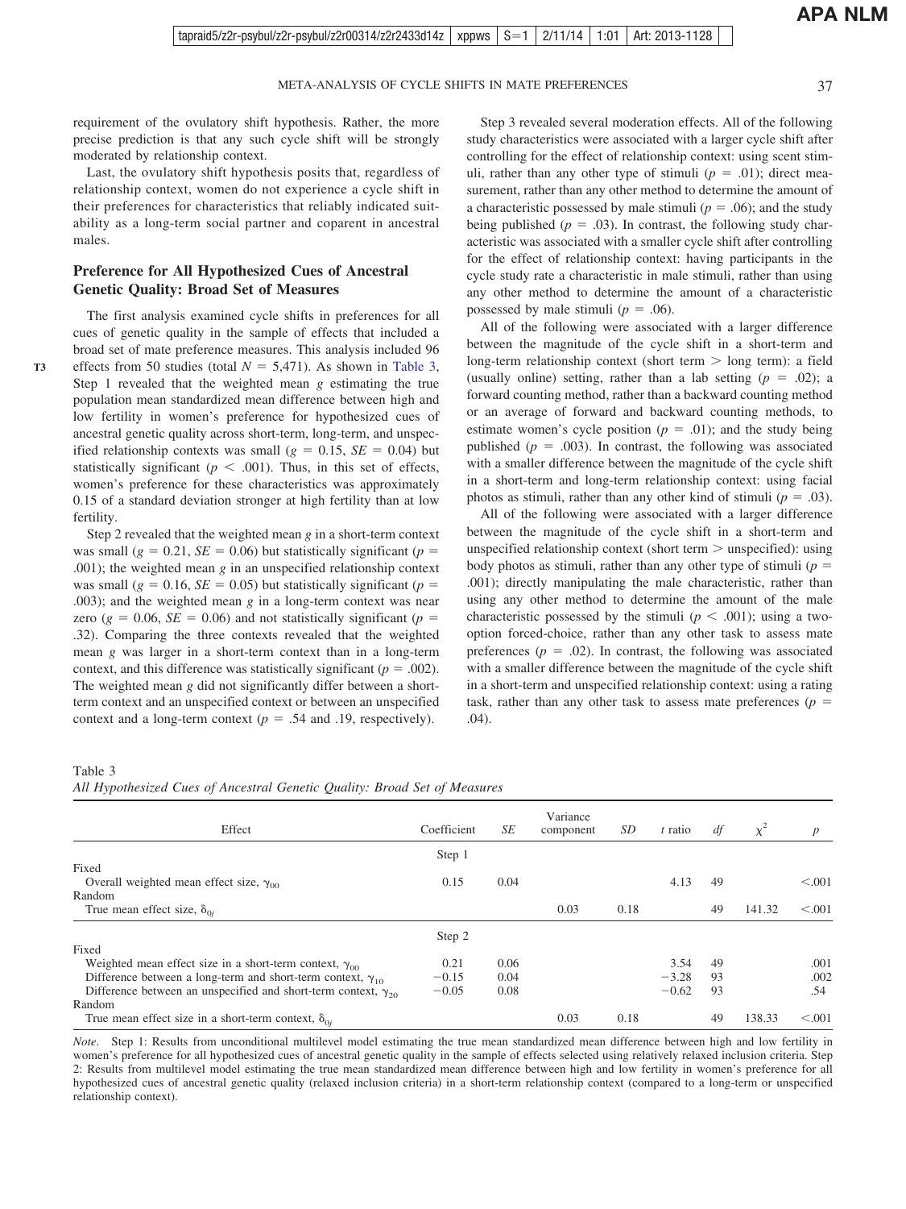requirement of the ovulatory shift hypothesis. Rather, the more precise prediction is that any such cycle shift will be strongly moderated by relationship context.

Last, the ovulatory shift hypothesis posits that, regardless of relationship context, women do not experience a cycle shift in their preferences for characteristics that reliably indicated suitability as a long-term social partner and coparent in ancestral males.

## Preference for All Hypothesized Cues of Ancestral Genetic Quality: Broad Set of Measures

The first analysis examined cycle shifts in preferences for all cues of genetic quality in the sample of effects that included a broad set of mate preference measures. This analysis included 96 effects from 50 studies (total $N = 5{,}471$). As shown in Table 3, Step 1 revealed that the weighted mean $g$ estimating the true population mean standardized mean difference between high and low fertility in women's preference for hypothesized cues of ancestral genetic quality across short-term, long-term, and unspecified relationship contexts was small ($g = 0.15$, $SE = 0.04$) but statistically significant ($p < .001$). Thus, in this set of effects, women's preference for these characteristics was approximately 0.15 of a standard deviation stronger at high fertility than at low fertility.

Step 2 revealed that the weighted mean $g$ in a short-term context was small ($g = 0.21$, $SE = 0.06$) but statistically significant ($p = .001$); the weighted mean $g$ in an unspecified relationship context was small ($g = 0.16$, $SE = 0.05$) but statistically significant ($p = .003$); and the weighted mean $g$ in a long-term context was near zero ($g = 0.06$, $SE = 0.06$) and not statistically significant ($p = .32$). Comparing the three contexts revealed that the weighted mean $g$ was larger in a short-term context than in a long-term context, and this difference was statistically significant ($p = .002$). The weighted mean $g$ did not significantly differ between a short-term context and an unspecified context or between an unspecified context and a long-term context ($p = .54$ and $.19$, respectively).

Step 3 revealed several moderation effects. All of the following study characteristics were associated with a larger cycle shift after controlling for the effect of relationship context: using scent stimuli, rather than any other type of stimuli ($p = .01$); direct measurement, rather than any other method to determine the amount of a characteristic possessed by male stimuli ($p = .06$); and the study being published ($p = .03$). In contrast, the following study characteristic was associated with a smaller cycle shift after controlling for the effect of relationship context: having participants in the cycle study rate a characteristic in male stimuli, rather than using any other method to determine the amount of a characteristic possessed by male stimuli ($p = .06$).

All of the following were associated with a larger difference between the magnitude of the cycle shift in a short-term and long-term relationship context (short term > long term): a field (usually online) setting, rather than a lab setting ($p = .02$); a forward counting method, rather than a backward counting method or an average of forward and backward counting methods, to estimate women's cycle position ($p = .01$); and the study being published ($p = .003$). In contrast, the following was associated with a smaller difference between the magnitude of the cycle shift in a short-term and long-term relationship context: using facial photos as stimuli, rather than any other kind of stimuli ($p = .03$).

All of the following were associated with a larger difference between the magnitude of the cycle shift in a short-term and unspecified relationship context (short term > unspecified): using body photos as stimuli, rather than any other type of stimuli ($p = .001$); directly manipulating the male characteristic, rather than using any other method to determine the amount of the male characteristic possessed by the stimuli ($p < .001$); using a two-option forced-choice, rather than any other task to assess mate preferences ($p = .02$). In contrast, the following was associated with a smaller difference between the magnitude of the cycle shift in a short-term and unspecified relationship context: using a rating task, rather than any other task to assess mate preferences ($p = .04$).

Table 3
*All Hypothesized Cues of Ancestral Genetic Quality: Broad Set of Measures*

| Effect | Coefficient | *SE* | Variance component | *SD* | *t* ratio | *df* | $\chi^2$ | *p* |
|---|---|---|---|---|---|---|---|---|
| | Step 1 | | | | | | | |
| Fixed | | | | | | | | |
| Overall weighted mean effect size, $\gamma_{00}$ | 0.15 | 0.04 | | | 4.13 | 49 | | <.001 |
| Random | | | | | | | | |
| True mean effect size, $\delta_{0j}$ | | | 0.03 | 0.18 | | 49 | 141.32 | <.001 |
| | Step 2 | | | | | | | |
| Fixed | | | | | | | | |
| Weighted mean effect size in a short-term context, $\gamma_{00}$ | 0.21 | 0.06 | | | 3.54 | 49 | | .001 |
| Difference between a long-term and short-term context, $\gamma_{10}$ | −0.15 | 0.04 | | | −3.28 | 93 | | .002 |
| Difference between an unspecified and short-term context, $\gamma_{20}$ | −0.05 | 0.08 | | | −0.62 | 93 | | .54 |
| Random | | | | | | | | |
| True mean effect size in a short-term context, $\delta_{0j}$ | | | 0.03 | 0.18 | | 49 | 138.33 | <.001 |

*Note*. Step 1: Results from unconditional multilevel model estimating the true mean standardized mean difference between high and low fertility in women's preference for all hypothesized cues of ancestral genetic quality in the sample of effects selected using relatively relaxed inclusion criteria. Step 2: Results from multilevel model estimating the true mean standardized mean difference between high and low fertility in women's preference for all hypothesized cues of ancestral genetic quality (relaxed inclusion criteria) in a short-term relationship context (compared to a long-term or unspecified relationship context).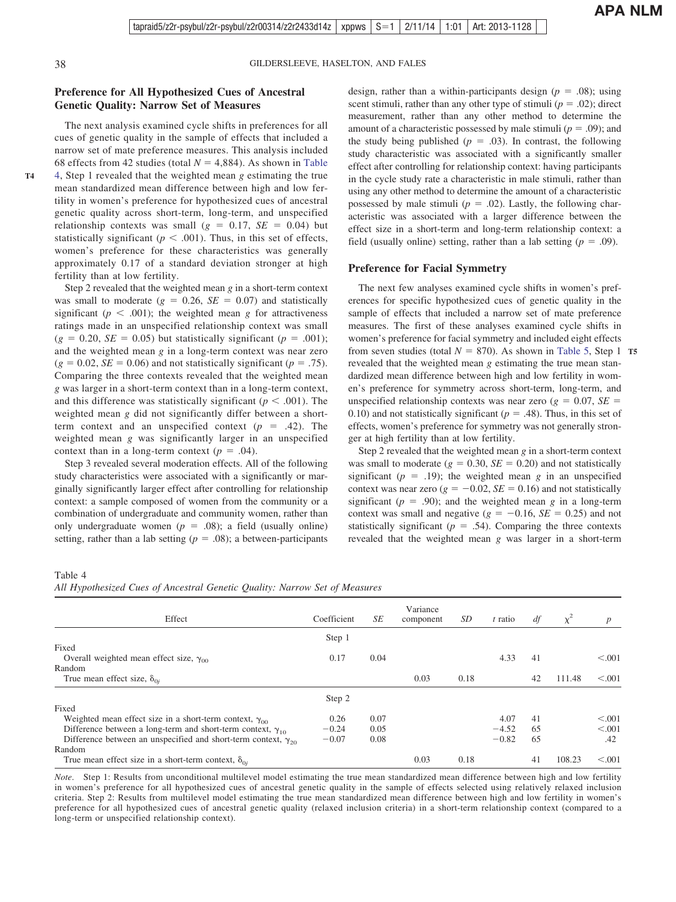## Preference for All Hypothesized Cues of Ancestral Genetic Quality: Narrow Set of Measures

The next analysis examined cycle shifts in preferences for all cues of genetic quality in the sample of effects that included a narrow set of mate preference measures. This analysis included 68 effects from 42 studies (total $N = 4{,}884$). As shown in Table 4, Step 1 revealed that the weighted mean $g$ estimating the true mean standardized mean difference between high and low fertility in women's preference for hypothesized cues of ancestral genetic quality across short-term, long-term, and unspecified relationship contexts was small ($g = 0.17$, $SE = 0.04$) but statistically significant ($p < .001$). Thus, in this set of effects, women's preference for these characteristics was generally approximately 0.17 of a standard deviation stronger at high fertility than at low fertility.

Step 2 revealed that the weighted mean $g$ in a short-term context was small to moderate ($g = 0.26$, $SE = 0.07$) and statistically significant ($p < .001$); the weighted mean $g$ for attractiveness ratings made in an unspecified relationship context was small ($g = 0.20$, $SE = 0.05$) but statistically significant ($p = .001$); and the weighted mean $g$ in a long-term context was near zero ($g = 0.02$, $SE = 0.06$) and not statistically significant ($p = .75$). Comparing the three contexts revealed that the weighted mean $g$ was larger in a short-term context than in a long-term context, and this difference was statistically significant ($p < .001$). The weighted mean $g$ did not significantly differ between a short-term context and an unspecified context ($p = .42$). The weighted mean $g$ was significantly larger in an unspecified context than in a long-term context ($p = .04$).

Step 3 revealed several moderation effects. All of the following study characteristics were associated with a significantly or marginally significantly larger effect after controlling for relationship context: a sample composed of women from the community or a combination of undergraduate and community women, rather than only undergraduate women ($p = .08$); a field (usually online) setting, rather than a lab setting ($p = .08$); a between-participants design, rather than a within-participants design ($p = .08$); using scent stimuli, rather than any other type of stimuli ($p = .02$); direct measurement, rather than any other method to determine the amount of a characteristic possessed by male stimuli ($p = .09$); and the study being published ($p = .03$). In contrast, the following study characteristic was associated with a significantly smaller effect after controlling for relationship context: having participants in the cycle study rate a characteristic in male stimuli, rather than using any other method to determine the amount of a characteristic possessed by male stimuli ($p = .02$). Lastly, the following characteristic was associated with a larger difference between the effect size in a short-term and long-term relationship context: a field (usually online) setting, rather than a lab setting ($p = .09$).

## Preference for Facial Symmetry

The next few analyses examined cycle shifts in women's preferences for specific hypothesized cues of genetic quality in the sample of effects that included a narrow set of mate preference measures. The first of these analyses examined cycle shifts in women's preference for facial symmetry and included eight effects from seven studies (total $N = 870$). As shown in Table 5, Step 1 revealed that the weighted mean $g$ estimating the true mean standardized mean difference between high and low fertility in women's preference for symmetry across short-term, long-term, and unspecified relationship contexts was near zero ($g = 0.07$, $SE = 0.10$) and not statistically significant ($p = .48$). Thus, in this set of effects, women's preference for symmetry was not generally stronger at high fertility than at low fertility.

Step 2 revealed that the weighted mean $g$ in a short-term context was small to moderate ($g = 0.30$, $SE = 0.20$) and not statistically significant ($p = .19$); the weighted mean $g$ in an unspecified context was near zero ($g = -0.02$, $SE = 0.16$) and not statistically significant ($p = .90$); and the weighted mean $g$ in a long-term context was small and negative ($g = -0.16$, $SE = 0.25$) and not statistically significant ($p = .54$). Comparing the three contexts revealed that the weighted mean $g$ was larger in a short-term

Table 4
*All Hypothesized Cues of Ancestral Genetic Quality: Narrow Set of Measures*

| Effect | Coefficient | *SE* | Variance component | *SD* | *t* ratio | *df* | $\chi^2$ | *p* |
|---|---|---|---|---|---|---|---|---|
| | Step 1 | | | | | | | |
| Fixed | | | | | | | | |
| Overall weighted mean effect size, $\gamma_{00}$ | 0.17 | 0.04 | | | 4.33 | 41 | | <.001 |
| Random | | | | | | | | |
| True mean effect size, $\delta_{0j}$ | | | 0.03 | 0.18 | | 42 | 111.48 | <.001 |
| | Step 2 | | | | | | | |
| Fixed | | | | | | | | |
| Weighted mean effect size in a short-term context, $\gamma_{00}$ | 0.26 | 0.07 | | | 4.07 | 41 | | <.001 |
| Difference between a long-term and short-term context, $\gamma_{10}$ | −0.24 | 0.05 | | | −4.52 | 65 | | <.001 |
| Difference between an unspecified and short-term context, $\gamma_{20}$ | −0.07 | 0.08 | | | −0.82 | 65 | | .42 |
| Random | | | | | | | | |
| True mean effect size in a short-term context, $\delta_{0j}$ | | | 0.03 | 0.18 | | 41 | 108.23 | <.001 |

*Note*. Step 1: Results from unconditional multilevel model estimating the true mean standardized mean difference between high and low fertility in women's preference for all hypothesized cues of ancestral genetic quality in the sample of effects selected using relatively relaxed inclusion criteria. Step 2: Results from multilevel model estimating the true mean standardized mean difference between high and low fertility in women's preference for all hypothesized cues of ancestral genetic quality (relaxed inclusion criteria) in a short-term relationship context (compared to a long-term or unspecified relationship context).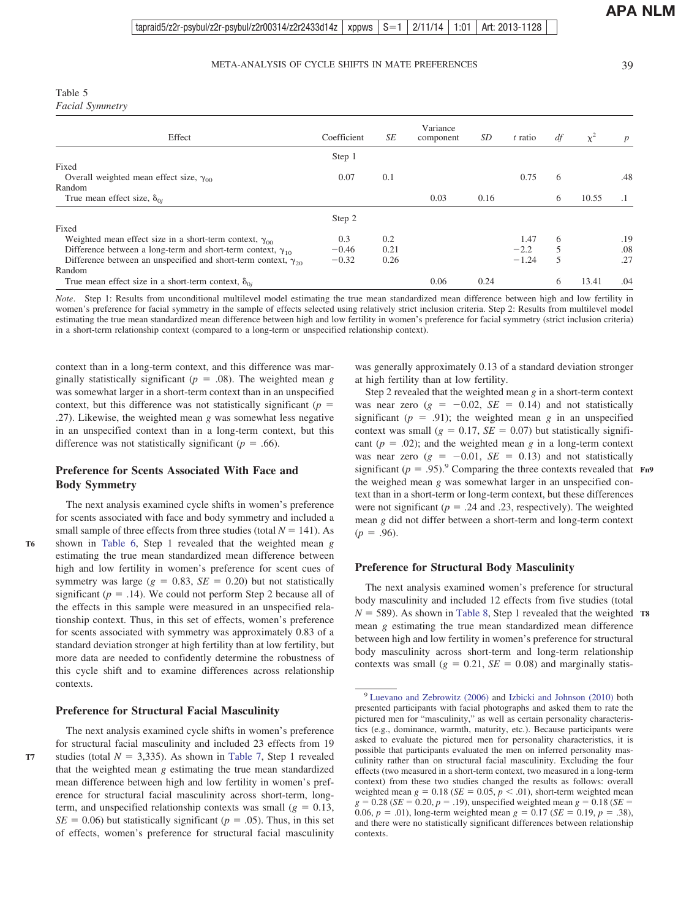Table 5
*Facial Symmetry*

| Effect | Coefficient | *SE* | Variance component | *SD* | *t* ratio | *df* | $\chi^2$ | *p* |
|---|---|---|---|---|---|---|---|---|
| | Step 1 | | | | | | | |
| Fixed | | | | | | | | |
| Overall weighted mean effect size, $\gamma_{00}$ | 0.07 | 0.1 | | | 0.75 | 6 | | .48 |
| Random | | | | | | | | |
| True mean effect size, $\delta_{0j}$ | | | 0.03 | 0.16 | | 6 | 10.55 | .1 |
| | Step 2 | | | | | | | |
| Fixed | | | | | | | | |
| Weighted mean effect size in a short-term context, $\gamma_{00}$ | 0.3 | 0.2 | | | 1.47 | 6 | | .19 |
| Difference between a long-term and short-term context, $\gamma_{10}$ | −0.46 | 0.21 | | | −2.2 | 5 | | .08 |
| Difference between an unspecified and short-term context, $\gamma_{20}$ | −0.32 | 0.26 | | | −1.24 | 5 | | .27 |
| Random | | | | | | | | |
| True mean effect size in a short-term context, $\delta_{0j}$ | | | 0.06 | 0.24 | | 6 | 13.41 | .04 |

*Note*. Step 1: Results from unconditional multilevel model estimating the true mean standardized mean difference between high and low fertility in women's preference for facial symmetry in the sample of effects selected using relatively strict inclusion criteria. Step 2: Results from multilevel model estimating the true mean standardized mean difference between high and low fertility in women's preference for facial symmetry (strict inclusion criteria) in a short-term relationship context (compared to a long-term or unspecified relationship context).

context than in a long-term context, and this difference was marginally statistically significant ($p = .08$). The weighted mean *g* was somewhat larger in a short-term context than in an unspecified context, but this difference was not statistically significant ($p = .27$). Likewise, the weighted mean *g* was somewhat less negative in an unspecified context than in a long-term context, but this difference was not statistically significant ($p = .66$).

## Preference for Scents Associated With Face and Body Symmetry

The next analysis examined cycle shifts in women's preference for scents associated with face and body symmetry and included a small sample of three effects from three studies (total $N = 141$). As shown in Table 6, Step 1 revealed that the weighted mean *g* estimating the true mean standardized mean difference between high and low fertility in women's preference for scent cues of symmetry was large ($g = 0.83$, $SE = 0.20$) but not statistically significant ($p = .14$). We could not perform Step 2 because all of the effects in this sample were measured in an unspecified relationship context. Thus, in this set of effects, women's preference for scents associated with symmetry was approximately 0.83 of a standard deviation stronger at high fertility than at low fertility, but more data are needed to confidently determine the robustness of this cycle shift and to examine differences across relationship contexts.

## Preference for Structural Facial Masculinity

The next analysis examined cycle shifts in women's preference for structural facial masculinity and included 23 effects from 19 studies (total $N = 3{,}335$). As shown in Table 7, Step 1 revealed that the weighted mean *g* estimating the true mean standardized mean difference between high and low fertility in women's preference for structural facial masculinity across short-term, long-term, and unspecified relationship contexts was small ($g = 0.13$, $SE = 0.06$) but statistically significant ($p = .05$). Thus, in this set of effects, women's preference for structural facial masculinity was generally approximately 0.13 of a standard deviation stronger at high fertility than at low fertility.

Step 2 revealed that the weighted mean *g* in a short-term context was near zero ($g = -0.02$, $SE = 0.14$) and not statistically significant ($p = .91$); the weighted mean *g* in an unspecified context was small ($g = 0.17$, $SE = 0.07$) but statistically significant ($p = .02$); and the weighted mean *g* in a long-term context was near zero ($g = -0.01$, $SE = 0.13$) and not statistically significant ($p = .95$).[9] Comparing the three contexts revealed that the weighed mean *g* was somewhat larger in an unspecified context than in a short-term or long-term context, but these differences were not significant ($p = .24$ and .23, respectively). The weighted mean *g* did not differ between a short-term and long-term context ($p = .96$).

## Preference for Structural Body Masculinity

The next analysis examined women's preference for structural body masculinity and included 12 effects from five studies (total $N = 589$). As shown in Table 8, Step 1 revealed that the weighted mean *g* estimating the true mean standardized mean difference between high and low fertility in women's preference for structural body masculinity across short-term and long-term relationship contexts was small ($g = 0.21$, $SE = 0.08$) and marginally statis-

[9] Luevano and Zebrowitz (2006) and Izbicki and Johnson (2010) both presented participants with facial photographs and asked them to rate the pictured men for "masculinity," as well as certain personality characteristics (e.g., dominance, warmth, maturity, etc.). Because participants were asked to evaluate the pictured men for personality characteristics, it is possible that participants evaluated the men on inferred personality masculinity rather than on structural facial masculinity. Excluding the four effects (two measured in a short-term context, two measured in a long-term context) from these two studies changed the results as follows: overall weighted mean $g = 0.18$ ($SE = 0.05$, $p < .01$), short-term weighted mean $g = 0.28$ ($SE = 0.20$, $p = .19$), unspecified weighted mean $g = 0.18$ ($SE = 0.06$, $p = .01$), long-term weighted mean $g = 0.17$ ($SE = 0.19$, $p = .38$), and there were no statistically significant differences between relationship contexts.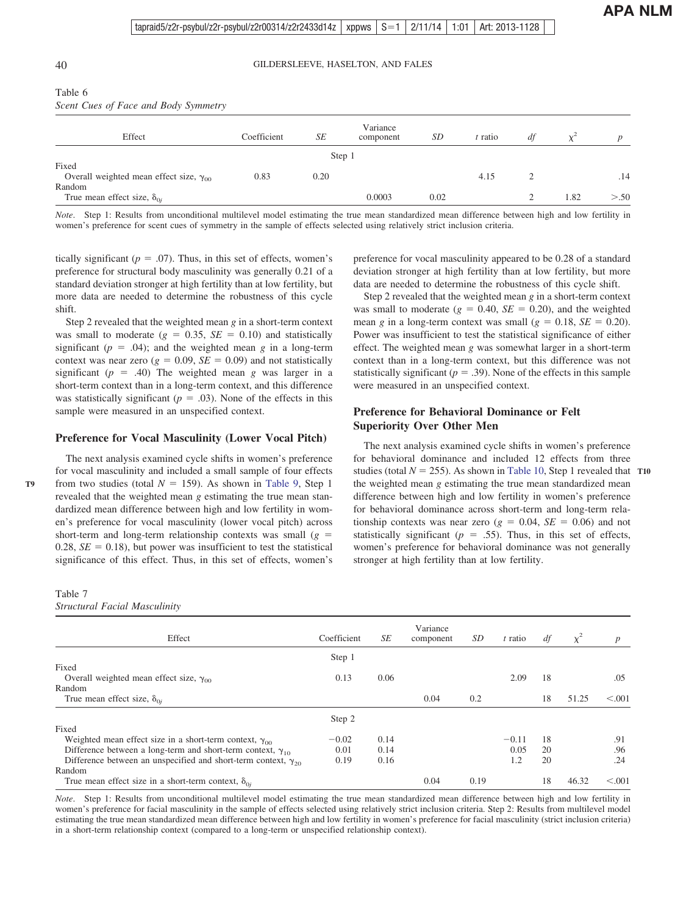Table 6
*Scent Cues of Face and Body Symmetry*

| Effect | Coefficient | *SE* | Variance component | *SD* | *t* ratio | *df* | $\chi^2$ | *p* |
|---|---|---|---|---|---|---|---|---|
| | | Step 1 | | | | | | |
| Fixed | | | | | | | | |
| Overall weighted mean effect size, $\gamma_{00}$ | 0.83 | 0.20 | | | 4.15 | 2 | | .14 |
| Random | | | | | | | | |
| True mean effect size, $\delta_{0j}$ | | | 0.0003 | 0.02 | | 2 | 1.82 | >.50 |

*Note*. Step 1: Results from unconditional multilevel model estimating the true mean standardized mean difference between high and low fertility in women's preference for scent cues of symmetry in the sample of effects selected using relatively strict inclusion criteria.

tically significant ($p = .07$). Thus, in this set of effects, women's preference for structural body masculinity was generally 0.21 of a standard deviation stronger at high fertility than at low fertility, but more data are needed to determine the robustness of this cycle shift.

Step 2 revealed that the weighted mean *g* in a short-term context was small to moderate ($g = 0.35$, $SE = 0.10$) and statistically significant ($p = .04$); and the weighted mean *g* in a long-term context was near zero ($g = 0.09$, $SE = 0.09$) and not statistically significant ($p = .40$) The weighted mean *g* was larger in a short-term context than in a long-term context, and this difference was statistically significant ($p = .03$). None of the effects in this sample were measured in an unspecified context.

### Preference for Vocal Masculinity (Lower Vocal Pitch)

The next analysis examined cycle shifts in women's preference for vocal masculinity and included a small sample of four effects from two studies (total $N = 159$). As shown in Table 9, Step 1 revealed that the weighted mean *g* estimating the true mean standardized mean difference between high and low fertility in women's preference for vocal masculinity (lower vocal pitch) across short-term and long-term relationship contexts was small ($g = 0.28$, $SE = 0.18$), but power was insufficient to test the statistical significance of this effect. Thus, in this set of effects, women's preference for vocal masculinity appeared to be 0.28 of a standard deviation stronger at high fertility than at low fertility, but more data are needed to determine the robustness of this cycle shift.

Step 2 revealed that the weighted mean *g* in a short-term context was small to moderate ($g = 0.40$, $SE = 0.20$), and the weighted mean *g* in a long-term context was small ($g = 0.18$, $SE = 0.20$). Power was insufficient to test the statistical significance of either effect. The weighted mean *g* was somewhat larger in a short-term context than in a long-term context, but this difference was not statistically significant ($p = .39$). None of the effects in this sample were measured in an unspecified context.

### Preference for Behavioral Dominance or Felt Superiority Over Other Men

The next analysis examined cycle shifts in women's preference for behavioral dominance and included 12 effects from three studies (total $N = 255$). As shown in Table 10, Step 1 revealed that the weighted mean *g* estimating the true mean standardized mean difference between high and low fertility in women's preference for behavioral dominance across short-term and long-term relationship contexts was near zero ($g = 0.04$, $SE = 0.06$) and not statistically significant ($p = .55$). Thus, in this set of effects, women's preference for behavioral dominance was not generally stronger at high fertility than at low fertility.

Table 7
*Structural Facial Masculinity*

| Effect | Coefficient | *SE* | Variance component | *SD* | *t* ratio | *df* | $\chi^2$ | *p* |
|---|---|---|---|---|---|---|---|---|
| | Step 1 | | | | | | | |
| Fixed | | | | | | | | |
| Overall weighted mean effect size, $\gamma_{00}$ | 0.13 | 0.06 | | | 2.09 | 18 | | .05 |
| Random | | | | | | | | |
| True mean effect size, $\delta_{0j}$ | | | 0.04 | 0.2 | | 18 | 51.25 | <.001 |
| | Step 2 | | | | | | | |
| Fixed | | | | | | | | |
| Weighted mean effect size in a short-term context, $\gamma_{00}$ | −0.02 | 0.14 | | | −0.11 | 18 | | .91 |
| Difference between a long-term and short-term context, $\gamma_{10}$ | 0.01 | 0.14 | | | 0.05 | 20 | | .96 |
| Difference between an unspecified and short-term context, $\gamma_{20}$ | 0.19 | 0.16 | | | 1.2 | 20 | | .24 |
| Random | | | | | | | | |
| True mean effect size in a short-term context, $\delta_{0j}$ | | | 0.04 | 0.19 | | 18 | 46.32 | <.001 |

*Note*. Step 1: Results from unconditional multilevel model estimating the true mean standardized mean difference between high and low fertility in women's preference for facial masculinity in the sample of effects selected using relatively strict inclusion criteria. Step 2: Results from multilevel model estimating the true mean standardized mean difference between high and low fertility in women's preference for facial masculinity (strict inclusion criteria) in a short-term relationship context (compared to a long-term or unspecified relationship context).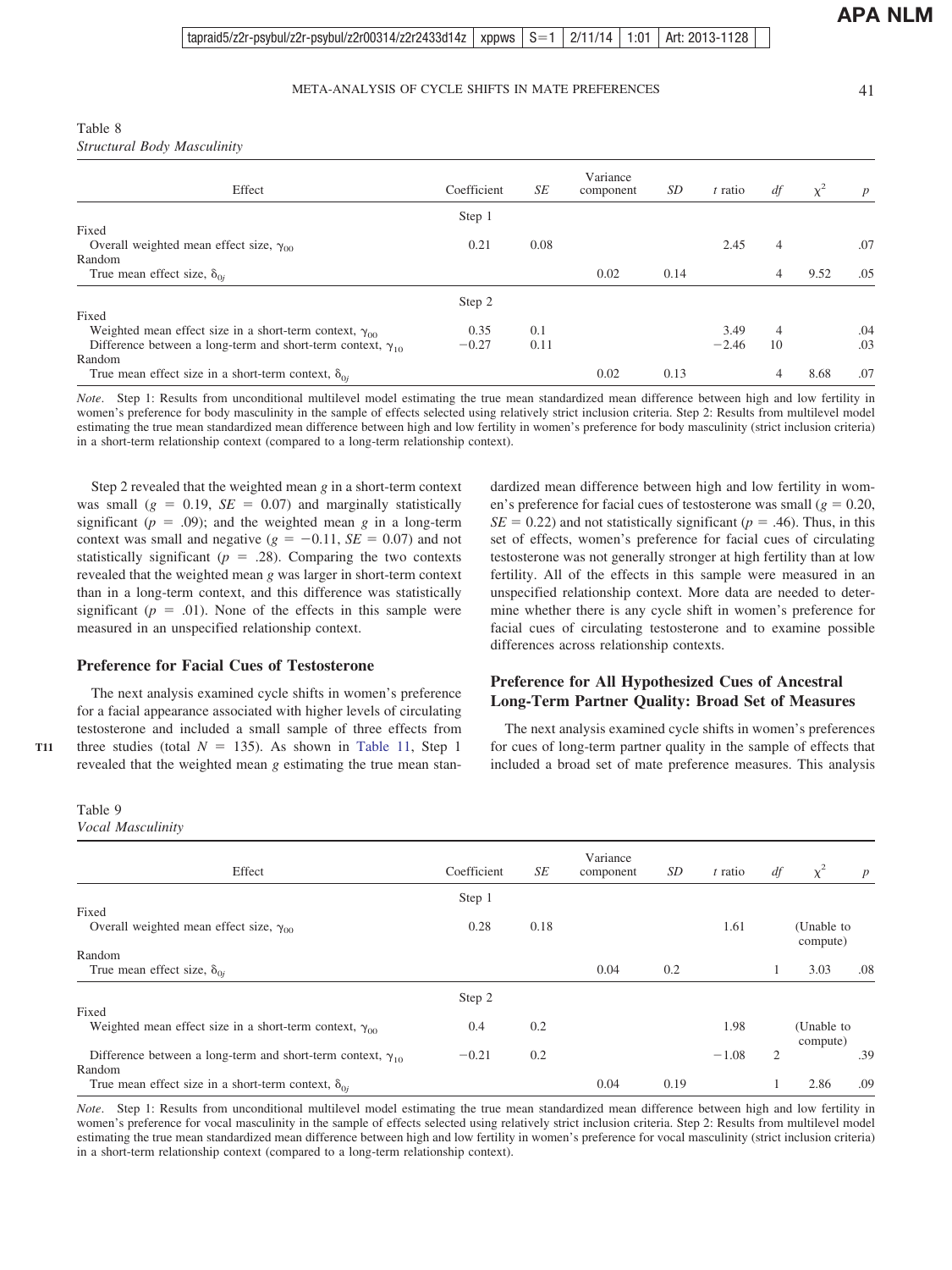Table 8

*Structural Body Masculinity*

| Effect | Coefficient | *SE* | Variance component | *SD* | *t* ratio | *df* | $\chi^2$ | *p* |
|---|---|---|---|---|---|---|---|---|
| | Step 1 | | | | | | | |
| Fixed | | | | | | | | |
| Overall weighted mean effect size, $\gamma_{00}$ | 0.21 | 0.08 | | | 2.45 | 4 | | .07 |
| Random | | | | | | | | |
| True mean effect size, $\delta_{0j}$ | | | 0.02 | 0.14 | | 4 | 9.52 | .05 |
| | Step 2 | | | | | | | |
| Fixed | | | | | | | | |
| Weighted mean effect size in a short-term context, $\gamma_{00}$ | 0.35 | 0.1 | | | 3.49 | 4 | | .04 |
| Difference between a long-term and short-term context, $\gamma_{10}$ | −0.27 | 0.11 | | | −2.46 | 10 | | .03 |
| Random | | | | | | | | |
| True mean effect size in a short-term context, $\delta_{0j}$ | | | 0.02 | 0.13 | | 4 | 8.68 | .07 |

*Note*. Step 1: Results from unconditional multilevel model estimating the true mean standardized mean difference between high and low fertility in women's preference for body masculinity in the sample of effects selected using relatively strict inclusion criteria. Step 2: Results from multilevel model estimating the true mean standardized mean difference between high and low fertility in women's preference for body masculinity (strict inclusion criteria) in a short-term relationship context (compared to a long-term relationship context).

Step 2 revealed that the weighted mean *g* in a short-term context was small ($g = 0.19$, $SE = 0.07$) and marginally statistically significant ($p = .09$); and the weighted mean *g* in a long-term context was small and negative ($g = -0.11$, $SE = 0.07$) and not statistically significant ($p = .28$). Comparing the two contexts revealed that the weighted mean *g* was larger in short-term context than in a long-term context, and this difference was statistically significant ($p = .01$). None of the effects in this sample were measured in an unspecified relationship context.

### Preference for Facial Cues of Testosterone

The next analysis examined cycle shifts in women's preference for a facial appearance associated with higher levels of circulating testosterone and included a small sample of three effects from three studies (total $N = 135$). As shown in Table 11, Step 1 revealed that the weighted mean *g* estimating the true mean standardized mean difference between high and low fertility in women's preference for facial cues of testosterone was small ($g = 0.20$, $SE = 0.22$) and not statistically significant ($p = .46$). Thus, in this set of effects, women's preference for facial cues of circulating testosterone was not generally stronger at high fertility than at low fertility. All of the effects in this sample were measured in an unspecified relationship context. More data are needed to determine whether there is any cycle shift in women's preference for facial cues of circulating testosterone and to examine possible differences across relationship contexts.

### Preference for All Hypothesized Cues of Ancestral Long-Term Partner Quality: Broad Set of Measures

The next analysis examined cycle shifts in women's preferences for cues of long-term partner quality in the sample of effects that included a broad set of mate preference measures. This analysis

Table 9

*Vocal Masculinity*

| Effect | Coefficient | *SE* | Variance component | *SD* | *t* ratio | *df* | $\chi^2$ | *p* |
|---|---|---|---|---|---|---|---|---|
| | Step 1 | | | | | | | |
| Fixed | | | | | | | | |
| Overall weighted mean effect size, $\gamma_{00}$ | 0.28 | 0.18 | | | 1.61 | | (Unable to compute) | |
| Random | | | | | | | | |
| True mean effect size, $\delta_{0j}$ | | | 0.04 | 0.2 | | 1 | 3.03 | .08 |
| | Step 2 | | | | | | | |
| Fixed | | | | | | | | |
| Weighted mean effect size in a short-term context, $\gamma_{00}$ | 0.4 | 0.2 | | | 1.98 | | (Unable to compute) | |
| Difference between a long-term and short-term context, $\gamma_{10}$ | −0.21 | 0.2 | | | −1.08 | 2 | | .39 |
| Random | | | | | | | | |
| True mean effect size in a short-term context, $\delta_{0j}$ | | | 0.04 | 0.19 | | 1 | 2.86 | .09 |

*Note*. Step 1: Results from unconditional multilevel model estimating the true mean standardized mean difference between high and low fertility in women's preference for vocal masculinity in the sample of effects selected using relatively strict inclusion criteria. Step 2: Results from multilevel model estimating the true mean standardized mean difference between high and low fertility in women's preference for vocal masculinity (strict inclusion criteria) in a short-term relationship context (compared to a long-term relationship context).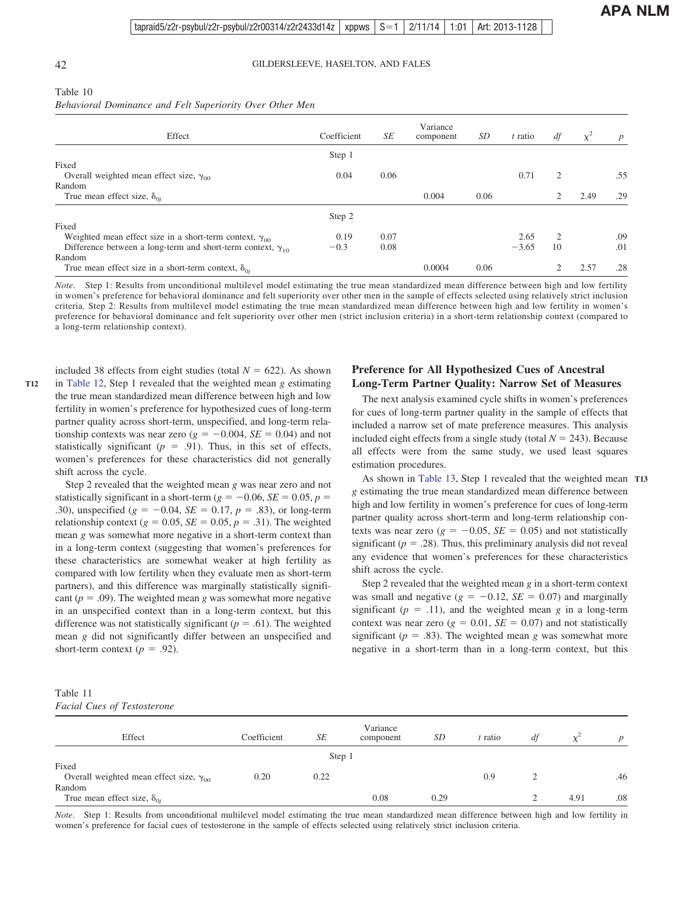Table 10

*Behavioral Dominance and Felt Superiority Over Other Men*

| Effect | Coefficient | *SE* | Variance component | *SD* | *t* ratio | *df* | $\chi^2$ | *p* |
|---|---|---|---|---|---|---|---|---|
| | Step 1 | | | | | | | |
| Fixed | | | | | | | | |
| Overall weighted mean effect size, $\gamma_{00}$ | 0.04 | 0.06 | | | 0.71 | 2 | | .55 |
| Random | | | | | | | | |
| True mean effect size, $\delta_{0j}$ | | | 0.004 | 0.06 | | 2 | 2.49 | .29 |
| | Step 2 | | | | | | | |
| Fixed | | | | | | | | |
| Weighted mean effect size in a short-term context, $\gamma_{00}$ | 0.19 | 0.07 | | | 2.65 | 2 | | .09 |
| Difference between a long-term and short-term context, $\gamma_{10}$ | −0.3 | 0.08 | | | −3.65 | 10 | | .01 |
| Random | | | | | | | | |
| True mean effect size in a short-term context, $\delta_{0j}$ | | | 0.0004 | 0.06 | | 2 | 2.57 | .28 |

*Note*. Step 1: Results from unconditional multilevel model estimating the true mean standardized mean difference between high and low fertility in women's preference for behavioral dominance and felt superiority over other men in the sample of effects selected using relatively strict inclusion criteria. Step 2: Results from multilevel model estimating the true mean standardized mean difference between high and low fertility in women's preference for behavioral dominance and felt superiority over other men (strict inclusion criteria) in a short-term relationship context (compared to a long-term relationship context).

included 38 effects from eight studies (total $N = 622$). As shown in Table 12, Step 1 revealed that the weighted mean *g* estimating the true mean standardized mean difference between high and low fertility in women's preference for hypothesized cues of long-term partner quality across short-term, unspecified, and long-term relationship contexts was near zero ($g = -0.004$, $SE = 0.04$) and not statistically significant ($p = .91$). Thus, in this set of effects, women's preferences for these characteristics did not generally shift across the cycle.

Step 2 revealed that the weighted mean *g* was near zero and not statistically significant in a short-term ($g = -0.06$, $SE = 0.05$, $p = .30$), unspecified ($g = -0.04$, $SE = 0.17$, $p = .83$), or long-term relationship context ($g = 0.05$, $SE = 0.05$, $p = .31$). The weighted mean *g* was somewhat more negative in a short-term context than in a long-term context (suggesting that women's preferences for these characteristics are somewhat weaker at high fertility as compared with low fertility when they evaluate men as short-term partners), and this difference was marginally statistically significant ($p = .09$). The weighted mean *g* was somewhat more negative in an unspecified context than a long-term context, but this difference was not statistically significant ($p = .61$). The weighted mean *g* did not significantly differ between an unspecified and short-term context ($p = .92$).

## Preference for All Hypothesized Cues of Ancestral Long-Term Partner Quality: Narrow Set of Measures

The next analysis examined cycle shifts in women's preferences for cues of long-term partner quality in the sample of effects that included a narrow set of mate preference measures. This analysis included eight effects from a single study (total $N = 243$). Because all effects were from the same study, we used least squares estimation procedures.

As shown in Table 13, Step 1 revealed that the weighted mean *g* estimating the true mean standardized mean difference between high and low fertility in women's preference for cues of long-term partner quality across short-term and long-term relationship contexts was near zero ($g = -0.05$, $SE = 0.05$) and not statistically significant ($p = .28$). Thus, this preliminary analysis did not reveal any evidence that women's preferences for these characteristics shift across the cycle.

Step 2 revealed that the weighted mean *g* in a short-term context was small and negative ($g = -0.12$, $SE = 0.07$) and marginally significant ($p = .11$), and the weighted mean *g* in a long-term context was near zero ($g = 0.01$, $SE = 0.07$) and not statistically significant ($p = .83$). The weighted mean *g* was somewhat more negative in a short-term than in a long-term context, but this

Table 11

*Facial Cues of Testosterone*

| Effect | Coefficient | *SE* | Variance component | *SD* | *t* ratio | *df* | $\chi^2$ | *p* |
|---|---|---|---|---|---|---|---|---|
| | | Step 1 | | | | | | |
| Fixed | | | | | | | | |
| Overall weighted mean effect size, $\gamma_{00}$ | 0.20 | 0.22 | | | 0.9 | 2 | | .46 |
| Random | | | | | | | | |
| True mean effect size, $\delta_{0j}$ | | | 0.08 | 0.29 | | 2 | 4.91 | .08 |

*Note*. Step 1: Results from unconditional multilevel model estimating the true mean standardized mean difference between high and low fertility in women's preference for facial cues of testosterone in the sample of effects selected using relatively strict inclusion criteria.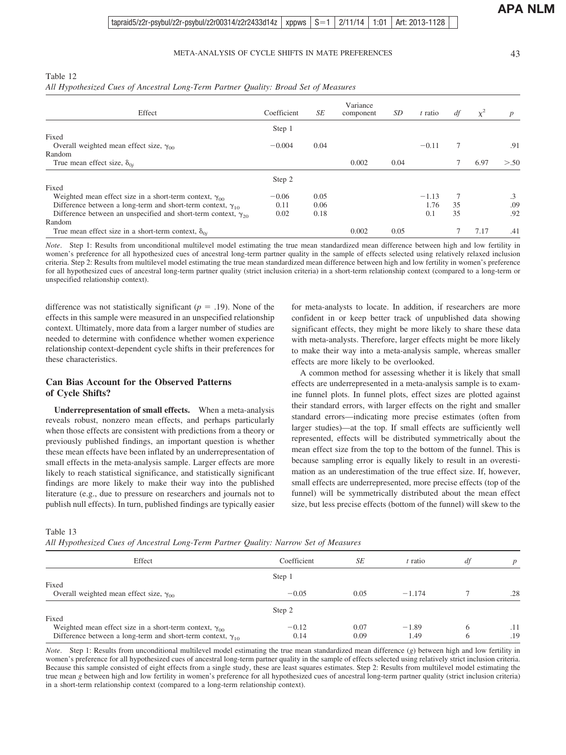Table 12

*All Hypothesized Cues of Ancestral Long-Term Partner Quality: Broad Set of Measures*

| Effect | Coefficient | *SE* | Variance component | *SD* | *t* ratio | *df* | $\chi^2$ | *p* |
|---|---|---|---|---|---|---|---|---|
| | Step 1 | | | | | | | |
| Fixed | | | | | | | | |
| Overall weighted mean effect size, $\gamma_{00}$ | −0.004 | 0.04 | | | −0.11 | 7 | | .91 |
| Random | | | | | | | | |
| True mean effect size, $\delta_{0j}$ | | | 0.002 | 0.04 | | 7 | 6.97 | >.50 |
| | Step 2 | | | | | | | |
| Fixed | | | | | | | | |
| Weighted mean effect size in a short-term context, $\gamma_{00}$ | −0.06 | 0.05 | | | −1.13 | 7 | | .3 |
| Difference between a long-term and short-term context, $\gamma_{10}$ | 0.11 | 0.06 | | | 1.76 | 35 | | .09 |
| Difference between an unspecified and short-term context, $\gamma_{20}$ | 0.02 | 0.18 | | | 0.1 | 35 | | .92 |
| Random | | | | | | | | |
| True mean effect size in a short-term context, $\delta_{0j}$ | | | 0.002 | 0.05 | | 7 | 7.17 | .41 |

*Note*. Step 1: Results from unconditional multilevel model estimating the true mean standardized mean difference between high and low fertility in women's preference for all hypothesized cues of ancestral long-term partner quality in the sample of effects selected using relatively relaxed inclusion criteria. Step 2: Results from multilevel model estimating the true mean standardized mean difference between high and low fertility in women's preference for all hypothesized cues of ancestral long-term partner quality (strict inclusion criteria) in a short-term relationship context (compared to a long-term or unspecified relationship context).

difference was not statistically significant ($p = .19$). None of the effects in this sample were measured in an unspecified relationship context. Ultimately, more data from a larger number of studies are needed to determine with confidence whether women experience relationship context-dependent cycle shifts in their preferences for these characteristics.

## Can Bias Account for the Observed Patterns of Cycle Shifts?

**Underrepresentation of small effects.** When a meta-analysis reveals robust, nonzero mean effects, and perhaps particularly when those effects are consistent with predictions from a theory or previously published findings, an important question is whether these mean effects have been inflated by an underrepresentation of small effects in the meta-analysis sample. Larger effects are more likely to reach statistical significance, and statistically significant findings are more likely to make their way into the published literature (e.g., due to pressure on researchers and journals not to publish null effects). In turn, published findings are typically easier for meta-analysts to locate. In addition, if researchers are more confident in or keep better track of unpublished data showing significant effects, they might be more likely to share these data with meta-analysts. Therefore, larger effects might be more likely to make their way into a meta-analysis sample, whereas smaller effects are more likely to be overlooked.

A common method for assessing whether it is likely that small effects are underrepresented in a meta-analysis sample is to examine funnel plots. In funnel plots, effect sizes are plotted against their standard errors, with larger effects on the right and smaller standard errors—indicating more precise estimates (often from larger studies)—at the top. If small effects are sufficiently well represented, effects will be distributed symmetrically about the mean effect size from the top to the bottom of the funnel. This is because sampling error is equally likely to result in an overestimation as an underestimation of the true effect size. If, however, small effects are underrepresented, more precise effects (top of the funnel) will be symmetrically distributed about the mean effect size, but less precise effects (bottom of the funnel) will skew to the

Table 13

*All Hypothesized Cues of Ancestral Long-Term Partner Quality: Narrow Set of Measures*

| Effect | Coefficient | *SE* | *t* ratio | *df* | *p* |
|---|---|---|---|---|---|
| | Step 1 | | | | |
| Fixed | | | | | |
| Overall weighted mean effect size, $\gamma_{00}$ | −0.05 | 0.05 | −1.174 | 7 | .28 |
| | Step 2 | | | | |
| Fixed | | | | | |
| Weighted mean effect size in a short-term context, $\gamma_{00}$ | −0.12 | 0.07 | −1.89 | 6 | .11 |
| Difference between a long-term and short-term context, $\gamma_{10}$ | 0.14 | 0.09 | 1.49 | 6 | .19 |

*Note*. Step 1: Results from unconditional multilevel model estimating the true mean standardized mean difference (*g*) between high and low fertility in women's preference for all hypothesized cues of ancestral long-term partner quality in the sample of effects selected using relatively strict inclusion criteria. Because this sample consisted of eight effects from a single study, these are least squares estimates. Step 2: Results from multilevel model estimating the true mean *g* between high and low fertility in women's preference for all hypothesized cues of ancestral long-term partner quality (strict inclusion criteria) in a short-term relationship context (compared to a long-term relationship context).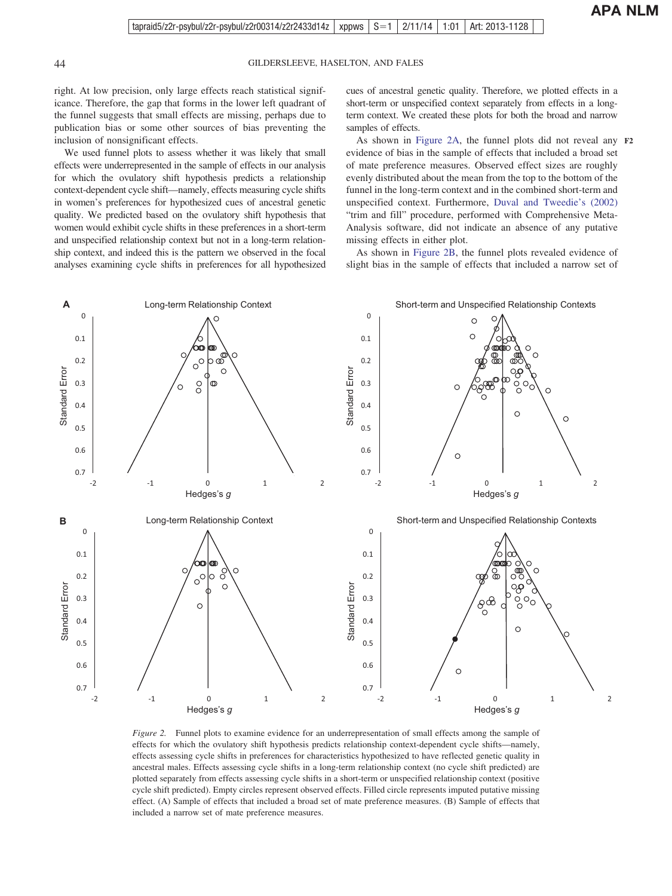right. At low precision, only large effects reach statistical significance. Therefore, the gap that forms in the lower left quadrant of the funnel suggests that small effects are missing, perhaps due to publication bias or some other sources of bias preventing the inclusion of nonsignificant effects.

We used funnel plots to assess whether it was likely that small effects were underrepresented in the sample of effects in our analysis for which the ovulatory shift hypothesis predicts a relationship context-dependent cycle shift—namely, effects measuring cycle shifts in women's preferences for hypothesized cues of ancestral genetic quality. We predicted based on the ovulatory shift hypothesis that women would exhibit cycle shifts in these preferences in a short-term and unspecified relationship context but not in a long-term relationship context, and indeed this is the pattern we observed in the focal analyses examining cycle shifts in preferences for all hypothesized cues of ancestral genetic quality. Therefore, we plotted effects in a short-term or unspecified context separately from effects in a long-term context. We created these plots for both the broad and narrow samples of effects.

As shown in Figure 2A, the funnel plots did not reveal any evidence of bias in the sample of effects that included a broad set of mate preference measures. Observed effect sizes are roughly evenly distributed about the mean from the top to the bottom of the funnel in the long-term context and in the combined short-term and unspecified context. Furthermore, Duval and Tweedie's (2002) "trim and fill" procedure, performed with Comprehensive Meta-Analysis software, did not indicate an absence of any putative missing effects in either plot.

As shown in Figure 2B, the funnel plots revealed evidence of slight bias in the sample of effects that included a narrow set of

*Figure 2.* Funnel plots to examine evidence for an underrepresentation of small effects among the sample of effects for which the ovulatory shift hypothesis predicts relationship context-dependent cycle shifts—namely, effects assessing cycle shifts in preferences for characteristics hypothesized to have reflected genetic quality in ancestral males. Effects assessing cycle shifts in a long-term relationship context (no cycle shift predicted) are plotted separately from effects assessing cycle shifts in a short-term or unspecified relationship context (positive cycle shift predicted). Empty circles represent observed effects. Filled circle represents imputed putative missing effect. (A) Sample of effects that included a broad set of mate preference measures. (B) Sample of effects that included a narrow set of mate preference measures.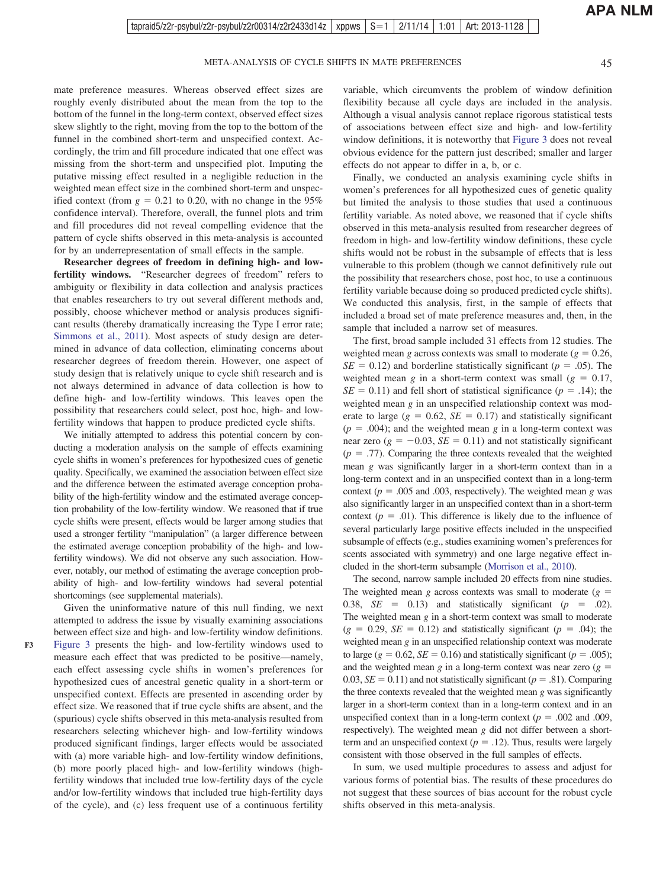mate preference measures. Whereas observed effect sizes are roughly evenly distributed about the mean from the top to the bottom of the funnel in the long-term context, observed effect sizes skew slightly to the right, moving from the top to the bottom of the funnel in the combined short-term and unspecified context. Accordingly, the trim and fill procedure indicated that one effect was missing from the short-term and unspecified plot. Imputing the putative missing effect resulted in a negligible reduction in the weighted mean effect size in the combined short-term and unspecified context (from $g = 0.21$ to 0.20, with no change in the 95% confidence interval). Therefore, overall, the funnel plots and trim and fill procedures did not reveal compelling evidence that the pattern of cycle shifts observed in this meta-analysis is accounted for by an underrepresentation of small effects in the sample.

**Researcher degrees of freedom in defining high- and low-fertility windows.** "Researcher degrees of freedom" refers to ambiguity or flexibility in data collection and analysis practices that enables researchers to try out several different methods and, possibly, choose whichever method or analysis produces significant results (thereby dramatically increasing the Type I error rate; Simmons et al., 2011). Most aspects of study design are determined in advance of data collection, eliminating concerns about researcher degrees of freedom therein. However, one aspect of study design that is relatively unique to cycle shift research and is not always determined in advance of data collection is how to define high- and low-fertility windows. This leaves open the possibility that researchers could select, post hoc, high- and low-fertility windows that happen to produce predicted cycle shifts.

We initially attempted to address this potential concern by conducting a moderation analysis on the sample of effects examining cycle shifts in women's preferences for hypothesized cues of genetic quality. Specifically, we examined the association between effect size and the difference between the estimated average conception probability of the high-fertility window and the estimated average conception probability of the low-fertility window. We reasoned that if true cycle shifts were present, effects would be larger among studies that used a stronger fertility "manipulation" (a larger difference between the estimated average conception probability of the high- and low-fertility windows). We did not observe any such association. However, notably, our method of estimating the average conception probability of high- and low-fertility windows had several potential shortcomings (see supplemental materials).

Given the uninformative nature of this null finding, we next attempted to address the issue by visually examining associations between effect size and high- and low-fertility window definitions. Figure 3 presents the high- and low-fertility windows used to measure each effect that was predicted to be positive—namely, each effect assessing cycle shifts in women's preferences for hypothesized cues of ancestral genetic quality in a short-term or unspecified context. Effects are presented in ascending order by effect size. We reasoned that if true cycle shifts are absent, and the (spurious) cycle shifts observed in this meta-analysis resulted from researchers selecting whichever high- and low-fertility windows produced significant findings, larger effects would be associated with (a) more variable high- and low-fertility window definitions, (b) more poorly placed high- and low-fertility windows (high-fertility windows that included true low-fertility days of the cycle and/or low-fertility windows that included true high-fertility days of the cycle), and (c) less frequent use of a continuous fertility variable, which circumvents the problem of window definition flexibility because all cycle days are included in the analysis. Although a visual analysis cannot replace rigorous statistical tests of associations between effect size and high- and low-fertility window definitions, it is noteworthy that Figure 3 does not reveal obvious evidence for the pattern just described; smaller and larger effects do not appear to differ in a, b, or c.

Finally, we conducted an analysis examining cycle shifts in women's preferences for all hypothesized cues of genetic quality but limited the analysis to those studies that used a continuous fertility variable. As noted above, we reasoned that if cycle shifts observed in this meta-analysis resulted from researcher degrees of freedom in high- and low-fertility window definitions, these cycle shifts would not be robust in the subsample of effects that is less vulnerable to this problem (though we cannot definitively rule out the possibility that researchers chose, post hoc, to use a continuous fertility variable because doing so produced predicted cycle shifts). We conducted this analysis, first, in the sample of effects that included a broad set of mate preference measures and, then, in the sample that included a narrow set of measures.

The first, broad sample included 31 effects from 12 studies. The weighted mean $g$ across contexts was small to moderate ($g = 0.26$, $SE = 0.12$) and borderline statistically significant ($p = .05$). The weighted mean $g$ in a short-term context was small ($g = 0.17$, $SE = 0.11$) and fell short of statistical significance ($p = .14$); the weighted mean $g$ in an unspecified relationship context was moderate to large ($g = 0.62$, $SE = 0.17$) and statistically significant ($p = .004$); and the weighted mean $g$ in a long-term context was near zero ($g = -0.03$, $SE = 0.11$) and not statistically significant ($p = .77$). Comparing the three contexts revealed that the weighted mean $g$ was significantly larger in a short-term context than in a long-term context and in an unspecified context than in a long-term context ($p = .005$ and .003, respectively). The weighted mean $g$ was also significantly larger in an unspecified context than in a short-term context ($p = .01$). This difference is likely due to the influence of several particularly large positive effects included in the unspecified subsample of effects (e.g., studies examining women's preferences for scents associated with symmetry) and one large negative effect included in the short-term subsample (Morrison et al., 2010).

The second, narrow sample included 20 effects from nine studies. The weighted mean $g$ across contexts was small to moderate ($g = 0.38$, $SE = 0.13$) and statistically significant ($p = .02$). The weighted mean $g$ in a short-term context was small to moderate ($g = 0.29$, $SE = 0.12$) and statistically significant ($p = .04$); the weighted mean $g$ in an unspecified relationship context was moderate to large ($g = 0.62$, $SE = 0.16$) and statistically significant ($p = .005$); and the weighted mean $g$ in a long-term context was near zero ($g = 0.03$, $SE = 0.11$) and not statistically significant ($p = .81$). Comparing the three contexts revealed that the weighted mean $g$ was significantly larger in a short-term context than in a long-term context and in an unspecified context than in a long-term context ($p = .002$ and .009, respectively). The weighted mean $g$ did not differ between a short-term and an unspecified context ($p = .12$). Thus, results were largely consistent with those observed in the full samples of effects.

In sum, we used multiple procedures to assess and adjust for various forms of potential bias. The results of these procedures do not suggest that these sources of bias account for the robust cycle shifts observed in this meta-analysis.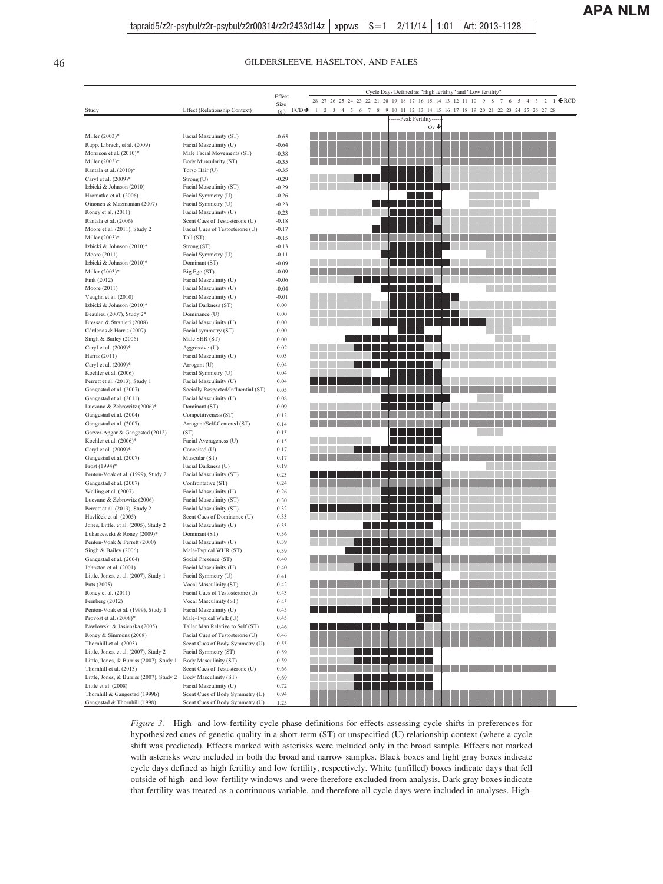| Study | Effect (Relationship Context) | Effect Size (g) |
|---|---|---|
| Miller (2003)* | Facial Masculinity (ST) | -0.65 |
| Rupp, Librach, et al. (2009) | Facial Masculinity (U) | -0.64 |
| Morrison et al. (2010)* | Male Facial Movements (ST) | -0.38 |
| Miller (2003)* | Body Muscularity (ST) | -0.35 |
| Rantala et al. (2010)* | Torso Hair (U) | -0.35 |
| Caryl et al. (2009)* | Strong (U) | -0.29 |
| Izbicki & Johnson (2010) | Facial Masculinity (ST) | -0.29 |
| Hromatko et al. (2006) | Facial Symmetry (U) | -0.26 |
| Oinonen & Mazmanian (2007) | Facial Symmetry (U) | -0.23 |
| Roney et al. (2011) | Facial Masculinity (U) | -0.23 |
| Rantala et al. (2006) | Scent Cues of Testosterone (U) | -0.18 |
| Moore et al. (2011), Study 2 | Facial Cues of Testosterone (U) | -0.17 |
| Miller (2003)* | Tall (ST) | -0.15 |
| Izbicki & Johnson (2010)* | Strong (ST) | -0.13 |
| Moore (2011) | Facial Symmetry (U) | -0.11 |
| Izbicki & Johnson (2010)* | Dominant (ST) | -0.09 |
| Miller (2003)* | Big Ego (ST) | -0.09 |
| Fink (2012) | Facial Masculinity (U) | -0.06 |
| Moore (2011) | Facial Masculinity (U) | -0.04 |
| Vaughn et al. (2010) | Facial Masculinity (U) | -0.01 |
| Izbicki & Johnson (2010)* | Facial Darkness (ST) | 0.00 |
| Beaulieu (2007), Study 2* | Dominance (U) | 0.00 |
| Bressan & Stranieri (2008) | Facial Masculinity (U) | 0.00 |
| Cárdenas & Harris (2007) | Facial symmetry (ST) | 0.00 |
| Singh & Bailey (2006) | Male SHR (ST) | 0.00 |
| Caryl et al. (2009)* | Aggressive (U) | 0.02 |
| Harris (2011) | Facial Masculinity (U) | 0.03 |
| Caryl et al. (2009)* | Arrogant (U) | 0.04 |
| Koehler et al. (2006) | Facial Symmetry (U) | 0.04 |
| Perrett et al. (2013), Study 1 | Facial Masculinity (U) | 0.04 |
| Gangestad et al. (2007) | Socially Respected/Influential (ST) | 0.05 |
| Gangestad et al. (2011) | Facial Masculinity (U) | 0.08 |
| Luevano & Zebrowitz (2006)* | Dominant (ST) | 0.09 |
| Gangestad et al. (2004) | Competitiveness (ST) | 0.12 |
| Gangestad et al. (2007) | Arrogant/Self-Centered (ST) | 0.14 |
| Garver-Apgar & Gangestad (2012) | (ST) | 0.15 |
| Koehler et al. (2006)* | Facial Averageness (U) | 0.15 |
| Caryl et al. (2009)* | Conceited (U) | 0.17 |
| Gangestad et al. (2007) | Muscular (ST) | 0.17 |
| Frost (1994)* | Facial Darkness (U) | 0.19 |
| Penton-Voak et al. (1999), Study 2 | Facial Masculinity (ST) | 0.23 |
| Gangestad et al. (2007) | Confrontative (ST) | 0.24 |
| Welling et al. (2007) | Facial Masculinity (U) | 0.26 |
| Luevano & Zebrowitz (2006) | Facial Masculinity (ST) | 0.30 |
| Perrett et al. (2013), Study 2 | Facial Masculinity (ST) | 0.32 |
| Havlíček et al. (2005) | Scent Cues of Dominance (U) | 0.33 |
| Jones, Little, et al. (2005), Study 2 | Facial Masculinity (U) | 0.33 |
| Lukaszewski & Roney (2009)* | Dominant (ST) | 0.36 |
| Penton-Voak & Perrett (2000) | Facial Masculinity (U) | 0.39 |
| Singh & Bailey (2006) | Male-Typical WHR (ST) | 0.39 |
| Gangestad et al. (2004) | Social Presence (ST) | 0.40 |
| Johnston et al. (2001) | Facial Masculinity (U) | 0.40 |
| Little, Jones, et al. (2007), Study 1 | Facial Symmetry (U) | 0.41 |
| Puts (2005) | Vocal Masculinity (ST) | 0.42 |
| Roney et al. (2011) | Facial Cues of Testosterone (U) | 0.43 |
| Feinberg (2012) | Vocal Masculinity (ST) | 0.45 |
| Penton-Voak et al. (1999), Study 1 | Facial Masculinity (U) | 0.45 |
| Provost et al. (2008)* | Male-Typical Walk (U) | 0.45 |
| Pawlowski & Jasienska (2005) | Taller Man Relative to Self (ST) | 0.46 |
| Roney & Simmons (2008) | Facial Cues of Testosterone (U) | 0.46 |
| Thornhill et al. (2003) | Scent Cues of Body Symmetry (U) | 0.55 |
| Little, Jones, et al. (2007), Study 2 | Facial Symmetry (ST) | 0.59 |
| Little, Jones, & Burriss (2007), Study 1 | Body Masculinity (ST) | 0.59 |
| Thornhill et al. (2013) | Scent Cues of Testosterone (U) | 0.66 |
| Little, Jones, & Burriss (2007), Study 2 | Body Masculinity (ST) | 0.69 |
| Little et al. (2008) | Facial Masculinity (U) | 0.72 |
| Thornhill & Gangestad (1999b) | Scent Cues of Body Symmetry (U) | 0.94 |
| Gangestad & Thornhill (1998) | Scent Cues of Body Symmetry (U) | 1.25 |

*Figure 3.* High- and low-fertility cycle phase definitions for effects assessing cycle shifts in preferences for hypothesized cues of genetic quality in a short-term (ST) or unspecified (U) relationship context (where a cycle shift was predicted). Effects marked with asterisks were included only in the broad sample. Effects not marked with asterisks were included in both the broad and narrow samples. Black boxes and light gray boxes indicate cycle days defined as high fertility and low fertility, respectively. White (unfilled) boxes indicate days that fell outside of high- and low-fertility windows and were therefore excluded from analysis. Dark gray boxes indicate that fertility was treated as a continuous variable, and therefore all cycle days were included in analyses. High-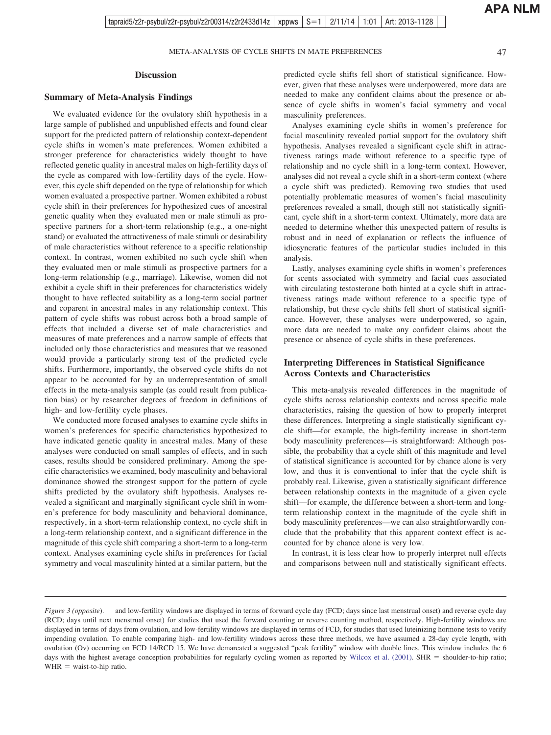## Discussion

### Summary of Meta-Analysis Findings

We evaluated evidence for the ovulatory shift hypothesis in a large sample of published and unpublished effects and found clear support for the predicted pattern of relationship context-dependent cycle shifts in women's mate preferences. Women exhibited a stronger preference for characteristics widely thought to have reflected genetic quality in ancestral males on high-fertility days of the cycle as compared with low-fertility days of the cycle. However, this cycle shift depended on the type of relationship for which women evaluated a prospective partner. Women exhibited a robust cycle shift in their preferences for hypothesized cues of ancestral genetic quality when they evaluated men or male stimuli as prospective partners for a short-term relationship (e.g., a one-night stand) or evaluated the attractiveness of male stimuli or desirability of male characteristics without reference to a specific relationship context. In contrast, women exhibited no such cycle shift when they evaluated men or male stimuli as prospective partners for a long-term relationship (e.g., marriage). Likewise, women did not exhibit a cycle shift in their preferences for characteristics widely thought to have reflected suitability as a long-term social partner and coparent in ancestral males in any relationship context. This pattern of cycle shifts was robust across both a broad sample of effects that included a diverse set of male characteristics and measures of mate preferences and a narrow sample of effects that included only those characteristics and measures that we reasoned would provide a particularly strong test of the predicted cycle shifts. Furthermore, importantly, the observed cycle shifts do not appear to be accounted for by an underrepresentation of small effects in the meta-analysis sample (as could result from publication bias) or by researcher degrees of freedom in definitions of high- and low-fertility cycle phases.

We conducted more focused analyses to examine cycle shifts in women's preferences for specific characteristics hypothesized to have indicated genetic quality in ancestral males. Many of these analyses were conducted on small samples of effects, and in such cases, results should be considered preliminary. Among the specific characteristics we examined, body masculinity and behavioral dominance showed the strongest support for the pattern of cycle shifts predicted by the ovulatory shift hypothesis. Analyses revealed a significant and marginally significant cycle shift in women's preference for body masculinity and behavioral dominance, respectively, in a short-term relationship context, no cycle shift in a long-term relationship context, and a significant difference in the magnitude of this cycle shift comparing a short-term to a long-term context. Analyses examining cycle shifts in preferences for facial symmetry and vocal masculinity hinted at a similar pattern, but the predicted cycle shifts fell short of statistical significance. However, given that these analyses were underpowered, more data are needed to make any confident claims about the presence or absence of cycle shifts in women's facial symmetry and vocal masculinity preferences.

Analyses examining cycle shifts in women's preference for facial masculinity revealed partial support for the ovulatory shift hypothesis. Analyses revealed a significant cycle shift in attractiveness ratings made without reference to a specific type of relationship and no cycle shift in a long-term context. However, analyses did not reveal a cycle shift in a short-term context (where a cycle shift was predicted). Removing two studies that used potentially problematic measures of women's facial masculinity preferences revealed a small, though still not statistically significant, cycle shift in a short-term context. Ultimately, more data are needed to determine whether this unexpected pattern of results is robust and in need of explanation or reflects the influence of idiosyncratic features of the particular studies included in this analysis.

Lastly, analyses examining cycle shifts in women's preferences for scents associated with symmetry and facial cues associated with circulating testosterone both hinted at a cycle shift in attractiveness ratings made without reference to a specific type of relationship, but these cycle shifts fell short of statistical significance. However, these analyses were underpowered, so again, more data are needed to make any confident claims about the presence or absence of cycle shifts in these preferences.

### Interpreting Differences in Statistical Significance Across Contexts and Characteristics

This meta-analysis revealed differences in the magnitude of cycle shifts across relationship contexts and across specific male characteristics, raising the question of how to properly interpret these differences. Interpreting a single statistically significant cycle shift—for example, the high-fertility increase in short-term body masculinity preferences—is straightforward: Although possible, the probability that a cycle shift of this magnitude and level of statistical significance is accounted for by chance alone is very low, and thus it is conventional to infer that the cycle shift is probably real. Likewise, given a statistically significant difference between relationship contexts in the magnitude of a given cycle shift—for example, the difference between a short-term and long-term relationship context in the magnitude of the cycle shift in body masculinity preferences—we can also straightforwardly conclude that the probability that this apparent context effect is accounted for by chance alone is very low.

In contrast, it is less clear how to properly interpret null effects and comparisons between null and statistically significant effects.

*Figure 3 (opposite).* and low-fertility windows are displayed in terms of forward cycle day (FCD; days since last menstrual onset) and reverse cycle day (RCD; days until next menstrual onset) for studies that used the forward counting or reverse counting method, respectively. High-fertility windows are displayed in terms of days from ovulation, and low-fertility windows are displayed in terms of FCD, for studies that used luteinizing hormone tests to verify impending ovulation. To enable comparing high- and low-fertility windows across these three methods, we have assumed a 28-day cycle length, with ovulation (Ov) occurring on FCD 14/RCD 15. We have demarcated a suggested "peak fertility" window with double lines. This window includes the 6 days with the highest average conception probabilities for regularly cycling women as reported by Wilcox et al. (2001). SHR = shoulder-to-hip ratio; WHR = waist-to-hip ratio.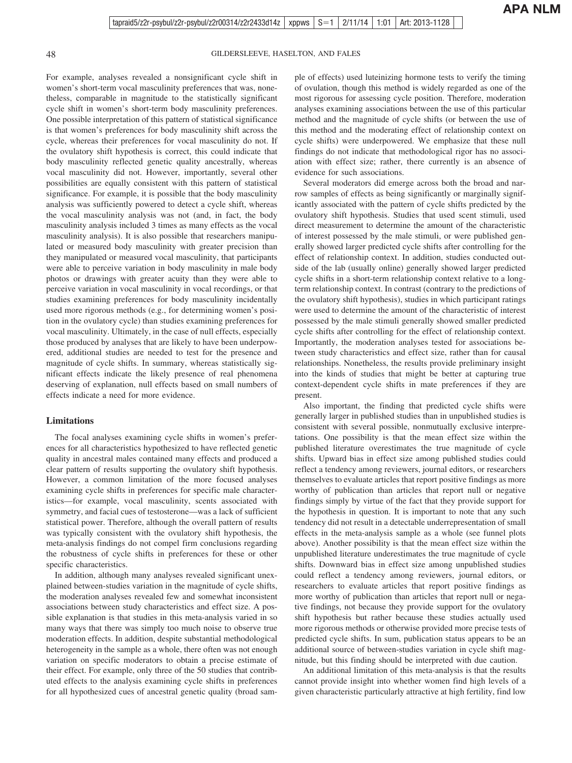For example, analyses revealed a nonsignificant cycle shift in women's short-term vocal masculinity preferences that was, nonetheless, comparable in magnitude to the statistically significant cycle shift in women's short-term body masculinity preferences. One possible interpretation of this pattern of statistical significance is that women's preferences for body masculinity shift across the cycle, whereas their preferences for vocal masculinity do not. If the ovulatory shift hypothesis is correct, this could indicate that body masculinity reflected genetic quality ancestrally, whereas vocal masculinity did not. However, importantly, several other possibilities are equally consistent with this pattern of statistical significance. For example, it is possible that the body masculinity analysis was sufficiently powered to detect a cycle shift, whereas the vocal masculinity analysis was not (and, in fact, the body masculinity analysis included 3 times as many effects as the vocal masculinity analysis). It is also possible that researchers manipulated or measured body masculinity with greater precision than they manipulated or measured vocal masculinity, that participants were able to perceive variation in body masculinity in male body photos or drawings with greater acuity than they were able to perceive variation in vocal masculinity in vocal recordings, or that studies examining preferences for body masculinity incidentally used more rigorous methods (e.g., for determining women's position in the ovulatory cycle) than studies examining preferences for vocal masculinity. Ultimately, in the case of null effects, especially those produced by analyses that are likely to have been underpowered, additional studies are needed to test for the presence and magnitude of cycle shifts. In summary, whereas statistically significant effects indicate the likely presence of real phenomena deserving of explanation, null effects based on small numbers of effects indicate a need for more evidence.

## Limitations

The focal analyses examining cycle shifts in women's preferences for all characteristics hypothesized to have reflected genetic quality in ancestral males contained many effects and produced a clear pattern of results supporting the ovulatory shift hypothesis. However, a common limitation of the more focused analyses examining cycle shifts in preferences for specific male characteristics—for example, vocal masculinity, scents associated with symmetry, and facial cues of testosterone—was a lack of sufficient statistical power. Therefore, although the overall pattern of results was typically consistent with the ovulatory shift hypothesis, the meta-analysis findings do not compel firm conclusions regarding the robustness of cycle shifts in preferences for these or other specific characteristics.

In addition, although many analyses revealed significant unexplained between-studies variation in the magnitude of cycle shifts, the moderation analyses revealed few and somewhat inconsistent associations between study characteristics and effect size. A possible explanation is that studies in this meta-analysis varied in so many ways that there was simply too much noise to observe true moderation effects. In addition, despite substantial methodological heterogeneity in the sample as a whole, there often was not enough variation on specific moderators to obtain a precise estimate of their effect. For example, only three of the 50 studies that contributed effects to the analysis examining cycle shifts in preferences for all hypothesized cues of ancestral genetic quality (broad sample of effects) used luteinizing hormone tests to verify the timing of ovulation, though this method is widely regarded as one of the most rigorous for assessing cycle position. Therefore, moderation analyses examining associations between the use of this particular method and the magnitude of cycle shifts (or between the use of this method and the moderating effect of relationship context on cycle shifts) were underpowered. We emphasize that these null findings do not indicate that methodological rigor has no association with effect size; rather, there currently is an absence of evidence for such associations.

Several moderators did emerge across both the broad and narrow samples of effects as being significantly or marginally significantly associated with the pattern of cycle shifts predicted by the ovulatory shift hypothesis. Studies that used scent stimuli, used direct measurement to determine the amount of the characteristic of interest possessed by the male stimuli, or were published generally showed larger predicted cycle shifts after controlling for the effect of relationship context. In addition, studies conducted outside of the lab (usually online) generally showed larger predicted cycle shifts in a short-term relationship context relative to a long-term relationship context. In contrast (contrary to the predictions of the ovulatory shift hypothesis), studies in which participant ratings were used to determine the amount of the characteristic of interest possessed by the male stimuli generally showed smaller predicted cycle shifts after controlling for the effect of relationship context. Importantly, the moderation analyses tested for associations between study characteristics and effect size, rather than for causal relationships. Nonetheless, the results provide preliminary insight into the kinds of studies that might be better at capturing true context-dependent cycle shifts in mate preferences if they are present.

Also important, the finding that predicted cycle shifts were generally larger in published studies than in unpublished studies is consistent with several possible, nonmutually exclusive interpretations. One possibility is that the mean effect size within the published literature overestimates the true magnitude of cycle shifts. Upward bias in effect size among published studies could reflect a tendency among reviewers, journal editors, or researchers themselves to evaluate articles that report positive findings as more worthy of publication than articles that report null or negative findings simply by virtue of the fact that they provide support for the hypothesis in question. It is important to note that any such tendency did not result in a detectable underrepresentation of small effects in the meta-analysis sample as a whole (see funnel plots above). Another possibility is that the mean effect size within the unpublished literature underestimates the true magnitude of cycle shifts. Downward bias in effect size among unpublished studies could reflect a tendency among reviewers, journal editors, or researchers to evaluate articles that report positive findings as more worthy of publication than articles that report null or negative findings, not because they provide support for the ovulatory shift hypothesis but rather because these studies actually used more rigorous methods or otherwise provided more precise tests of predicted cycle shifts. In sum, publication status appears to be an additional source of between-studies variation in cycle shift magnitude, but this finding should be interpreted with due caution.

An additional limitation of this meta-analysis is that the results cannot provide insight into whether women find high levels of a given characteristic particularly attractive at high fertility, find low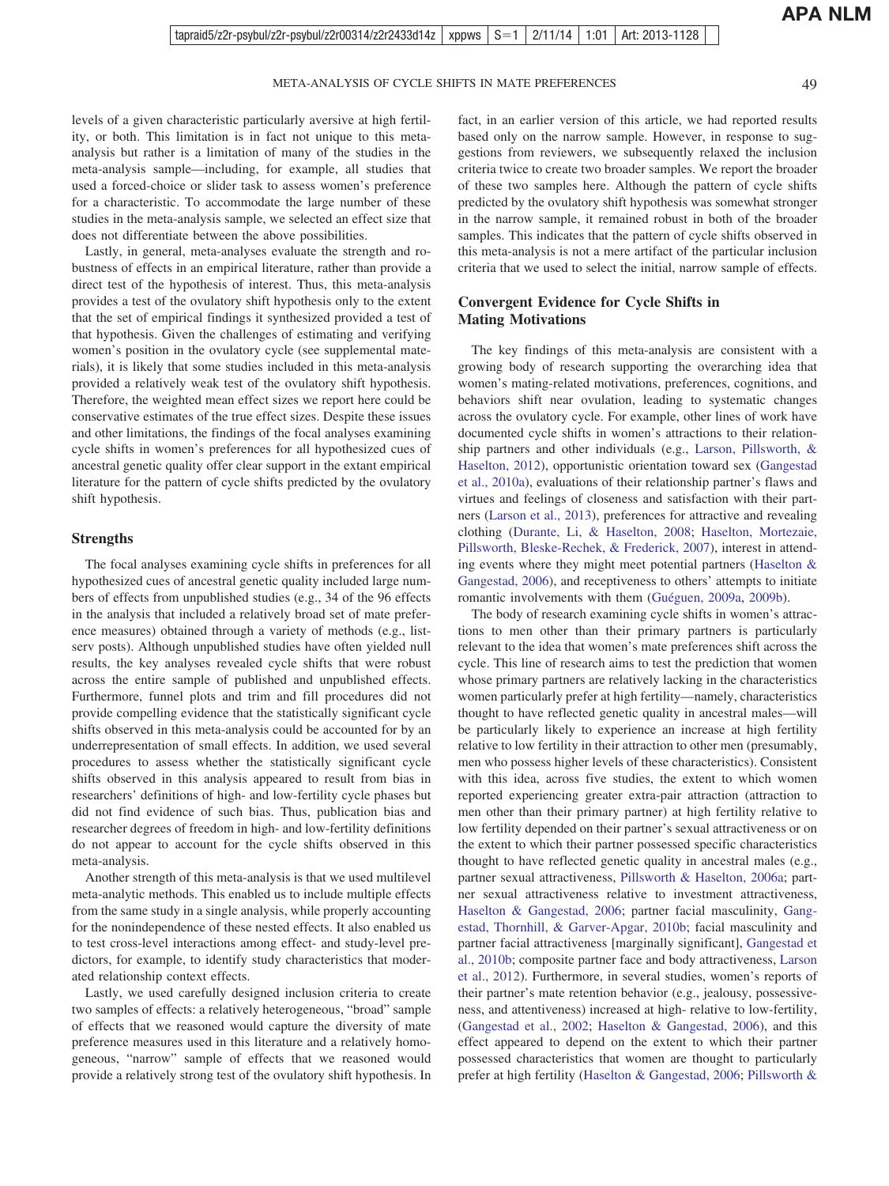levels of a given characteristic particularly aversive at high fertility, or both. This limitation is in fact not unique to this meta-analysis but rather is a limitation of many of the studies in the meta-analysis sample—including, for example, all studies that used a forced-choice or slider task to assess women's preference for a characteristic. To accommodate the large number of these studies in the meta-analysis sample, we selected an effect size that does not differentiate between the above possibilities.

Lastly, in general, meta-analyses evaluate the strength and robustness of effects in an empirical literature, rather than provide a direct test of the hypothesis of interest. Thus, this meta-analysis provides a test of the ovulatory shift hypothesis only to the extent that the set of empirical findings it synthesized provided a test of that hypothesis. Given the challenges of estimating and verifying women's position in the ovulatory cycle (see supplemental materials), it is likely that some studies included in this meta-analysis provided a relatively weak test of the ovulatory shift hypothesis. Therefore, the weighted mean effect sizes we report here could be conservative estimates of the true effect sizes. Despite these issues and other limitations, the findings of the focal analyses examining cycle shifts in women's preferences for all hypothesized cues of ancestral genetic quality offer clear support in the extant empirical literature for the pattern of cycle shifts predicted by the ovulatory shift hypothesis.

### Strengths

The focal analyses examining cycle shifts in preferences for all hypothesized cues of ancestral genetic quality included large numbers of effects from unpublished studies (e.g., 34 of the 96 effects in the analysis that included a relatively broad set of mate preference measures) obtained through a variety of methods (e.g., listserv posts). Although unpublished studies have often yielded null results, the key analyses revealed cycle shifts that were robust across the entire sample of published and unpublished effects. Furthermore, funnel plots and trim and fill procedures did not provide compelling evidence that the statistically significant cycle shifts observed in this meta-analysis could be accounted for by an underrepresentation of small effects. In addition, we used several procedures to assess whether the statistically significant cycle shifts observed in this analysis appeared to result from bias in researchers' definitions of high- and low-fertility cycle phases but did not find evidence of such bias. Thus, publication bias and researcher degrees of freedom in high- and low-fertility definitions do not appear to account for the cycle shifts observed in this meta-analysis.

Another strength of this meta-analysis is that we used multilevel meta-analytic methods. This enabled us to include multiple effects from the same study in a single analysis, while properly accounting for the nonindependence of these nested effects. It also enabled us to test cross-level interactions among effect- and study-level predictors, for example, to identify study characteristics that moderated relationship context effects.

Lastly, we used carefully designed inclusion criteria to create two samples of effects: a relatively heterogeneous, "broad" sample of effects that we reasoned would capture the diversity of mate preference measures used in this literature and a relatively homogeneous, "narrow" sample of effects that we reasoned would provide a relatively strong test of the ovulatory shift hypothesis. In fact, in an earlier version of this article, we had reported results based only on the narrow sample. However, in response to suggestions from reviewers, we subsequently relaxed the inclusion criteria twice to create two broader samples. We report the broader of these two samples here. Although the pattern of cycle shifts predicted by the ovulatory shift hypothesis was somewhat stronger in the narrow sample, it remained robust in both of the broader samples. This indicates that the pattern of cycle shifts observed in this meta-analysis is not a mere artifact of the particular inclusion criteria that we used to select the initial, narrow sample of effects.

### Convergent Evidence for Cycle Shifts in Mating Motivations

The key findings of this meta-analysis are consistent with a growing body of research supporting the overarching idea that women's mating-related motivations, preferences, cognitions, and behaviors shift near ovulation, leading to systematic changes across the ovulatory cycle. For example, other lines of work have documented cycle shifts in women's attractions to their relationship partners and other individuals (e.g., Larson, Pillsworth, & Haselton, 2012), opportunistic orientation toward sex (Gangestad et al., 2010a), evaluations of their relationship partner's flaws and virtues and feelings of closeness and satisfaction with their partners (Larson et al., 2013), preferences for attractive and revealing clothing (Durante, Li, & Haselton, 2008; Haselton, Mortezaie, Pillsworth, Bleske-Rechek, & Frederick, 2007), interest in attending events where they might meet potential partners (Haselton & Gangestad, 2006), and receptiveness to others' attempts to initiate romantic involvements with them (Guéguen, 2009a, 2009b).

The body of research examining cycle shifts in women's attractions to men other than their primary partners is particularly relevant to the idea that women's mate preferences shift across the cycle. This line of research aims to test the prediction that women whose primary partners are relatively lacking in the characteristics women particularly prefer at high fertility—namely, characteristics thought to have reflected genetic quality in ancestral males—will be particularly likely to experience an increase at high fertility relative to low fertility in their attraction to other men (presumably, men who possess higher levels of these characteristics). Consistent with this idea, across five studies, the extent to which women reported experiencing greater extra-pair attraction (attraction to men other than their primary partner) at high fertility relative to low fertility depended on their partner's sexual attractiveness or on the extent to which their partner possessed specific characteristics thought to have reflected genetic quality in ancestral males (e.g., partner sexual attractiveness, Pillsworth & Haselton, 2006a; partner sexual attractiveness relative to investment attractiveness, Haselton & Gangestad, 2006; partner facial masculinity, Gangestad, Thornhill, & Garver-Apgar, 2010b; facial masculinity and partner facial attractiveness [marginally significant], Gangestad et al., 2010b; composite partner face and body attractiveness, Larson et al., 2012). Furthermore, in several studies, women's reports of their partner's mate retention behavior (e.g., jealousy, possessiveness, and attentiveness) increased at high- relative to low-fertility, (Gangestad et al., 2002; Haselton & Gangestad, 2006), and this effect appeared to depend on the extent to which their partner possessed characteristics that women are thought to particularly prefer at high fertility (Haselton & Gangestad, 2006; Pillsworth &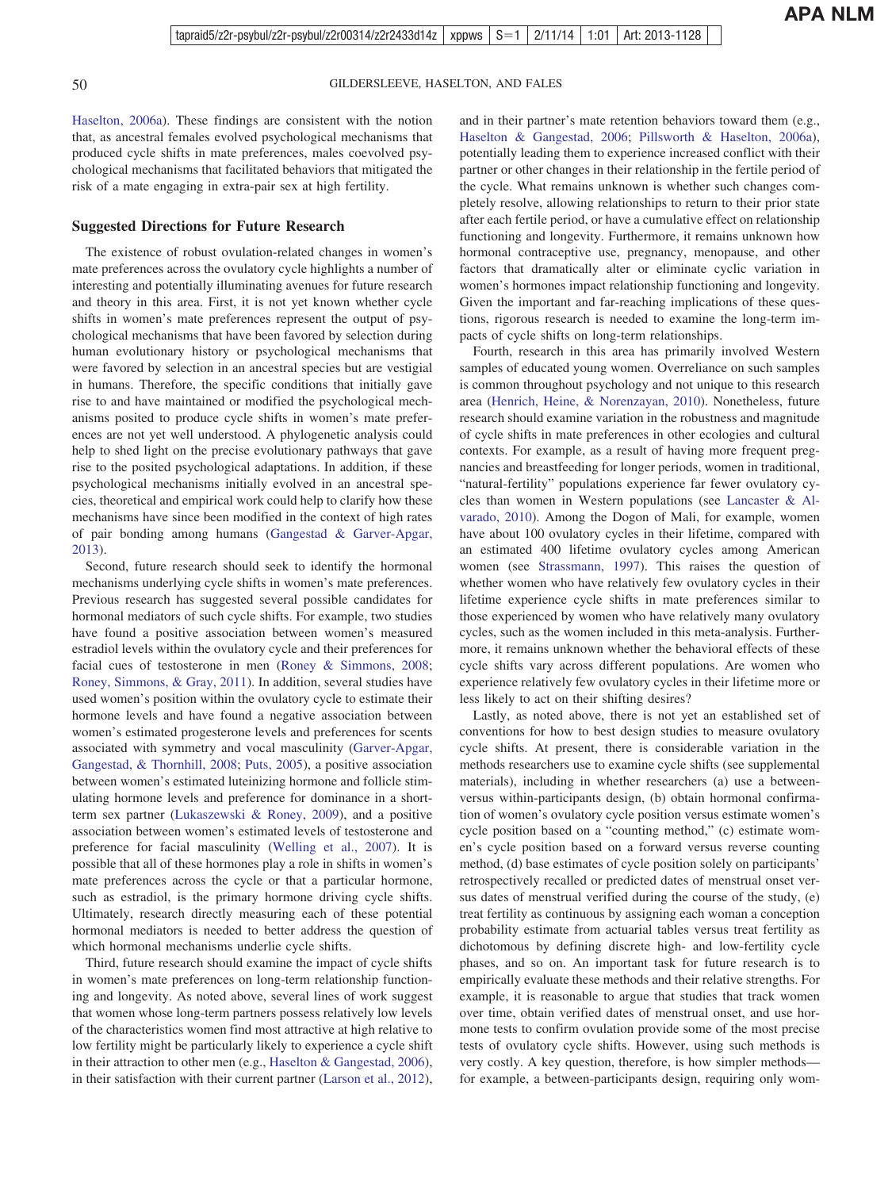Haselton, 2006a). These findings are consistent with the notion that, as ancestral females evolved psychological mechanisms that produced cycle shifts in mate preferences, males coevolved psychological mechanisms that facilitated behaviors that mitigated the risk of a mate engaging in extra-pair sex at high fertility.

## Suggested Directions for Future Research

The existence of robust ovulation-related changes in women's mate preferences across the ovulatory cycle highlights a number of interesting and potentially illuminating avenues for future research and theory in this area. First, it is not yet known whether cycle shifts in women's mate preferences represent the output of psychological mechanisms that have been favored by selection during human evolutionary history or psychological mechanisms that were favored by selection in an ancestral species but are vestigial in humans. Therefore, the specific conditions that initially gave rise to and have maintained or modified the psychological mechanisms posited to produce cycle shifts in women's mate preferences are not yet well understood. A phylogenetic analysis could help to shed light on the precise evolutionary pathways that gave rise to the posited psychological adaptations. In addition, if these psychological mechanisms initially evolved in an ancestral species, theoretical and empirical work could help to clarify how these mechanisms have since been modified in the context of high rates of pair bonding among humans (Gangestad & Garver-Apgar, 2013).

Second, future research should seek to identify the hormonal mechanisms underlying cycle shifts in women's mate preferences. Previous research has suggested several possible candidates for hormonal mediators of such cycle shifts. For example, two studies have found a positive association between women's measured estradiol levels within the ovulatory cycle and their preferences for facial cues of testosterone in men (Roney & Simmons, 2008; Roney, Simmons, & Gray, 2011). In addition, several studies have used women's position within the ovulatory cycle to estimate their hormone levels and have found a negative association between women's estimated progesterone levels and preferences for scents associated with symmetry and vocal masculinity (Garver-Apgar, Gangestad, & Thornhill, 2008; Puts, 2005), a positive association between women's estimated luteinizing hormone and follicle stimulating hormone levels and preference for dominance in a short-term sex partner (Lukaszewski & Roney, 2009), and a positive association between women's estimated levels of testosterone and preference for facial masculinity (Welling et al., 2007). It is possible that all of these hormones play a role in shifts in women's mate preferences across the cycle or that a particular hormone, such as estradiol, is the primary hormone driving cycle shifts. Ultimately, research directly measuring each of these potential hormonal mediators is needed to better address the question of which hormonal mechanisms underlie cycle shifts.

Third, future research should examine the impact of cycle shifts in women's mate preferences on long-term relationship functioning and longevity. As noted above, several lines of work suggest that women whose long-term partners possess relatively low levels of the characteristics women find most attractive at high relative to low fertility might be particularly likely to experience a cycle shift in their attraction to other men (e.g., Haselton & Gangestad, 2006), in their satisfaction with their current partner (Larson et al., 2012), and in their partner's mate retention behaviors toward them (e.g., Haselton & Gangestad, 2006; Pillsworth & Haselton, 2006a), potentially leading them to experience increased conflict with their partner or other changes in their relationship in the fertile period of the cycle. What remains unknown is whether such changes completely resolve, allowing relationships to return to their prior state after each fertile period, or have a cumulative effect on relationship functioning and longevity. Furthermore, it remains unknown how hormonal contraceptive use, pregnancy, menopause, and other factors that dramatically alter or eliminate cyclic variation in women's hormones impact relationship functioning and longevity. Given the important and far-reaching implications of these questions, rigorous research is needed to examine the long-term impacts of cycle shifts on long-term relationships.

Fourth, research in this area has primarily involved Western samples of educated young women. Overreliance on such samples is common throughout psychology and not unique to this research area (Henrich, Heine, & Norenzayan, 2010). Nonetheless, future research should examine variation in the robustness and magnitude of cycle shifts in mate preferences in other ecologies and cultural contexts. For example, as a result of having more frequent pregnancies and breastfeeding for longer periods, women in traditional, "natural-fertility" populations experience far fewer ovulatory cycles than women in Western populations (see Lancaster & Alvarado, 2010). Among the Dogon of Mali, for example, women have about 100 ovulatory cycles in their lifetime, compared with an estimated 400 lifetime ovulatory cycles among American women (see Strassmann, 1997). This raises the question of whether women who have relatively few ovulatory cycles in their lifetime experience cycle shifts in mate preferences similar to those experienced by women who have relatively many ovulatory cycles, such as the women included in this meta-analysis. Furthermore, it remains unknown whether the behavioral effects of these cycle shifts vary across different populations. Are women who experience relatively few ovulatory cycles in their lifetime more or less likely to act on their shifting desires?

Lastly, as noted above, there is not yet an established set of conventions for how to best design studies to measure ovulatory cycle shifts. At present, there is considerable variation in the methods researchers use to examine cycle shifts (see supplemental materials), including in whether researchers (a) use a between- versus within-participants design, (b) obtain hormonal confirmation of women's ovulatory cycle position versus estimate women's cycle position based on a "counting method," (c) estimate women's cycle position based on a forward versus reverse counting method, (d) base estimates of cycle position solely on participants' retrospectively recalled or predicted dates of menstrual onset versus dates of menstrual verified during the course of the study, (e) treat fertility as continuous by assigning each woman a conception probability estimate from actuarial tables versus treat fertility as dichotomous by defining discrete high- and low-fertility cycle phases, and so on. An important task for future research is to empirically evaluate these methods and their relative strengths. For example, it is reasonable to argue that studies that track women over time, obtain verified dates of menstrual onset, and use hormone tests to confirm ovulation provide some of the most precise tests of ovulatory cycle shifts. However, using such methods is very costly. A key question, therefore, is how simpler methods—for example, a between-participants design, requiring only wom-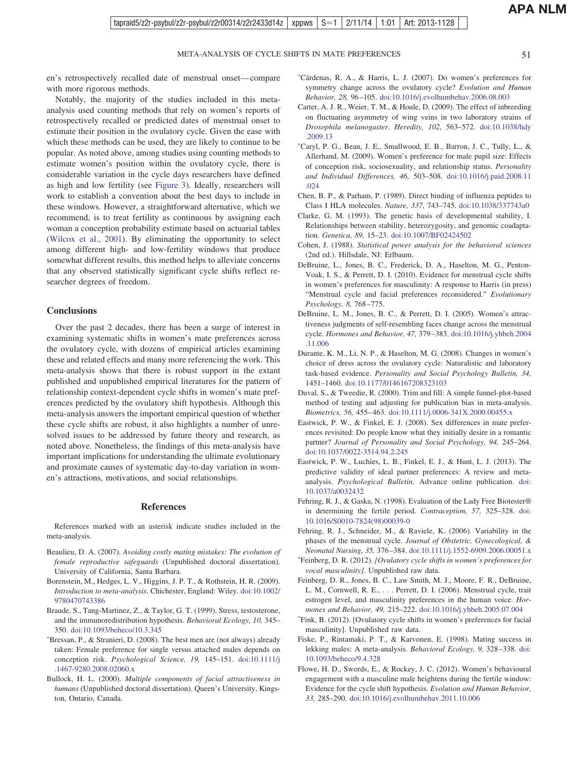en's retrospectively recalled date of menstrual onset—compare with more rigorous methods.

Notably, the majority of the studies included in this meta-analysis used counting methods that rely on women's reports of retrospectively recalled or predicted dates of menstrual onset to estimate their position in the ovulatory cycle. Given the ease with which these methods can be used, they are likely to continue to be popular. As noted above, among studies using counting methods to estimate women's position within the ovulatory cycle, there is considerable variation in the cycle days researchers have defined as high and low fertility (see Figure 3). Ideally, researchers will work to establish a convention about the best days to include in these windows. However, a straightforward alternative, which we recommend, is to treat fertility as continuous by assigning each woman a conception probability estimate based on actuarial tables (Wilcox et al., 2001). By eliminating the opportunity to select among different high- and low-fertility windows that produce somewhat different results, this method helps to alleviate concerns that any observed statistically significant cycle shifts reflect researcher degrees of freedom.

## Conclusions

Over the past 2 decades, there has been a surge of interest in examining systematic shifts in women's mate preferences across the ovulatory cycle, with dozens of empirical articles examining these and related effects and many more referencing the work. This meta-analysis shows that there is robust support in the extant published and unpublished empirical literatures for the pattern of relationship context-dependent cycle shifts in women's mate preferences predicted by the ovulatory shift hypothesis. Although this meta-analysis answers the important empirical question of whether these cycle shifts are robust, it also highlights a number of unresolved issues to be addressed by future theory and research, as noted above. Nonetheless, the findings of this meta-analysis have important implications for understanding the ultimate evolutionary and proximate causes of systematic day-to-day variation in women's attractions, motivations, and social relationships.

## References

References marked with an asterisk indicate studies included in the meta-analysis.

Beaulieu, D. A. (2007). *Avoiding costly mating mistakes: The evolution of female reproductive safeguards* (Unpublished doctoral dissertation). University of California, Santa Barbara.

Borenstein, M., Hedges, L. V., Higgins, J. P. T., & Rothstein, H. R. (2009). *Introduction to meta-analysis*. Chichester, England: Wiley. doi:10.1002/9780470743386

Braude, S., Tang-Martinez, Z., & Taylor, G. T. (1999). Stress, testosterone, and the immunoredistribution hypothesis. *Behavioral Ecology, 10,* 345–350. doi:10.1093/beheco/10.3.345

*Bressan, P., & Stranieri, D. (2008). The best men are (not always) already taken: Female preference for single versus attached males depends on conception risk. *Psychological Science, 19,* 145–151. doi:10.1111/j.1467-9280.2008.02060.x

Bullock, H. L. (2000). *Multiple components of facial attractiveness in humans* (Unpublished doctoral dissertation). Queen's University, Kingston, Ontario, Canada.

*Cárdenas, R. A., & Harris, L. J. (2007). Do women's preferences for symmetry change across the ovulatory cycle? *Evolution and Human Behavior, 28,* 96–105. doi:10.1016/j.evolhumbehav.2006.08.003

Carter, A. J. R., Weier, T. M., & Houle, D. (2009). The effect of inbreeding on fluctuating asymmetry of wing veins in two laboratory strains of *Drosophila melanogaster*. *Heredity, 102,* 563–572. doi:10.1038/hdy.2009.13

*Caryl, P. G., Bean, J. E., Smallwood, E. B., Barron, J. C., Tully, L., & Allerhand, M. (2009). Women's preference for male pupil size: Effects of conception risk, sociosexuality, and relationship status. *Personality and Individual Differences, 46,* 503–508. doi:10.1016/j.paid.2008.11.024

Chen, B. P., & Parham, P. (1989). Direct binding of influenza peptides to Class I HLA molecules. *Nature, 337,* 743–745. doi:10.1038/337743a0

Clarke, G. M. (1993). The genetic basis of developmental stability, I. Relationships between stability, heterozygosity, and genomic coadaptation. *Genetica, 89,* 15–23. doi:10.1007/BF02424502

Cohen, J. (1988). *Statistical power analysis for the behavioral sciences* (2nd ed.). Hillsdale, NJ: Erlbaum.

DeBruine, L., Jones, B. C., Frederick, D. A., Haselton, M. G., Penton-Voak, I. S., & Perrett, D. I. (2010). Evidence for menstrual cycle shifts in women's preferences for masculinity: A response to Harris (in press) "Menstrual cycle and facial preferences reconsidered." *Evolutionary Psychology, 8,* 768–775.

DeBruine, L. M., Jones, B. C., & Perrett, D. I. (2005). Women's attractiveness judgments of self-resembling faces change across the menstrual cycle. *Hormones and Behavior, 47,* 379–383. doi:10.1016/j.yhbeh.2004.11.006

Durante, K. M., Li, N. P., & Haselton, M. G. (2008). Changes in women's choice of dress across the ovulatory cycle: Naturalistic and laboratory task-based evidence. *Personality and Social Psychology Bulletin, 34,* 1451–1460. doi:10.1177/0146167208323103

Duval, S., & Tweedie, R. (2000). Trim and fill: A simple funnel-plot-based method of testing and adjusting for publication bias in meta-analysis. *Biometrics, 56,* 455–463. doi:10.1111/j.0006-341X.2000.00455.x

Eastwick, P. W., & Finkel, E. J. (2008). Sex differences in mate preferences revisited: Do people know what they initially desire in a romantic partner? *Journal of Personality and Social Psychology, 94,* 245–264. doi:10.1037/0022-3514.94.2.245

Eastwick, P. W., Luchies, L. B., Finkel, E. J., & Hunt, L. J. (2013). The predictive validity of ideal partner preferences: A review and meta-analysis. *Psychological Bulletin*. Advance online publication. doi:10.1037/a0032432

Fehring, R. J., & Gaska, N. (1998). Evaluation of the Lady Free Biotester® in determining the fertile period. *Contraception, 57,* 325–328. doi:10.1016/S0010-7824(98)00039-0

Fehring, R. J., Schneider, M., & Raviele, K. (2006). Variability in the phases of the menstrual cycle. *Journal of Obstetric, Gynecological, & Neonatal Nursing, 35,* 376–384. doi:10.1111/j.1552-6909.2006.00051.x

*Feinberg, D. R. (2012). *[Ovulatory cycle shifts in women's preferences for vocal masculinity]*. Unpublished raw data.

Feinberg, D. R., Jones, B. C., Law Smith, M. J., Moore, F. R., DeBruine, L. M., Cornwell, R. E., . . . Perrett, D. I. (2006). Menstrual cycle, trait estrogen level, and masculinity preferences in the human voice. *Hormones and Behavior, 49,* 215–222. doi:10.1016/j.yhbeh.2005.07.004

*Fink, B. (2012). [Ovulatory cycle shifts in women's preferences for facial masculinity]. Unpublished raw data.

Fiske, P., Rintamaki, P. T., & Karvonen, E. (1998). Mating success in lekking males: A meta-analysis. *Behavioral Ecology, 9,* 328–338. doi:10.1093/beheco/9.4.328

Flowe, H. D., Swords, E., & Rockey, J. C. (2012). Women's behavioural engagement with a masculine male heightens during the fertile window: Evidence for the cycle shift hypothesis. *Evolution and Human Behavior, 33,* 285–290. doi:10.1016/j.evolhumbehav.2011.10.006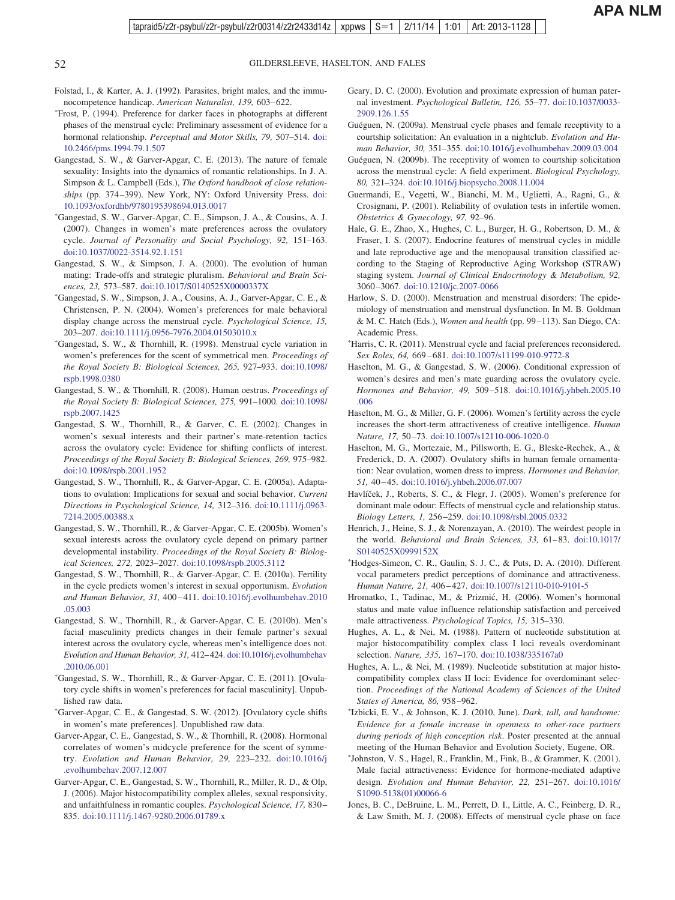Folstad, I., & Karter, A. J. (1992). Parasites, bright males, and the immunocompetence handicap. *American Naturalist, 139,* 603–622.

*Frost, P. (1994). Preference for darker faces in photographs at different phases of the menstrual cycle: Preliminary assessment of evidence for a hormonal relationship. *Perceptual and Motor Skills, 79,* 507–514. doi:10.2466/pms.1994.79.1.507

Gangestad, S. W., & Garver-Apgar, C. E. (2013). The nature of female sexuality: Insights into the dynamics of romantic relationships. In J. A. Simpson & L. Campbell (Eds.), *The Oxford handbook of close relationships* (pp. 374–399). New York, NY: Oxford University Press. doi:10.1093/oxfordhb/9780195398694.013.0017

*Gangestad, S. W., Garver-Apgar, C. E., Simpson, J. A., & Cousins, A. J. (2007). Changes in women's mate preferences across the ovulatory cycle. *Journal of Personality and Social Psychology, 92,* 151–163. doi:10.1037/0022-3514.92.1.151

Gangestad, S. W., & Simpson, J. A. (2000). The evolution of human mating: Trade-offs and strategic pluralism. *Behavioral and Brain Sciences, 23,* 573–587. doi:10.1017/S0140525X0000337X

*Gangestad, S. W., Simpson, J. A., Cousins, A. J., Garver-Apgar, C. E., & Christensen, P. N. (2004). Women's preferences for male behavioral display change across the menstrual cycle. *Psychological Science, 15,* 203–207. doi:10.1111/j.0956-7976.2004.01503010.x

*Gangestad, S. W., & Thornhill, R. (1998). Menstrual cycle variation in women's preferences for the scent of symmetrical men. *Proceedings of the Royal Society B: Biological Sciences, 265,* 927–933. doi:10.1098/rspb.1998.0380

Gangestad, S. W., & Thornhill, R. (2008). Human oestrus. *Proceedings of the Royal Society B: Biological Sciences, 275,* 991–1000. doi:10.1098/rspb.2007.1425

Gangestad, S. W., Thornhill, R., & Garver, C. E. (2002). Changes in women's sexual interests and their partner's mate-retention tactics across the ovulatory cycle: Evidence for shifting conflicts of interest. *Proceedings of the Royal Society B: Biological Sciences, 269,* 975–982. doi:10.1098/rspb.2001.1952

Gangestad, S. W., Thornhill, R., & Garver-Apgar, C. E. (2005a). Adaptations to ovulation: Implications for sexual and social behavior. *Current Directions in Psychological Science, 14,* 312–316. doi:10.1111/j.0963-7214.2005.00388.x

Gangestad, S. W., Thornhill, R., & Garver-Apgar, C. E. (2005b). Women's sexual interests across the ovulatory cycle depend on primary partner developmental instability. *Proceedings of the Royal Society B: Biological Sciences, 272,* 2023–2027. doi:10.1098/rspb.2005.3112

Gangestad, S. W., Thornhill, R., & Garver-Apgar, C. E. (2010a). Fertility in the cycle predicts women's interest in sexual opportunism. *Evolution and Human Behavior, 31,* 400–411. doi:10.1016/j.evolhumbehav.2010.05.003

Gangestad, S. W., Thornhill, R., & Garver-Apgar, C. E. (2010b). Men's facial masculinity predicts changes in their female partner's sexual interest across the ovulatory cycle, whereas men's intelligence does not. *Evolution and Human Behavior, 31,* 412–424. doi:10.1016/j.evolhumbehav.2010.06.001

*Gangestad, S. W., Thornhill, R., & Garver-Apgar, C. E. (2011). [Ovulatory cycle shifts in women's preferences for facial masculinity]. Unpublished raw data.

*Garver-Apgar, C. E., & Gangestad, S. W. (2012). [Ovulatory cycle shifts in women's mate preferences]. Unpublished raw data.

Garver-Apgar, C. E., Gangestad, S. W., & Thornhill, R. (2008). Hormonal correlates of women's midcycle preference for the scent of symmetry. *Evolution and Human Behavior, 29,* 223–232. doi:10.1016/j.evolhumbehav.2007.12.007

Garver-Apgar, C. E., Gangestad, S. W., Thornhill, R., Miller, R. D., & Olp, J. (2006). Major histocompatibility complex alleles, sexual responsivity, and unfaithfulness in romantic couples. *Psychological Science, 17,* 830–835. doi:10.1111/j.1467-9280.2006.01789.x

Geary, D. C. (2000). Evolution and proximate expression of human paternal investment. *Psychological Bulletin, 126,* 55–77. doi:10.1037/0033-2909.126.1.55

Guéguen, N. (2009a). Menstrual cycle phases and female receptivity to a courtship solicitation: An evaluation in a nightclub. *Evolution and Human Behavior, 30,* 351–355. doi:10.1016/j.evolhumbehav.2009.03.004

Guéguen, N. (2009b). The receptivity of women to courtship solicitation across the menstrual cycle: A field experiment. *Biological Psychology, 80,* 321–324. doi:10.1016/j.biopsycho.2008.11.004

Guermandi, E., Vegetti, W., Bianchi, M. M., Uglietti, A., Ragni, G., & Crosignani, P. (2001). Reliability of ovulation tests in infertile women. *Obstetrics & Gynecology, 97,* 92–96.

Hale, G. E., Zhao, X., Hughes, C. L., Burger, H. G., Robertson, D. M., & Fraser, I. S. (2007). Endocrine features of menstrual cycles in middle and late reproductive age and the menopausal transition classified according to the Staging of Reproductive Aging Workshop (STRAW) staging system. *Journal of Clinical Endocrinology & Metabolism, 92,* 3060–3067. doi:10.1210/jc.2007-0066

Harlow, S. D. (2000). Menstruation and menstrual disorders: The epidemiology of menstruation and menstrual dysfunction. In M. B. Goldman & M. C. Hatch (Eds.), *Women and health* (pp. 99–113). San Diego, CA: Academic Press.

*Harris, C. R. (2011). Menstrual cycle and facial preferences reconsidered. *Sex Roles, 64,* 669–681. doi:10.1007/s11199-010-9772-8

Haselton, M. G., & Gangestad, S. W. (2006). Conditional expression of women's desires and men's mate guarding across the ovulatory cycle. *Hormones and Behavior, 49,* 509–518. doi:10.1016/j.yhbeh.2005.10.006

Haselton, M. G., & Miller, G. F. (2006). Women's fertility across the cycle increases the short-term attractiveness of creative intelligence. *Human Nature, 17,* 50–73. doi:10.1007/s12110-006-1020-0

Haselton, M. G., Mortezaie, M., Pillsworth, E. G., Bleske-Rechek, A., & Frederick, D. A. (2007). Ovulatory shifts in human female ornamentation: Near ovulation, women dress to impress. *Hormones and Behavior, 51,* 40–45. doi:10.1016/j.yhbeh.2006.07.007

Havlíček, J., Roberts, S. C., & Flegr, J. (2005). Women's preference for dominant male odour: Effects of menstrual cycle and relationship status. *Biology Letters, 1,* 256–259. doi:10.1098/rsbl.2005.0332

Henrich, J., Heine, S. J., & Norenzayan, A. (2010). The weirdest people in the world. *Behavioral and Brain Sciences, 33,* 61–83. doi:10.1017/S0140525X0999152X

*Hodges-Simeon, C. R., Gaulin, S. J. C., & Puts, D. A. (2010). Different vocal parameters predict perceptions of dominance and attractiveness. *Human Nature, 21,* 406–427. doi:10.1007/s12110-010-9101-5

Hromatko, I., Tadinac, M., & Prizmić, H. (2006). Women's hormonal status and mate value influence relationship satisfaction and perceived male attractiveness. *Psychological Topics, 15,* 315–330.

Hughes, A. L., & Nei, M. (1988). Pattern of nucleotide substitution at major histocompatibility complex class I loci reveals overdominant selection. *Nature, 335,* 167–170. doi:10.1038/335167a0

Hughes, A. L., & Nei, M. (1989). Nucleotide substitution at major histocompatibility complex class II loci: Evidence for overdominant selection. *Proceedings of the National Academy of Sciences of the United States of America, 86,* 958–962.

*Izbicki, E. V., & Johnson, K. J. (2010, June). *Dark, tall, and handsome: Evidence for a female increase in openness to other-race partners during periods of high conception risk.* Poster presented at the annual meeting of the Human Behavior and Evolution Society, Eugene, OR.

*Johnston, V. S., Hagel, R., Franklin, M., Fink, B., & Grammer, K. (2001). Male facial attractiveness: Evidence for hormone-mediated adaptive design. *Evolution and Human Behavior, 22,* 251–267. doi:10.1016/S1090-5138(01)00066-6

Jones, B. C., DeBruine, L. M., Perrett, D. I., Little, A. C., Feinberg, D. R., & Law Smith, M. J. (2008). Effects of menstrual cycle phase on face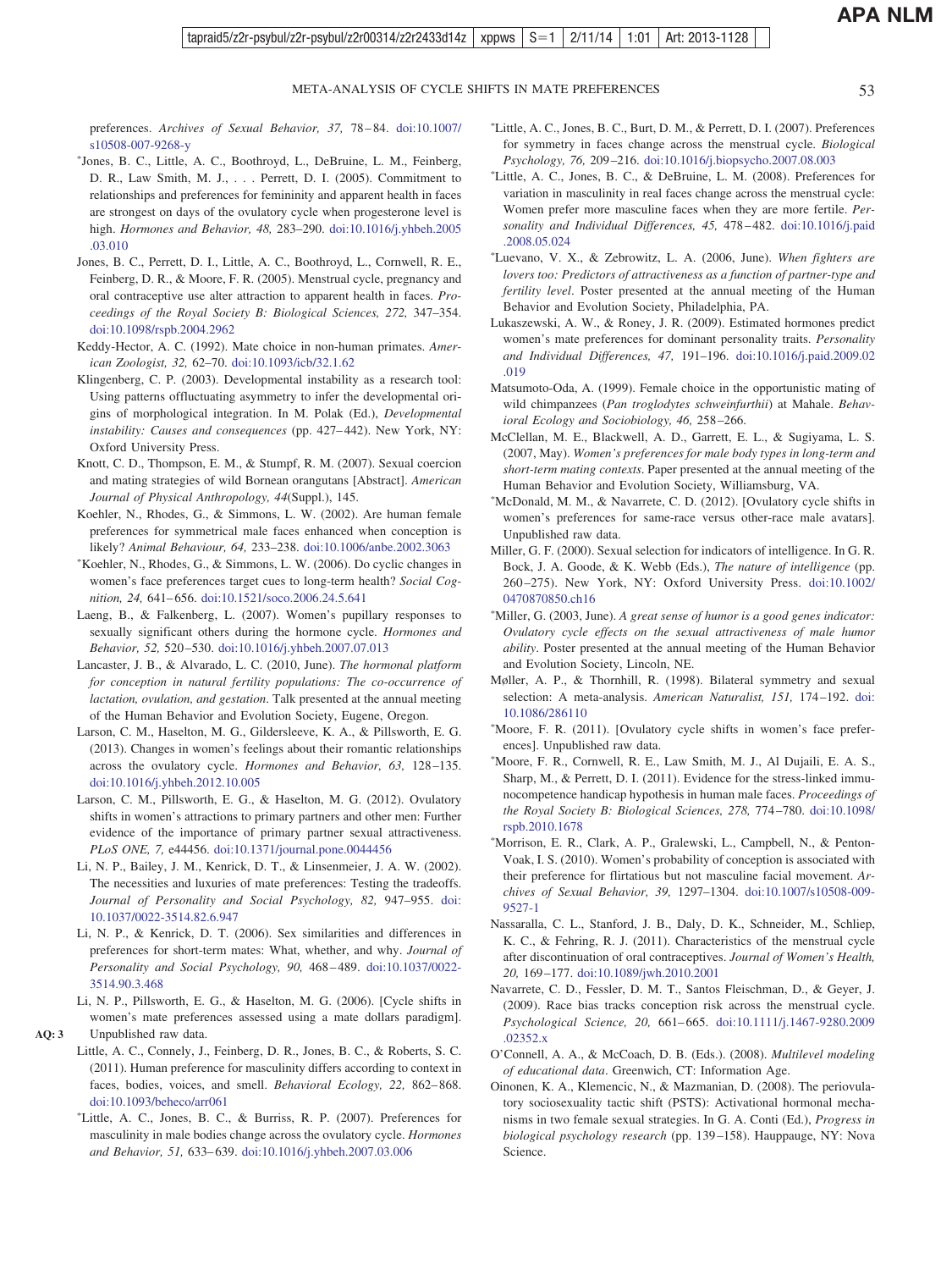preferences. *Archives of Sexual Behavior, 37,* 78–84. doi:10.1007/s10508-007-9268-y

*Jones, B. C., Little, A. C., Boothroyd, L., DeBruine, L. M., Feinberg, D. R., Law Smith, M. J., . . . Perrett, D. I. (2005). Commitment to relationships and preferences for femininity and apparent health in faces are strongest on days of the ovulatory cycle when progesterone level is high. *Hormones and Behavior, 48,* 283–290. doi:10.1016/j.yhbeh.2005.03.010

Jones, B. C., Perrett, D. I., Little, A. C., Boothroyd, L., Cornwell, R. E., Feinberg, D. R., & Moore, F. R. (2005). Menstrual cycle, pregnancy and oral contraceptive use alter attraction to apparent health in faces. *Proceedings of the Royal Society B: Biological Sciences, 272,* 347–354. doi:10.1098/rspb.2004.2962

Keddy-Hector, A. C. (1992). Mate choice in non-human primates. *American Zoologist, 32,* 62–70. doi:10.1093/icb/32.1.62

Klingenberg, C. P. (2003). Developmental instability as a research tool: Using patterns offluctuating asymmetry to infer the developmental origins of morphological integration. In M. Polak (Ed.), *Developmental instability: Causes and consequences* (pp. 427–442). New York, NY: Oxford University Press.

Knott, C. D., Thompson, E. M., & Stumpf, R. M. (2007). Sexual coercion and mating strategies of wild Bornean orangutans [Abstract]. *American Journal of Physical Anthropology, 44*(Suppl.), 145.

Koehler, N., Rhodes, G., & Simmons, L. W. (2002). Are human female preferences for symmetrical male faces enhanced when conception is likely? *Animal Behaviour, 64,* 233–238. doi:10.1006/anbe.2002.3063

*Koehler, N., Rhodes, G., & Simmons, L. W. (2006). Do cyclic changes in women's face preferences target cues to long-term health? *Social Cognition, 24,* 641–656. doi:10.1521/soco.2006.24.5.641

Laeng, B., & Falkenberg, L. (2007). Women's pupillary responses to sexually significant others during the hormone cycle. *Hormones and Behavior, 52,* 520–530. doi:10.1016/j.yhbeh.2007.07.013

Lancaster, J. B., & Alvarado, L. C. (2010, June). *The hormonal platform for conception in natural fertility populations: The co-occurrence of lactation, ovulation, and gestation*. Talk presented at the annual meeting of the Human Behavior and Evolution Society, Eugene, Oregon.

Larson, C. M., Haselton, M. G., Gildersleeve, K. A., & Pillsworth, E. G. (2013). Changes in women's feelings about their romantic relationships across the ovulatory cycle. *Hormones and Behavior, 63,* 128–135. doi:10.1016/j.yhbeh.2012.10.005

Larson, C. M., Pillsworth, E. G., & Haselton, M. G. (2012). Ovulatory shifts in women's attractions to primary partners and other men: Further evidence of the importance of primary partner sexual attractiveness. *PLoS ONE, 7,* e44456. doi:10.1371/journal.pone.0044456

Li, N. P., Bailey, J. M., Kenrick, D. T., & Linsenmeier, J. A. W. (2002). The necessities and luxuries of mate preferences: Testing the tradeoffs. *Journal of Personality and Social Psychology, 82,* 947–955. doi:10.1037/0022-3514.82.6.947

Li, N. P., & Kenrick, D. T. (2006). Sex similarities and differences in preferences for short-term mates: What, whether, and why. *Journal of Personality and Social Psychology, 90,* 468–489. doi:10.1037/0022-3514.90.3.468

Li, N. P., Pillsworth, E. G., & Haselton, M. G. (2006). [Cycle shifts in women's mate preferences assessed using a mate dollars paradigm]. Unpublished raw data.

Little, A. C., Connely, J., Feinberg, D. R., Jones, B. C., & Roberts, S. C. (2011). Human preference for masculinity differs according to context in faces, bodies, voices, and smell. *Behavioral Ecology, 22,* 862–868. doi:10.1093/beheco/arr061

*Little, A. C., Jones, B. C., & Burriss, R. P. (2007). Preferences for masculinity in male bodies change across the ovulatory cycle. *Hormones and Behavior, 51,* 633–639. doi:10.1016/j.yhbeh.2007.03.006

*Little, A. C., Jones, B. C., Burt, D. M., & Perrett, D. I. (2007). Preferences for symmetry in faces change across the menstrual cycle. *Biological Psychology, 76,* 209–216. doi:10.1016/j.biopsycho.2007.08.003

*Little, A. C., Jones, B. C., & DeBruine, L. M. (2008). Preferences for variation in masculinity in real faces change across the menstrual cycle: Women prefer more masculine faces when they are more fertile. *Personality and Individual Differences, 45,* 478–482. doi:10.1016/j.paid.2008.05.024

*Luevano, V. X., & Zebrowitz, L. A. (2006, June). *When fighters are lovers too: Predictors of attractiveness as a function of partner-type and fertility level*. Poster presented at the annual meeting of the Human Behavior and Evolution Society, Philadelphia, PA.

Lukaszewski, A. W., & Roney, J. R. (2009). Estimated hormones predict women's mate preferences for dominant personality traits. *Personality and Individual Differences, 47,* 191–196. doi:10.1016/j.paid.2009.02.019

Matsumoto-Oda, A. (1999). Female choice in the opportunistic mating of wild chimpanzees (*Pan troglodytes schweinfurthii*) at Mahale. *Behavioral Ecology and Sociobiology, 46,* 258–266.

McClellan, M. E., Blackwell, A. D., Garrett, E. L., & Sugiyama, L. S. (2007, May). *Women's preferences for male body types in long-term and short-term mating contexts*. Paper presented at the annual meeting of the Human Behavior and Evolution Society, Williamsburg, VA.

*McDonald, M. M., & Navarrete, C. D. (2012). [Ovulatory cycle shifts in women's preferences for same-race versus other-race male avatars]. Unpublished raw data.

Miller, G. F. (2000). Sexual selection for indicators of intelligence. In G. R. Bock, J. A. Goode, & K. Webb (Eds.), *The nature of intelligence* (pp. 260–275). New York, NY: Oxford University Press. doi:10.1002/0470870850.ch16

*Miller, G. (2003, June). *A great sense of humor is a good genes indicator: Ovulatory cycle effects on the sexual attractiveness of male humor ability*. Poster presented at the annual meeting of the Human Behavior and Evolution Society, Lincoln, NE.

Møller, A. P., & Thornhill, R. (1998). Bilateral symmetry and sexual selection: A meta-analysis. *American Naturalist, 151,* 174–192. doi:10.1086/286110

*Moore, F. R. (2011). [Ovulatory cycle shifts in women's face preferences]. Unpublished raw data.

*Moore, F. R., Cornwell, R. E., Law Smith, M. J., Al Dujaili, E. A. S., Sharp, M., & Perrett, D. I. (2011). Evidence for the stress-linked immunocompetence handicap hypothesis in human male faces. *Proceedings of the Royal Society B: Biological Sciences, 278,* 774–780. doi:10.1098/rspb.2010.1678

*Morrison, E. R., Clark, A. P., Gralewski, L., Campbell, N., & Penton-Voak, I. S. (2010). Women's probability of conception is associated with their preference for flirtatious but not masculine facial movement. *Archives of Sexual Behavior, 39,* 1297–1304. doi:10.1007/s10508-009-9527-1

Nassaralla, C. L., Stanford, J. B., Daly, D. K., Schneider, M., Schliep, K. C., & Fehring, R. J. (2011). Characteristics of the menstrual cycle after discontinuation of oral contraceptives. *Journal of Women's Health, 20,* 169–177. doi:10.1089/jwh.2010.2001

Navarrete, C. D., Fessler, D. M. T., Santos Fleischman, D., & Geyer, J. (2009). Race bias tracks conception risk across the menstrual cycle. *Psychological Science, 20,* 661–665. doi:10.1111/j.1467-9280.2009.02352.x

O'Connell, A. A., & McCoach, D. B. (Eds.). (2008). *Multilevel modeling of educational data*. Greenwich, CT: Information Age.

Oinonen, K. A., Klemencic, N., & Mazmanian, D. (2008). The periovulatory sociosexuality tactic shift (PSTS): Activational hormonal mechanisms in two female sexual strategies. In G. A. Conti (Ed.), *Progress in biological psychology research* (pp. 139–158). Hauppauge, NY: Nova Science.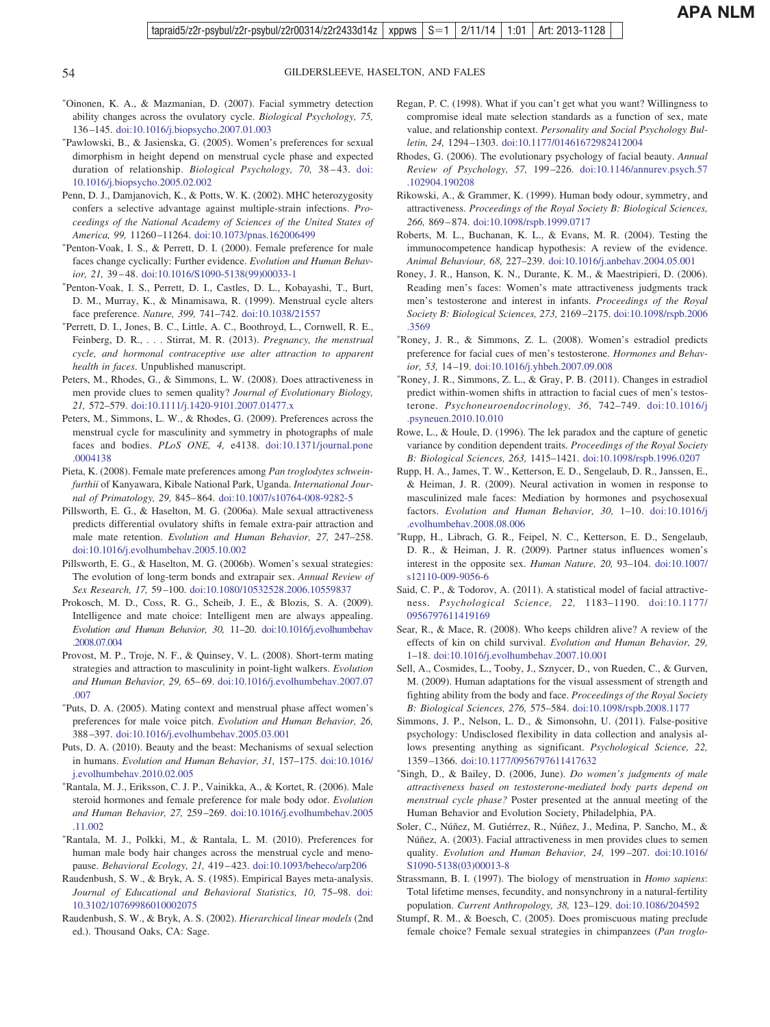*Oinonen, K. A., & Mazmanian, D. (2007). Facial symmetry detection ability changes across the ovulatory cycle. *Biological Psychology, 75,* 136–145. doi:10.1016/j.biopsycho.2007.01.003

*Pawlowski, B., & Jasienska, G. (2005). Women's preferences for sexual dimorphism in height depend on menstrual cycle phase and expected duration of relationship. *Biological Psychology, 70,* 38–43. doi:10.1016/j.biopsycho.2005.02.002

Penn, D. J., Damjanovich, K., & Potts, W. K. (2002). MHC heterozygosity confers a selective advantage against multiple-strain infections. *Proceedings of the National Academy of Sciences of the United States of America, 99,* 11260–11264. doi:10.1073/pnas.162006499

*Penton-Voak, I. S., & Perrett, D. I. (2000). Female preference for male faces change cyclically: Further evidence. *Evolution and Human Behavior, 21,* 39–48. doi:10.1016/S1090-5138(99)00033-1

*Penton-Voak, I. S., Perrett, D. I., Castles, D. L., Kobayashi, T., Burt, D. M., Murray, K., & Minamisawa, R. (1999). Menstrual cycle alters face preference. *Nature, 399,* 741–742. doi:10.1038/21557

*Perrett, D. I., Jones, B. C., Little, A. C., Boothroyd, L., Cornwell, R. E., Feinberg, D. R., . . . Stirrat, M. R. (2013). *Pregnancy, the menstrual cycle, and hormonal contraceptive use alter attraction to apparent health in faces.* Unpublished manuscript.

Peters, M., Rhodes, G., & Simmons, L. W. (2008). Does attractiveness in men provide clues to semen quality? *Journal of Evolutionary Biology, 21,* 572–579. doi:10.1111/j.1420-9101.2007.01477.x

Peters, M., Simmons, L. W., & Rhodes, G. (2009). Preferences across the menstrual cycle for masculinity and symmetry in photographs of male faces and bodies. *PLoS ONE, 4,* e4138. doi:10.1371/journal.pone.0004138

Pieta, K. (2008). Female mate preferences among *Pan troglodytes schweinfurthii* of Kanyawara, Kibale National Park, Uganda. *International Journal of Primatology, 29,* 845–864. doi:10.1007/s10764-008-9282-5

Pillsworth, E. G., & Haselton, M. G. (2006a). Male sexual attractiveness predicts differential ovulatory shifts in female extra-pair attraction and male mate retention. *Evolution and Human Behavior, 27,* 247–258. doi:10.1016/j.evolhumbehav.2005.10.002

Pillsworth, E. G., & Haselton, M. G. (2006b). Women's sexual strategies: The evolution of long-term bonds and extrapair sex. *Annual Review of Sex Research, 17,* 59–100. doi:10.1080/10532528.2006.10559837

Prokosch, M. D., Coss, R. G., Scheib, J. E., & Blozis, S. A. (2009). Intelligence and mate choice: Intelligent men are always appealing. *Evolution and Human Behavior, 30,* 11–20. doi:10.1016/j.evolhumbehav.2008.07.004

Provost, M. P., Troje, N. F., & Quinsey, V. L. (2008). Short-term mating strategies and attraction to masculinity in point-light walkers. *Evolution and Human Behavior, 29,* 65–69. doi:10.1016/j.evolhumbehav.2007.07.007

*Puts, D. A. (2005). Mating context and menstrual phase affect women's preferences for male voice pitch. *Evolution and Human Behavior, 26,* 388–397. doi:10.1016/j.evolhumbehav.2005.03.001

Puts, D. A. (2010). Beauty and the beast: Mechanisms of sexual selection in humans. *Evolution and Human Behavior, 31,* 157–175. doi:10.1016/j.evolhumbehav.2010.02.005

*Rantala, M. J., Eriksson, C. J. P., Vainikka, A., & Kortet, R. (2006). Male steroid hormones and female preference for male body odor. *Evolution and Human Behavior, 27,* 259–269. doi:10.1016/j.evolhumbehav.2005.11.002

*Rantala, M. J., Polkki, M., & Rantala, L. M. (2010). Preferences for human male body hair changes across the menstrual cycle and menopause. *Behavioral Ecology, 21,* 419–423. doi:10.1093/beheco/arp206

Raudenbush, S. W., & Bryk, A. S. (1985). Empirical Bayes meta-analysis. *Journal of Educational and Behavioral Statistics, 10,* 75–98. doi:10.3102/10769986010002075

Raudenbush, S. W., & Bryk, A. S. (2002). *Hierarchical linear models* (2nd ed.). Thousand Oaks, CA: Sage.

Regan, P. C. (1998). What if you can't get what you want? Willingness to compromise ideal mate selection standards as a function of sex, mate value, and relationship context. *Personality and Social Psychology Bulletin, 24,* 1294–1303. doi:10.1177/01461672982412004

Rhodes, G. (2006). The evolutionary psychology of facial beauty. *Annual Review of Psychology, 57,* 199–226. doi:10.1146/annurev.psych.57.102904.190208

Rikowski, A., & Grammer, K. (1999). Human body odour, symmetry, and attractiveness. *Proceedings of the Royal Society B: Biological Sciences, 266,* 869–874. doi:10.1098/rspb.1999.0717

Roberts, M. L., Buchanan, K. L., & Evans, M. R. (2004). Testing the immunocompetence handicap hypothesis: A review of the evidence. *Animal Behaviour, 68,* 227–239. doi:10.1016/j.anbehav.2004.05.001

Roney, J. R., Hanson, K. N., Durante, K. M., & Maestripieri, D. (2006). Reading men's faces: Women's mate attractiveness judgments track men's testosterone and interest in infants. *Proceedings of the Royal Society B: Biological Sciences, 273,* 2169–2175. doi:10.1098/rspb.2006.3569

*Roney, J. R., & Simmons, Z. L. (2008). Women's estradiol predicts preference for facial cues of men's testosterone. *Hormones and Behavior, 53,* 14–19. doi:10.1016/j.yhbeh.2007.09.008

*Roney, J. R., Simmons, Z. L., & Gray, P. B. (2011). Changes in estradiol predict within-women shifts in attraction to facial cues of men's testosterone. *Psychoneuroendocrinology, 36,* 742–749. doi:10.1016/j.psyneuen.2010.10.010

Rowe, L., & Houle, D. (1996). The lek paradox and the capture of genetic variance by condition dependent traits. *Proceedings of the Royal Society B: Biological Sciences, 263,* 1415–1421. doi:10.1098/rspb.1996.0207

Rupp, H. A., James, T. W., Ketterson, E. D., Sengelaub, D. R., Janssen, E., & Heiman, J. R. (2009). Neural activation in women in response to masculinized male faces: Mediation by hormones and psychosexual factors. *Evolution and Human Behavior, 30,* 1–10. doi:10.1016/j.evolhumbehav.2008.08.006

*Rupp, H., Librach, G. R., Feipel, N. C., Ketterson, E. D., Sengelaub, D. R., & Heiman, J. R. (2009). Partner status influences women's interest in the opposite sex. *Human Nature, 20,* 93–104. doi:10.1007/s12110-009-9056-6

Said, C. P., & Todorov, A. (2011). A statistical model of facial attractiveness. *Psychological Science, 22,* 1183–1190. doi:10.1177/0956797611419169

Sear, R., & Mace, R. (2008). Who keeps children alive? A review of the effects of kin on child survival. *Evolution and Human Behavior, 29,* 1–18. doi:10.1016/j.evolhumbehav.2007.10.001

Sell, A., Cosmides, L., Tooby, J., Sznycer, D., von Rueden, C., & Gurven, M. (2009). Human adaptations for the visual assessment of strength and fighting ability from the body and face. *Proceedings of the Royal Society B: Biological Sciences, 276,* 575–584. doi:10.1098/rspb.2008.1177

Simmons, J. P., Nelson, L. D., & Simonsohn, U. (2011). False-positive psychology: Undisclosed flexibility in data collection and analysis allows presenting anything as significant. *Psychological Science, 22,* 1359–1366. doi:10.1177/0956797611417632

*Singh, D., & Bailey, D. (2006, June). *Do women's judgments of male attractiveness based on testosterone-mediated body parts depend on menstrual cycle phase?* Poster presented at the annual meeting of the Human Behavior and Evolution Society, Philadelphia, PA.

Soler, C., Núñez, M. Gutiérrez, R., Núñez, J., Medina, P. Sancho, M., & Núñez, A. (2003). Facial attractiveness in men provides clues to semen quality. *Evolution and Human Behavior, 24,* 199–207. doi:10.1016/S1090-5138(03)00013-8

Strassmann, B. I. (1997). The biology of menstruation in *Homo sapiens*: Total lifetime menses, fecundity, and nonsynchrony in a natural-fertility population. *Current Anthropology, 38,* 123–129. doi:10.1086/204592

Stumpf, R. M., & Boesch, C. (2005). Does promiscuous mating preclude female choice? Female sexual strategies in chimpanzees (*Pan troglo-*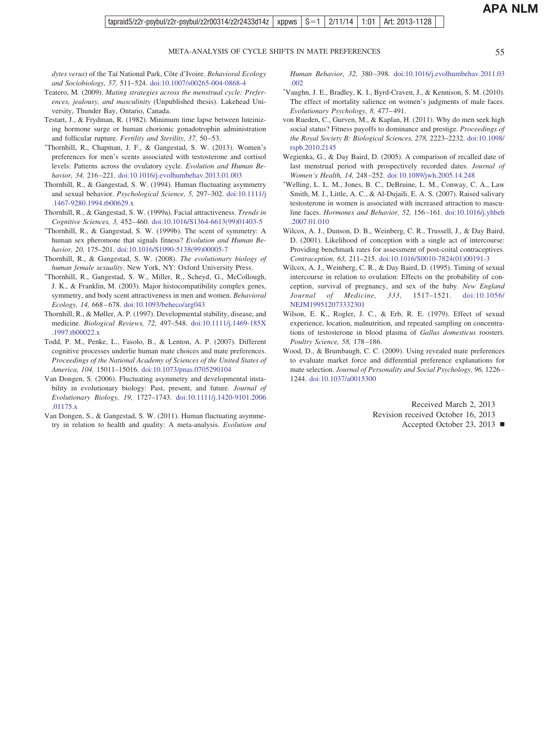dytes verus) of the Taï National Park, Côte d'Ivoire. *Behavioral Ecology and Sociobiology, 57,* 511–524. doi:10.1007/s00265-004-0868-4

Teatero, M. (2009). *Mating strategies across the menstrual cycle: Preferences, jealousy, and masculinity* (Unpublished thesis). Lakehead University, Thunder Bay, Ontario, Canada.

Testart, J., & Frydman, R. (1982). Minimum time lapse between luteinizing hormone surge or human chorionic gonadotrophin administration and follicular rupture. *Fertility and Sterility, 37,* 50–53.

*Thornhill, R., Chapman, J. F., & Gangestad, S. W. (2013). Women's preferences for men's scents associated with testosterone and cortisol levels: Patterns across the ovulatory cycle. *Evolution and Human Behavior, 34,* 216–221. doi:10.1016/j.evolhumbehav.2013.01.003

Thornhill, R., & Gangestad, S. W. (1994). Human fluctuating asymmetry and sexual behavior. *Psychological Science, 5,* 297–302. doi:10.1111/j.1467-9280.1994.tb00629.x

Thornhill, R., & Gangestad, S. W. (1999a). Facial attractiveness. *Trends in Cognitive Sciences, 3,* 452–460. doi:10.1016/S1364-6613(99)01403-5

*Thornhill, R., & Gangestad, S. W. (1999b). The scent of symmetry: A human sex pheromone that signals fitness? *Evolution and Human Behavior, 20,* 175–201. doi:10.1016/S1090-5138(99)00005-7

Thornhill, R., & Gangestad, S. W. (2008). *The evolutionary biology of human female sexuality*. New York, NY: Oxford University Press.

*Thornhill, R., Gangestad, S. W., Miller, R., Scheyd, G., McCollough, J. K., & Franklin, M. (2003). Major histocompatibility complex genes, symmetry, and body scent attractiveness in men and women. *Behavioral Ecology, 14,* 668–678. doi:10.1093/beheco/arg043

Thornhill, R., & Møller, A. P. (1997). Developmental stability, disease, and medicine. *Biological Reviews, 72,* 497–548. doi:10.1111/j.1469-185X.1997.tb00022.x

Todd, P. M., Penke, L., Fasolo, B., & Lenton, A. P. (2007). Different cognitive processes underlie human mate choices and mate preferences. *Proceedings of the National Academy of Sciences of the United States of America, 104,* 15011–15016. doi:10.1073/pnas.0705290104

Van Dongen, S. (2006). Fluctuating asymmetry and developmental instability in evolutionary biology: Past, present, and future. *Journal of Evolutionary Biology, 19,* 1727–1743. doi:10.1111/j.1420-9101.2006.01175.x

Van Dongen, S., & Gangestad, S. W. (2011). Human fluctuating asymmetry in relation to health and quality: A meta-analysis. *Evolution and Human Behavior, 32,* 380–398. doi:10.1016/j.evolhumbehav.2011.03.002

*Vaughn, J. E., Bradley, K. I., Byrd-Craven, J., & Kennison, S. M. (2010). The effect of mortality salience on women's judgments of male faces. *Evolutionary Psychology, 8,* 477–491.

von Rueden, C., Gurven, M., & Kaplan, H. (2011). Why do men seek high social status? Fitness payoffs to dominance and prestige. *Proceedings of the Royal Society B: Biological Sciences, 278,* 2223–2232. doi:10.1098/rspb.2010.2145

Wegienka, G., & Day Baird, D. (2005). A comparison of recalled date of last menstrual period with prospectively recorded dates. *Journal of Women's Health, 14,* 248–252. doi:10.1089/jwh.2005.14.248

*Welling, L. L. M., Jones, B. C., DeBruine, L. M., Conway, C. A., Law Smith, M. J., Little, A. C., & Al-Dujaili, E. A. S. (2007). Raised salivary testosterone in women is associated with increased attraction to masculine faces. *Hormones and Behavior, 52,* 156–161. doi:10.1016/j.yhbeh.2007.01.010

Wilcox, A. J., Dunson, D. B., Weinberg, C. R., Trussell, J., & Day Baird, D. (2001). Likelihood of conception with a single act of intercourse: Providing benchmark rates for assessment of post-coital contraceptives. *Contraception, 63,* 211–215. doi:10.1016/S0010-7824(01)00191-3

Wilcox, A. J., Weinberg, C. R., & Day Baird, D. (1995). Timing of sexual intercourse in relation to ovulation: Effects on the probability of conception, survival of pregnancy, and sex of the baby. *New England Journal of Medicine, 333,* 1517–1521. doi:10.1056/NEJM199512073332301

Wilson, E. K., Rogler, J. C., & Erb, R. E. (1979). Effect of sexual experience, location, malnutrition, and repeated sampling on concentrations of testosterone in blood plasma of *Gallus domesticus* roosters. *Poultry Science, 58,* 178–186.

Wood, D., & Brumbaugh, C. C. (2009). Using revealed mate preferences to evaluate market force and differential preference explanations for mate selection. *Journal of Personality and Social Psychology, 96,* 1226–1244. doi:10.1037/a0015300

Received March 2, 2013
Revision received October 16, 2013
Accepted October 23, 2013 ■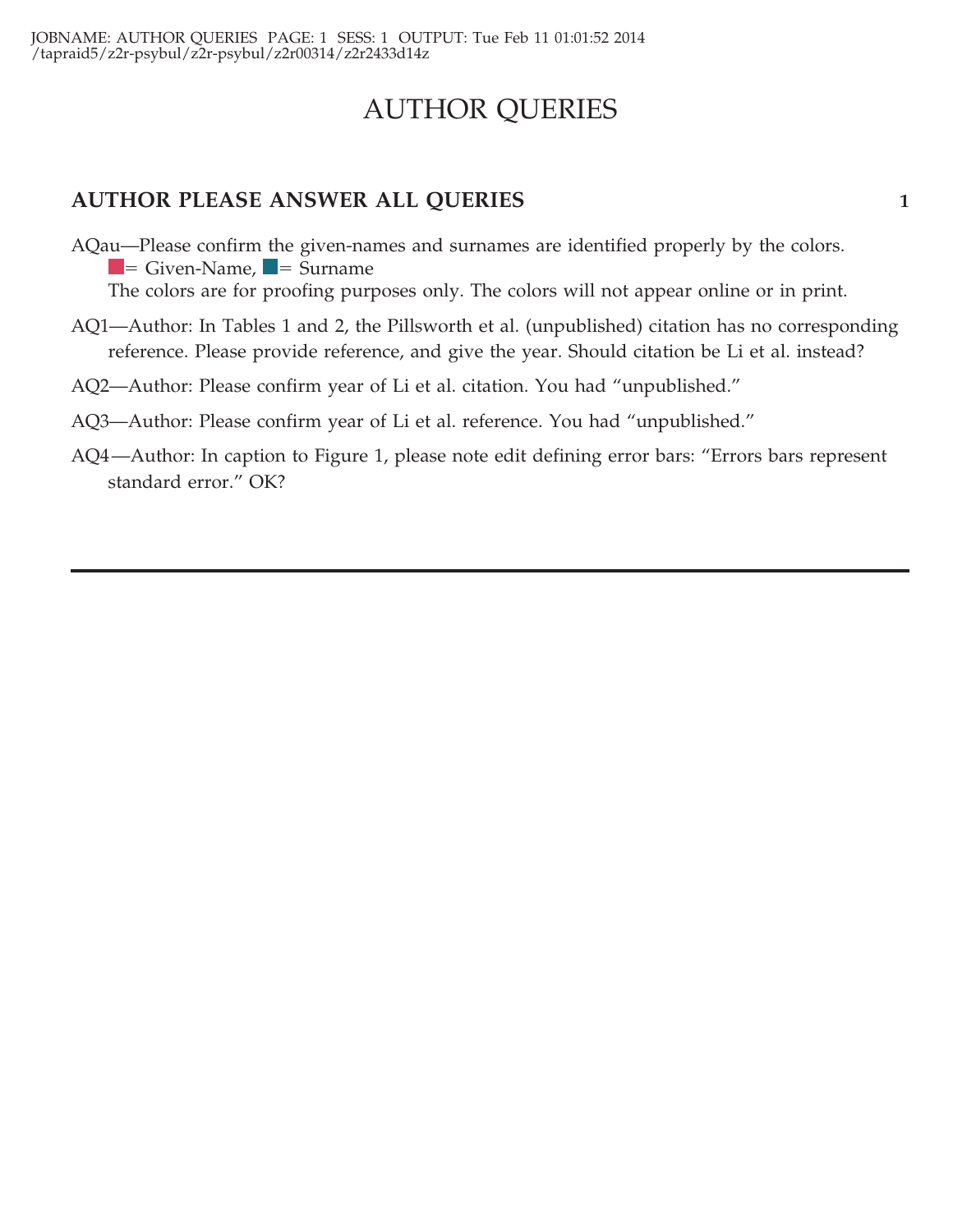# AUTHOR QUERIES

## AUTHOR PLEASE ANSWER ALL QUERIES

AQau—Please confirm the given-names and surnames are identified properly by the colors.
■= Given-Name, ■= Surname
The colors are for proofing purposes only. The colors will not appear online or in print.

AQ1—Author: In Tables 1 and 2, the Pillsworth et al. (unpublished) citation has no corresponding reference. Please provide reference, and give the year. Should citation be Li et al. instead?

AQ2—Author: Please confirm year of Li et al. citation. You had "unpublished."

AQ3—Author: Please confirm year of Li et al. reference. You had "unpublished."

AQ4—Author: In caption to Figure 1, please note edit defining error bars: "Errors bars represent standard error." OK?